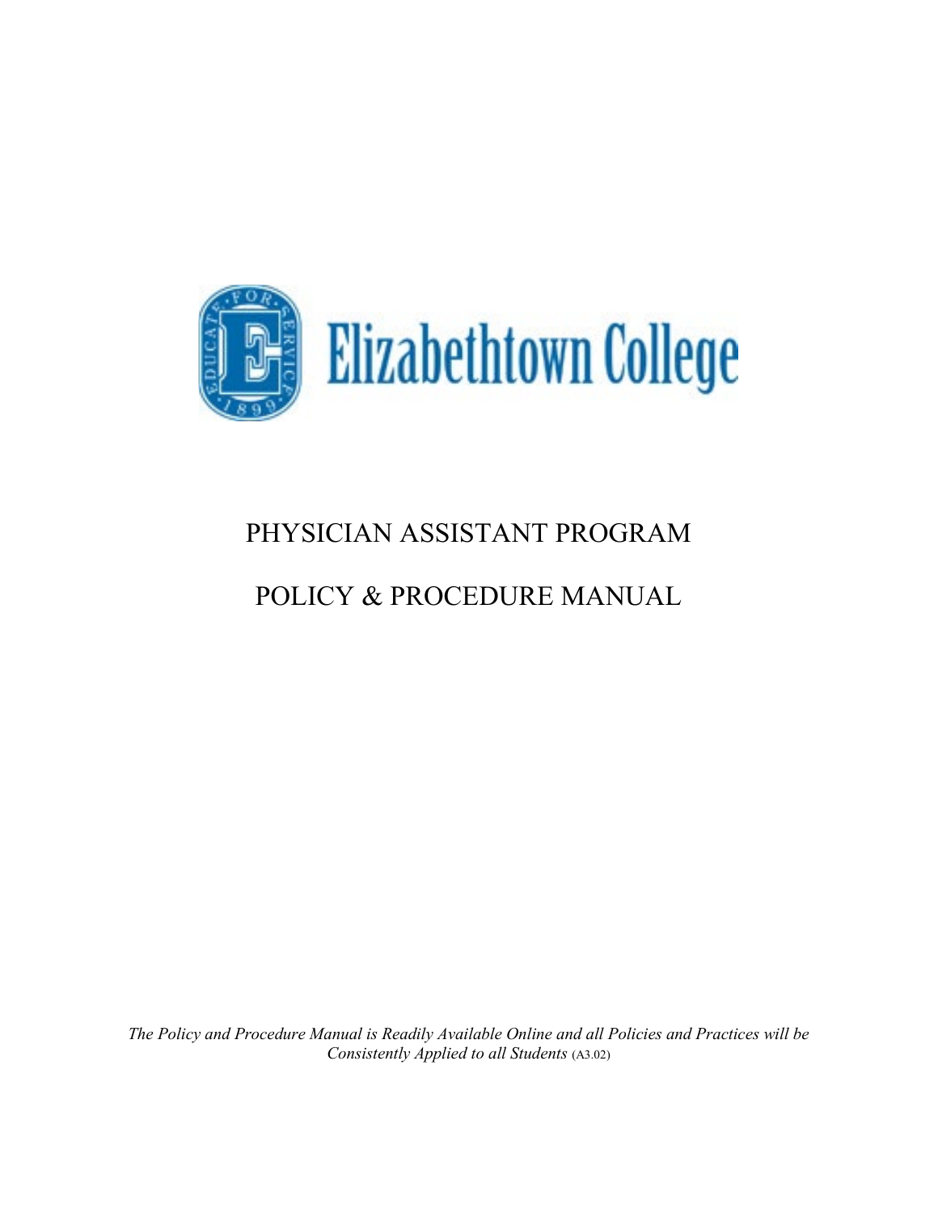Elizabethtown College

# PHYSICIAN ASSISTANT PROGRAM

# POLICY & PROCEDURE MANUAL

*The Policy and Procedure Manual is Readily Available Online and all Policies and Practices will be Consistently Applied to all Students* (A3.02)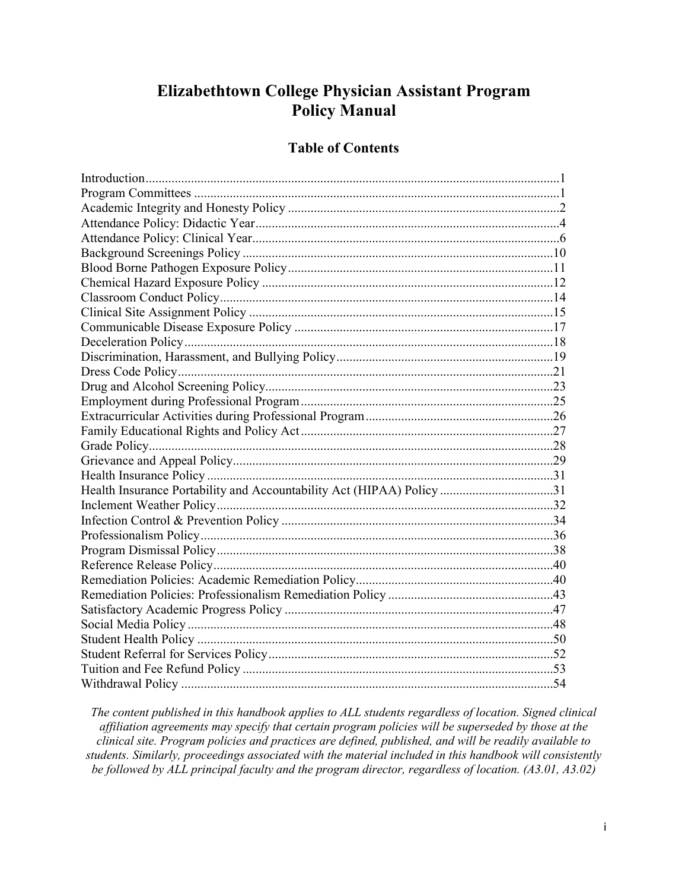# Elizabethtown College Physician Assistant Program
# Policy Manual

## Table of Contents

| Section | Page |
|---|---|
| Introduction | 1 |
| Program Committees | 1 |
| Academic Integrity and Honesty Policy | 2 |
| Attendance Policy: Didactic Year | 4 |
| Attendance Policy: Clinical Year | 6 |
| Background Screenings Policy | 10 |
| Blood Borne Pathogen Exposure Policy | 11 |
| Chemical Hazard Exposure Policy | 12 |
| Classroom Conduct Policy | 14 |
| Clinical Site Assignment Policy | 15 |
| Communicable Disease Exposure Policy | 17 |
| Deceleration Policy | 18 |
| Discrimination, Harassment, and Bullying Policy | 19 |
| Dress Code Policy | 21 |
| Drug and Alcohol Screening Policy | 23 |
| Employment during Professional Program | 25 |
| Extracurricular Activities during Professional Program | 26 |
| Family Educational Rights and Policy Act | 27 |
| Grade Policy | 28 |
| Grievance and Appeal Policy | 29 |
| Health Insurance Policy | 31 |
| Health Insurance Portability and Accountability Act (HIPAA) Policy | 31 |
| Inclement Weather Policy | 32 |
| Infection Control & Prevention Policy | 34 |
| Professionalism Policy | 36 |
| Program Dismissal Policy | 38 |
| Reference Release Policy | 40 |
| Remediation Policies: Academic Remediation Policy | 40 |
| Remediation Policies: Professionalism Remediation Policy | 43 |
| Satisfactory Academic Progress Policy | 47 |
| Social Media Policy | 48 |
| Student Health Policy | 50 |
| Student Referral for Services Policy | 52 |
| Tuition and Fee Refund Policy | 53 |
| Withdrawal Policy | 54 |

*The content published in this handbook applies to ALL students regardless of location. Signed clinical affiliation agreements may specify that certain program policies will be superseded by those at the clinical site. Program policies and practices are defined, published, and will be readily available to students. Similarly, proceedings associated with the material included in this handbook will consistently be followed by ALL principal faculty and the program director, regardless of location. (A3.01, A3.02)*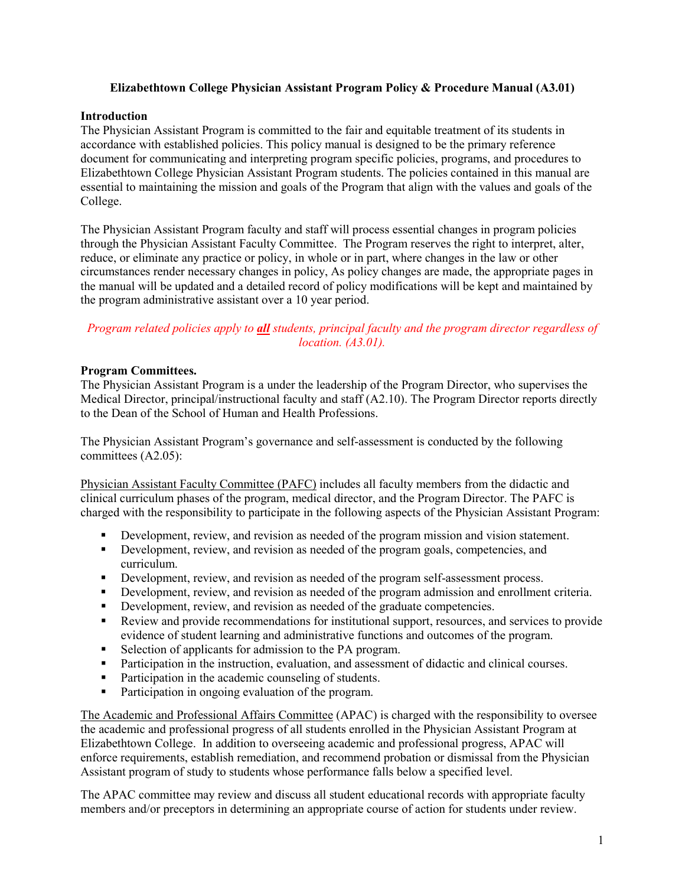**Elizabethtown College Physician Assistant Program Policy & Procedure Manual (A3.01)**

## Introduction

The Physician Assistant Program is committed to the fair and equitable treatment of its students in accordance with established policies. This policy manual is designed to be the primary reference document for communicating and interpreting program specific policies, programs, and procedures to Elizabethtown College Physician Assistant Program students. The policies contained in this manual are essential to maintaining the mission and goals of the Program that align with the values and goals of the College.

The Physician Assistant Program faculty and staff will process essential changes in program policies through the Physician Assistant Faculty Committee. The Program reserves the right to interpret, alter, reduce, or eliminate any practice or policy, in whole or in part, where changes in the law or other circumstances render necessary changes in policy, As policy changes are made, the appropriate pages in the manual will be updated and a detailed record of policy modifications will be kept and maintained by the program administrative assistant over a 10 year period.

*Program related policies apply to **all** students, principal faculty and the program director regardless of location. (A3.01).*

## Program Committees.

The Physician Assistant Program is a under the leadership of the Program Director, who supervises the Medical Director, principal/instructional faculty and staff (A2.10). The Program Director reports directly to the Dean of the School of Human and Health Professions.

The Physician Assistant Program's governance and self-assessment is conducted by the following committees (A2.05):

Physician Assistant Faculty Committee (PAFC) includes all faculty members from the didactic and clinical curriculum phases of the program, medical director, and the Program Director. The PAFC is charged with the responsibility to participate in the following aspects of the Physician Assistant Program:

- Development, review, and revision as needed of the program mission and vision statement.
- Development, review, and revision as needed of the program goals, competencies, and curriculum.
- Development, review, and revision as needed of the program self-assessment process.
- Development, review, and revision as needed of the program admission and enrollment criteria.
- Development, review, and revision as needed of the graduate competencies.
- Review and provide recommendations for institutional support, resources, and services to provide evidence of student learning and administrative functions and outcomes of the program.
- Selection of applicants for admission to the PA program.
- Participation in the instruction, evaluation, and assessment of didactic and clinical courses.
- Participation in the academic counseling of students.
- Participation in ongoing evaluation of the program.

The Academic and Professional Affairs Committee (APAC) is charged with the responsibility to oversee the academic and professional progress of all students enrolled in the Physician Assistant Program at Elizabethtown College. In addition to overseeing academic and professional progress, APAC will enforce requirements, establish remediation, and recommend probation or dismissal from the Physician Assistant program of study to students whose performance falls below a specified level.

The APAC committee may review and discuss all student educational records with appropriate faculty members and/or preceptors in determining an appropriate course of action for students under review.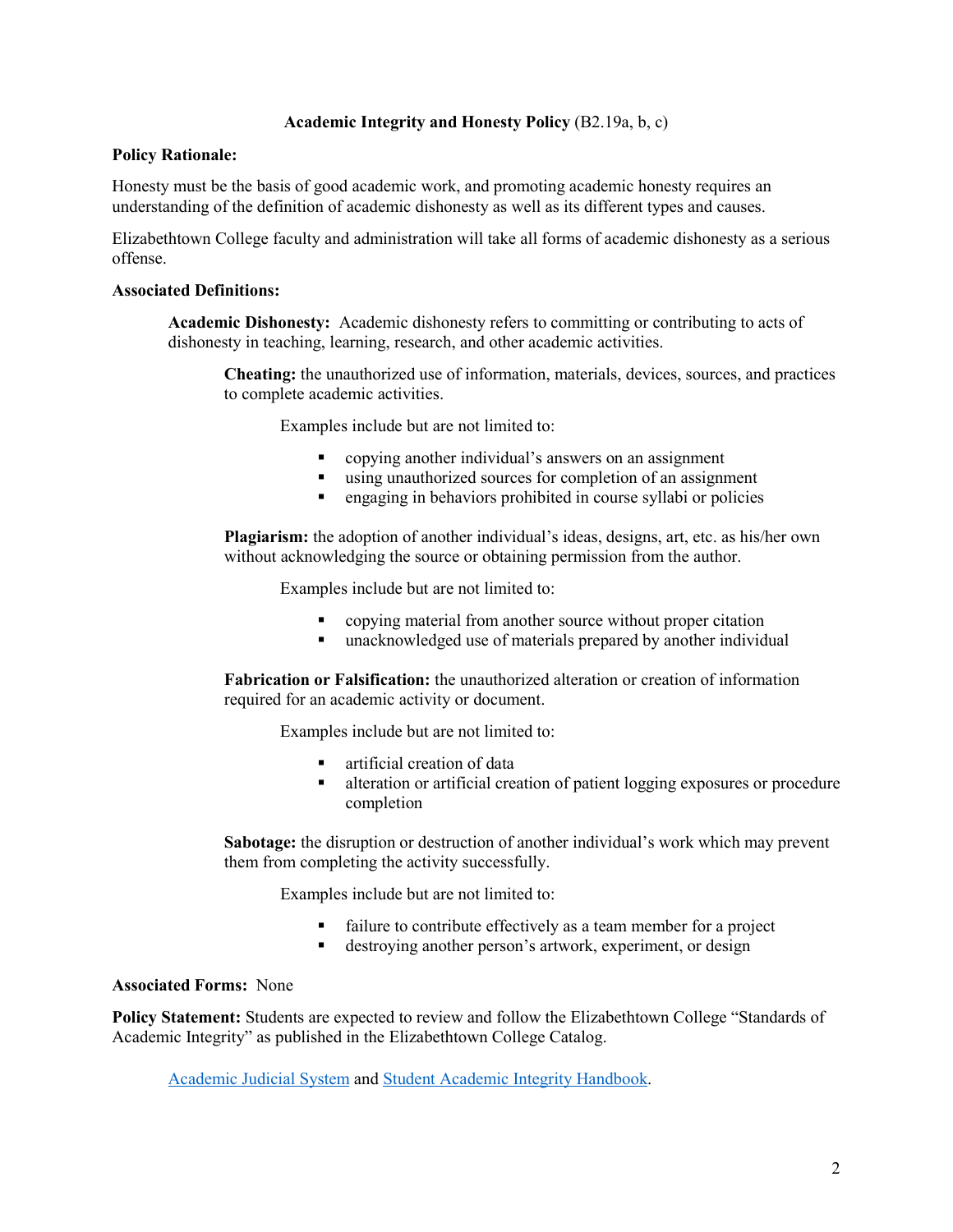## **Academic Integrity and Honesty Policy** (B2.19a, b, c)

**Policy Rationale:**

Honesty must be the basis of good academic work, and promoting academic honesty requires an understanding of the definition of academic dishonesty as well as its different types and causes.

Elizabethtown College faculty and administration will take all forms of academic dishonesty as a serious offense.

**Associated Definitions:**

**Academic Dishonesty:** Academic dishonesty refers to committing or contributing to acts of dishonesty in teaching, learning, research, and other academic activities.

**Cheating:** the unauthorized use of information, materials, devices, sources, and practices to complete academic activities.

Examples include but are not limited to:

- copying another individual's answers on an assignment
- using unauthorized sources for completion of an assignment
- engaging in behaviors prohibited in course syllabi or policies

**Plagiarism:** the adoption of another individual's ideas, designs, art, etc. as his/her own without acknowledging the source or obtaining permission from the author.

Examples include but are not limited to:

- copying material from another source without proper citation
- unacknowledged use of materials prepared by another individual

**Fabrication or Falsification:** the unauthorized alteration or creation of information required for an academic activity or document.

Examples include but are not limited to:

- artificial creation of data
- alteration or artificial creation of patient logging exposures or procedure completion

**Sabotage:** the disruption or destruction of another individual's work which may prevent them from completing the activity successfully.

Examples include but are not limited to:

- failure to contribute effectively as a team member for a project
- destroying another person's artwork, experiment, or design

**Associated Forms:** None

**Policy Statement:** Students are expected to review and follow the Elizabethtown College "Standards of Academic Integrity" as published in the Elizabethtown College Catalog.

Academic Judicial System and Student Academic Integrity Handbook.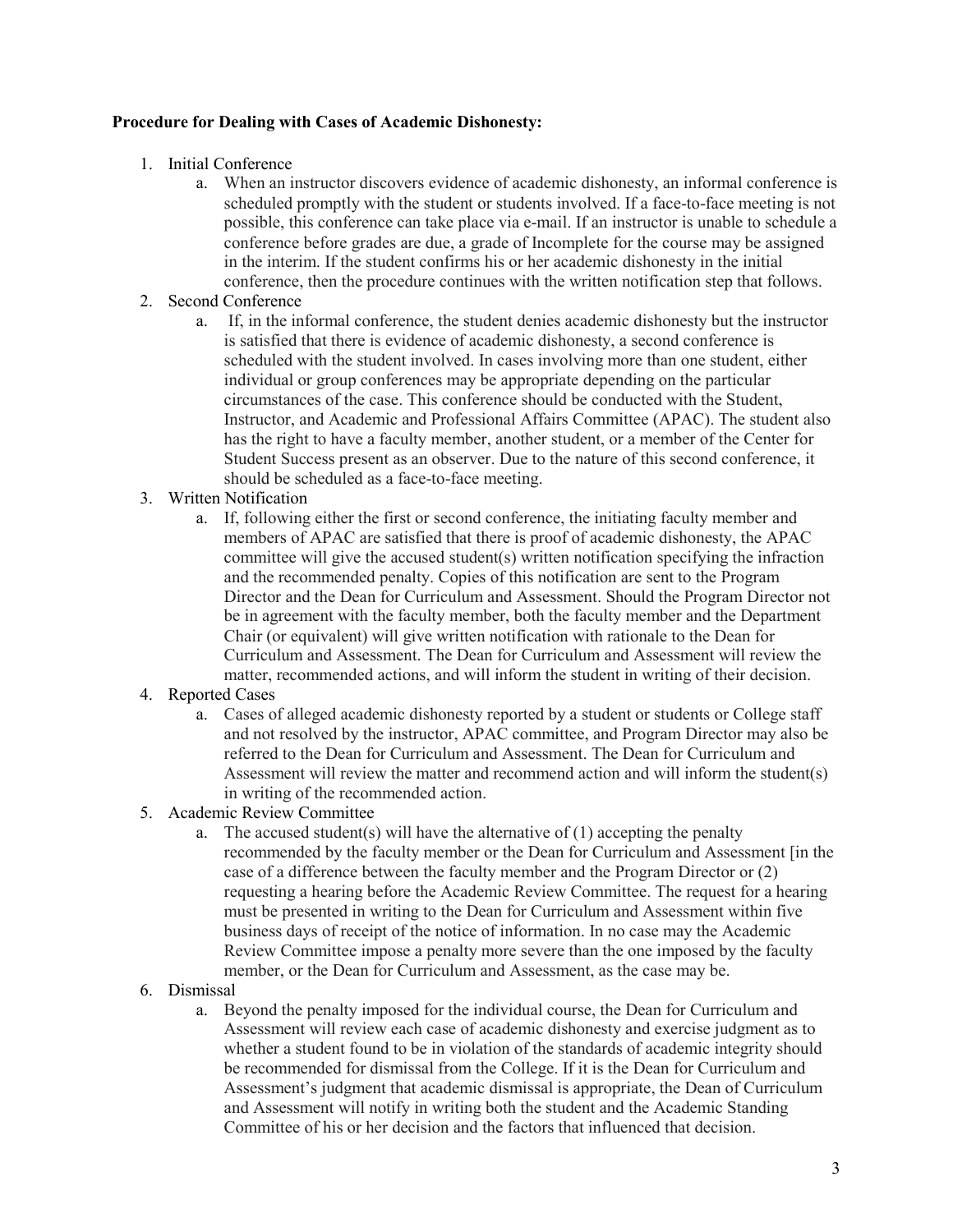**Procedure for Dealing with Cases of Academic Dishonesty:**

1. Initial Conference
    a. When an instructor discovers evidence of academic dishonesty, an informal conference is scheduled promptly with the student or students involved. If a face-to-face meeting is not possible, this conference can take place via e-mail. If an instructor is unable to schedule a conference before grades are due, a grade of Incomplete for the course may be assigned in the interim. If the student confirms his or her academic dishonesty in the initial conference, then the procedure continues with the written notification step that follows.
2. Second Conference
    a. If, in the informal conference, the student denies academic dishonesty but the instructor is satisfied that there is evidence of academic dishonesty, a second conference is scheduled with the student involved. In cases involving more than one student, either individual or group conferences may be appropriate depending on the particular circumstances of the case. This conference should be conducted with the Student, Instructor, and Academic and Professional Affairs Committee (APAC). The student also has the right to have a faculty member, another student, or a member of the Center for Student Success present as an observer. Due to the nature of this second conference, it should be scheduled as a face-to-face meeting.
3. Written Notification
    a. If, following either the first or second conference, the initiating faculty member and members of APAC are satisfied that there is proof of academic dishonesty, the APAC committee will give the accused student(s) written notification specifying the infraction and the recommended penalty. Copies of this notification are sent to the Program Director and the Dean for Curriculum and Assessment. Should the Program Director not be in agreement with the faculty member, both the faculty member and the Department Chair (or equivalent) will give written notification with rationale to the Dean for Curriculum and Assessment. The Dean for Curriculum and Assessment will review the matter, recommended actions, and will inform the student in writing of their decision.
4. Reported Cases
    a. Cases of alleged academic dishonesty reported by a student or students or College staff and not resolved by the instructor, APAC committee, and Program Director may also be referred to the Dean for Curriculum and Assessment. The Dean for Curriculum and Assessment will review the matter and recommend action and will inform the student(s) in writing of the recommended action.
5. Academic Review Committee
    a. The accused student(s) will have the alternative of (1) accepting the penalty recommended by the faculty member or the Dean for Curriculum and Assessment [in the case of a difference between the faculty member and the Program Director or (2) requesting a hearing before the Academic Review Committee. The request for a hearing must be presented in writing to the Dean for Curriculum and Assessment within five business days of receipt of the notice of information. In no case may the Academic Review Committee impose a penalty more severe than the one imposed by the faculty member, or the Dean for Curriculum and Assessment, as the case may be.
6. Dismissal
    a. Beyond the penalty imposed for the individual course, the Dean for Curriculum and Assessment will review each case of academic dishonesty and exercise judgment as to whether a student found to be in violation of the standards of academic integrity should be recommended for dismissal from the College. If it is the Dean for Curriculum and Assessment's judgment that academic dismissal is appropriate, the Dean of Curriculum and Assessment will notify in writing both the student and the Academic Standing Committee of his or her decision and the factors that influenced that decision.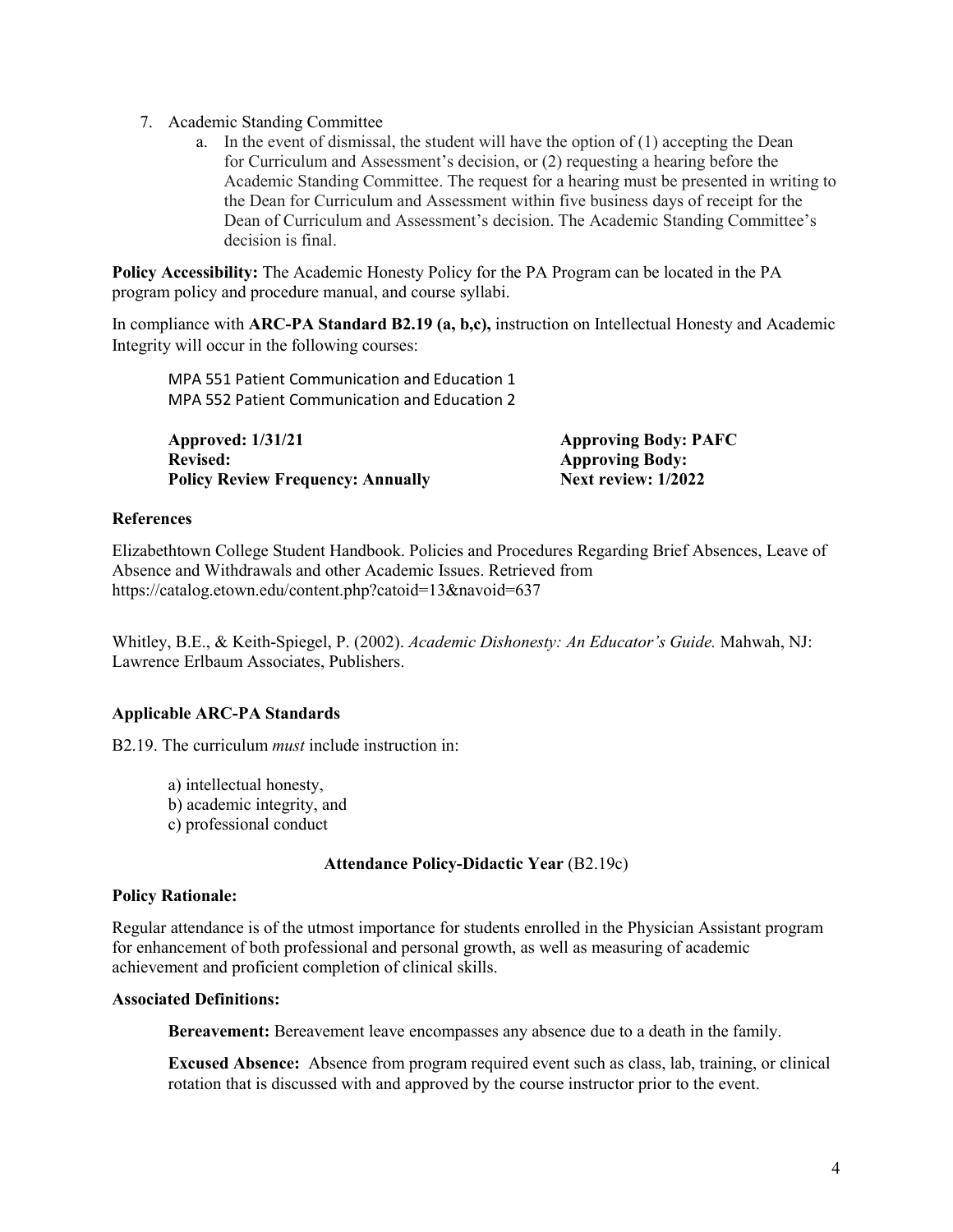7. Academic Standing Committee
    a. In the event of dismissal, the student will have the option of (1) accepting the Dean for Curriculum and Assessment's decision, or (2) requesting a hearing before the Academic Standing Committee. The request for a hearing must be presented in writing to the Dean for Curriculum and Assessment within five business days of receipt for the Dean of Curriculum and Assessment's decision. The Academic Standing Committee's decision is final.

**Policy Accessibility:** The Academic Honesty Policy for the PA Program can be located in the PA program policy and procedure manual, and course syllabi.

In compliance with **ARC-PA Standard B2.19 (a, b,c),** instruction on Intellectual Honesty and Academic Integrity will occur in the following courses:

MPA 551 Patient Communication and Education 1
MPA 552 Patient Communication and Education 2

| | |
|---|---|
| **Approved: 1/31/21** | **Approving Body: PAFC** |
| **Revised:** | **Approving Body:** |
| **Policy Review Frequency: Annually** | **Next review: 1/2022** |

### References

Elizabethtown College Student Handbook. Policies and Procedures Regarding Brief Absences, Leave of Absence and Withdrawals and other Academic Issues. Retrieved from https://catalog.etown.edu/content.php?catoid=13&navoid=637

Whitley, B.E., & Keith-Spiegel, P. (2002). *Academic Dishonesty: An Educator's Guide.* Mahwah, NJ: Lawrence Erlbaum Associates, Publishers.

### Applicable ARC-PA Standards

B2.19. The curriculum *must* include instruction in:

a) intellectual honesty,
b) academic integrity, and
c) professional conduct

## Attendance Policy-Didactic Year (B2.19c)

**Policy Rationale:**

Regular attendance is of the utmost importance for students enrolled in the Physician Assistant program for enhancement of both professional and personal growth, as well as measuring of academic achievement and proficient completion of clinical skills.

**Associated Definitions:**

**Bereavement:** Bereavement leave encompasses any absence due to a death in the family.

**Excused Absence:** Absence from program required event such as class, lab, training, or clinical rotation that is discussed with and approved by the course instructor prior to the event.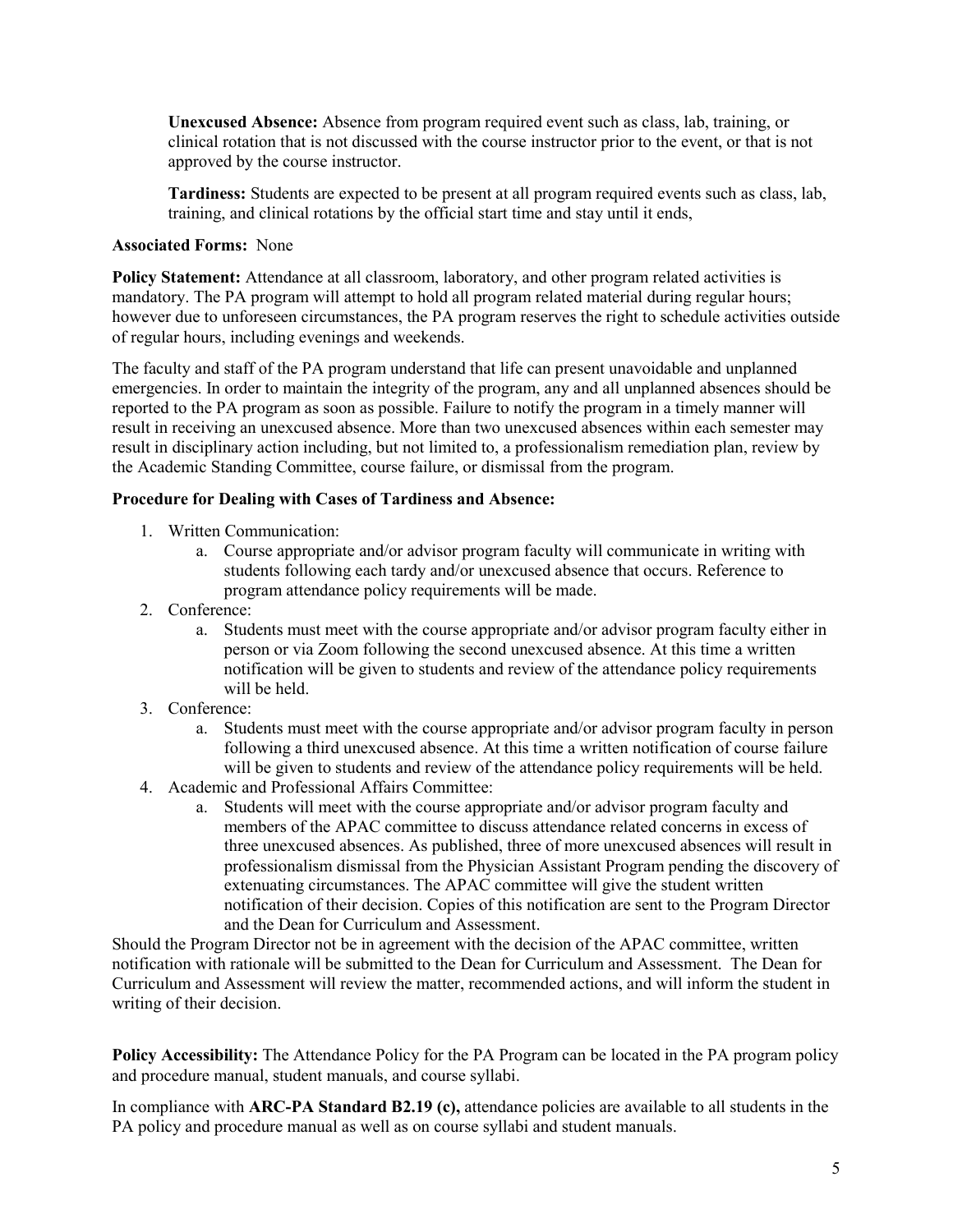**Unexcused Absence:** Absence from program required event such as class, lab, training, or clinical rotation that is not discussed with the course instructor prior to the event, or that is not approved by the course instructor.

**Tardiness:** Students are expected to be present at all program required events such as class, lab, training, and clinical rotations by the official start time and stay until it ends,

**Associated Forms:** None

**Policy Statement:** Attendance at all classroom, laboratory, and other program related activities is mandatory. The PA program will attempt to hold all program related material during regular hours; however due to unforeseen circumstances, the PA program reserves the right to schedule activities outside of regular hours, including evenings and weekends.

The faculty and staff of the PA program understand that life can present unavoidable and unplanned emergencies. In order to maintain the integrity of the program, any and all unplanned absences should be reported to the PA program as soon as possible. Failure to notify the program in a timely manner will result in receiving an unexcused absence. More than two unexcused absences within each semester may result in disciplinary action including, but not limited to, a professionalism remediation plan, review by the Academic Standing Committee, course failure, or dismissal from the program.

**Procedure for Dealing with Cases of Tardiness and Absence:**

1. Written Communication:
   a. Course appropriate and/or advisor program faculty will communicate in writing with students following each tardy and/or unexcused absence that occurs. Reference to program attendance policy requirements will be made.
2. Conference:
   a. Students must meet with the course appropriate and/or advisor program faculty either in person or via Zoom following the second unexcused absence. At this time a written notification will be given to students and review of the attendance policy requirements will be held.
3. Conference:
   a. Students must meet with the course appropriate and/or advisor program faculty in person following a third unexcused absence. At this time a written notification of course failure will be given to students and review of the attendance policy requirements will be held.
4. Academic and Professional Affairs Committee:
   a. Students will meet with the course appropriate and/or advisor program faculty and members of the APAC committee to discuss attendance related concerns in excess of three unexcused absences. As published, three of more unexcused absences will result in professionalism dismissal from the Physician Assistant Program pending the discovery of extenuating circumstances. The APAC committee will give the student written notification of their decision. Copies of this notification are sent to the Program Director and the Dean for Curriculum and Assessment.

Should the Program Director not be in agreement with the decision of the APAC committee, written notification with rationale will be submitted to the Dean for Curriculum and Assessment. The Dean for Curriculum and Assessment will review the matter, recommended actions, and will inform the student in writing of their decision.

**Policy Accessibility:** The Attendance Policy for the PA Program can be located in the PA program policy and procedure manual, student manuals, and course syllabi.

In compliance with **ARC-PA Standard B2.19 (c),** attendance policies are available to all students in the PA policy and procedure manual as well as on course syllabi and student manuals.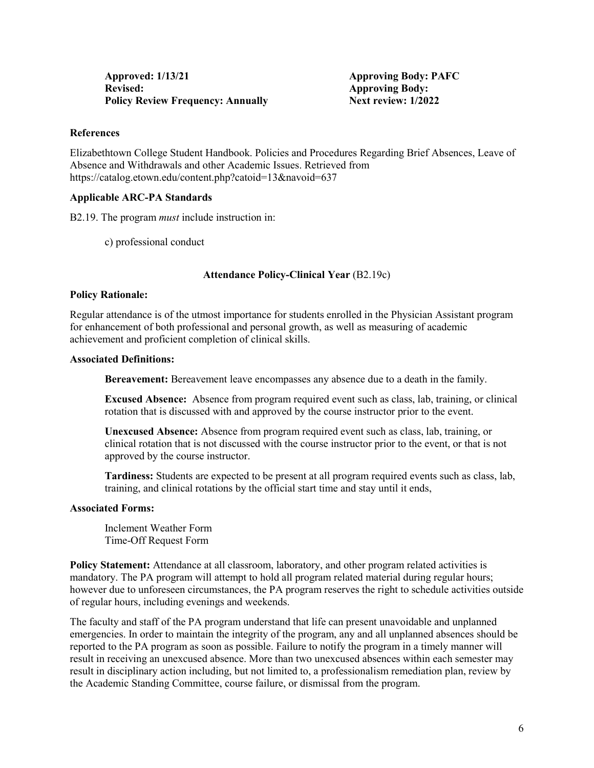**Approved: 1/13/21** **Approving Body: PAFC**
**Revised:** **Approving Body:**
**Policy Review Frequency: Annually** **Next review: 1/2022**

**References**

Elizabethtown College Student Handbook. Policies and Procedures Regarding Brief Absences, Leave of Absence and Withdrawals and other Academic Issues. Retrieved from https://catalog.etown.edu/content.php?catoid=13&navoid=637

**Applicable ARC-PA Standards**

B2.19. The program *must* include instruction in:

c) professional conduct

**Attendance Policy-Clinical Year** (B2.19c)

**Policy Rationale:**

Regular attendance is of the utmost importance for students enrolled in the Physician Assistant program for enhancement of both professional and personal growth, as well as measuring of academic achievement and proficient completion of clinical skills.

**Associated Definitions:**

**Bereavement:** Bereavement leave encompasses any absence due to a death in the family.

**Excused Absence:** Absence from program required event such as class, lab, training, or clinical rotation that is discussed with and approved by the course instructor prior to the event.

**Unexcused Absence:** Absence from program required event such as class, lab, training, or clinical rotation that is not discussed with the course instructor prior to the event, or that is not approved by the course instructor.

**Tardiness:** Students are expected to be present at all program required events such as class, lab, training, and clinical rotations by the official start time and stay until it ends,

**Associated Forms:**

Inclement Weather Form
Time-Off Request Form

**Policy Statement:** Attendance at all classroom, laboratory, and other program related activities is mandatory. The PA program will attempt to hold all program related material during regular hours; however due to unforeseen circumstances, the PA program reserves the right to schedule activities outside of regular hours, including evenings and weekends.

The faculty and staff of the PA program understand that life can present unavoidable and unplanned emergencies. In order to maintain the integrity of the program, any and all unplanned absences should be reported to the PA program as soon as possible. Failure to notify the program in a timely manner will result in receiving an unexcused absence. More than two unexcused absences within each semester may result in disciplinary action including, but not limited to, a professionalism remediation plan, review by the Academic Standing Committee, course failure, or dismissal from the program.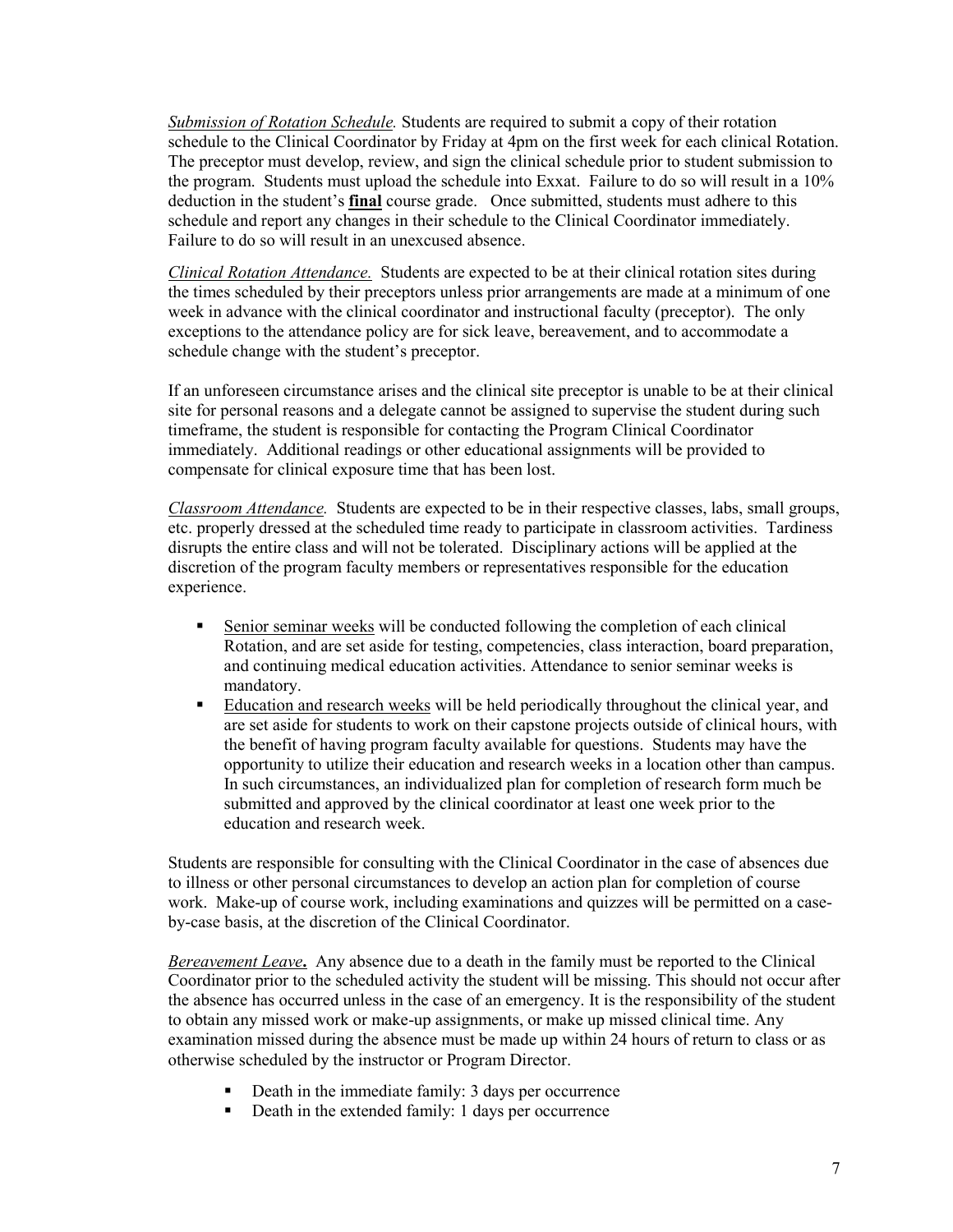*Submission of Rotation Schedule.* Students are required to submit a copy of their rotation schedule to the Clinical Coordinator by Friday at 4pm on the first week for each clinical Rotation. The preceptor must develop, review, and sign the clinical schedule prior to student submission to the program. Students must upload the schedule into Exxat. Failure to do so will result in a 10% deduction in the student's **final** course grade. Once submitted, students must adhere to this schedule and report any changes in their schedule to the Clinical Coordinator immediately. Failure to do so will result in an unexcused absence.

*Clinical Rotation Attendance.* Students are expected to be at their clinical rotation sites during the times scheduled by their preceptors unless prior arrangements are made at a minimum of one week in advance with the clinical coordinator and instructional faculty (preceptor). The only exceptions to the attendance policy are for sick leave, bereavement, and to accommodate a schedule change with the student's preceptor.

If an unforeseen circumstance arises and the clinical site preceptor is unable to be at their clinical site for personal reasons and a delegate cannot be assigned to supervise the student during such timeframe, the student is responsible for contacting the Program Clinical Coordinator immediately. Additional readings or other educational assignments will be provided to compensate for clinical exposure time that has been lost.

*Classroom Attendance.* Students are expected to be in their respective classes, labs, small groups, etc. properly dressed at the scheduled time ready to participate in classroom activities. Tardiness disrupts the entire class and will not be tolerated. Disciplinary actions will be applied at the discretion of the program faculty members or representatives responsible for the education experience.

- Senior seminar weeks will be conducted following the completion of each clinical Rotation, and are set aside for testing, competencies, class interaction, board preparation, and continuing medical education activities. Attendance to senior seminar weeks is mandatory.
- Education and research weeks will be held periodically throughout the clinical year, and are set aside for students to work on their capstone projects outside of clinical hours, with the benefit of having program faculty available for questions. Students may have the opportunity to utilize their education and research weeks in a location other than campus. In such circumstances, an individualized plan for completion of research form much be submitted and approved by the clinical coordinator at least one week prior to the education and research week.

Students are responsible for consulting with the Clinical Coordinator in the case of absences due to illness or other personal circumstances to develop an action plan for completion of course work. Make-up of course work, including examinations and quizzes will be permitted on a case-by-case basis, at the discretion of the Clinical Coordinator.

***Bereavement Leave*.** Any absence due to a death in the family must be reported to the Clinical Coordinator prior to the scheduled activity the student will be missing. This should not occur after the absence has occurred unless in the case of an emergency. It is the responsibility of the student to obtain any missed work or make-up assignments, or make up missed clinical time. Any examination missed during the absence must be made up within 24 hours of return to class or as otherwise scheduled by the instructor or Program Director.

- Death in the immediate family: 3 days per occurrence
- Death in the extended family: 1 days per occurrence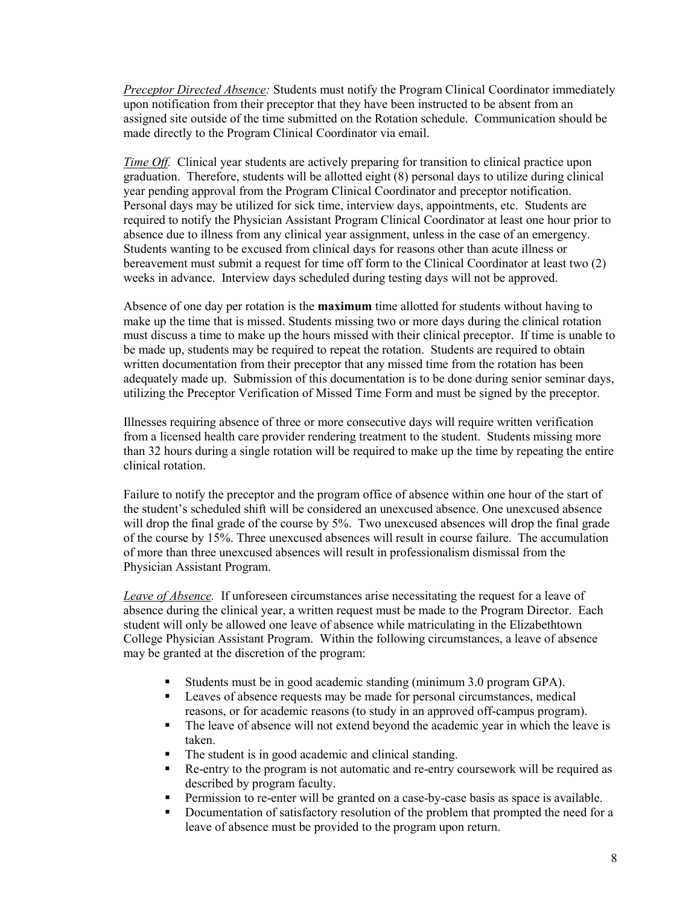*Preceptor Directed Absence:* Students must notify the Program Clinical Coordinator immediately upon notification from their preceptor that they have been instructed to be absent from an assigned site outside of the time submitted on the Rotation schedule. Communication should be made directly to the Program Clinical Coordinator via email.

*Time Off.* Clinical year students are actively preparing for transition to clinical practice upon graduation. Therefore, students will be allotted eight (8) personal days to utilize during clinical year pending approval from the Program Clinical Coordinator and preceptor notification. Personal days may be utilized for sick time, interview days, appointments, etc. Students are required to notify the Physician Assistant Program Clinical Coordinator at least one hour prior to absence due to illness from any clinical year assignment, unless in the case of an emergency. Students wanting to be excused from clinical days for reasons other than acute illness or bereavement must submit a request for time off form to the Clinical Coordinator at least two (2) weeks in advance. Interview days scheduled during testing days will not be approved.

Absence of one day per rotation is the **maximum** time allotted for students without having to make up the time that is missed. Students missing two or more days during the clinical rotation must discuss a time to make up the hours missed with their clinical preceptor. If time is unable to be made up, students may be required to repeat the rotation. Students are required to obtain written documentation from their preceptor that any missed time from the rotation has been adequately made up. Submission of this documentation is to be done during senior seminar days, utilizing the Preceptor Verification of Missed Time Form and must be signed by the preceptor.

Illnesses requiring absence of three or more consecutive days will require written verification from a licensed health care provider rendering treatment to the student. Students missing more than 32 hours during a single rotation will be required to make up the time by repeating the entire clinical rotation.

Failure to notify the preceptor and the program office of absence within one hour of the start of the student's scheduled shift will be considered an unexcused absence. One unexcused absence will drop the final grade of the course by 5%. Two unexcused absences will drop the final grade of the course by 15%. Three unexcused absences will result in course failure. The accumulation of more than three unexcused absences will result in professionalism dismissal from the Physician Assistant Program.

*Leave of Absence.* If unforeseen circumstances arise necessitating the request for a leave of absence during the clinical year, a written request must be made to the Program Director. Each student will only be allowed one leave of absence while matriculating in the Elizabethtown College Physician Assistant Program. Within the following circumstances, a leave of absence may be granted at the discretion of the program:

- Students must be in good academic standing (minimum 3.0 program GPA).
- Leaves of absence requests may be made for personal circumstances, medical reasons, or for academic reasons (to study in an approved off-campus program).
- The leave of absence will not extend beyond the academic year in which the leave is taken.
- The student is in good academic and clinical standing.
- Re-entry to the program is not automatic and re-entry coursework will be required as described by program faculty.
- Permission to re-enter will be granted on a case-by-case basis as space is available.
- Documentation of satisfactory resolution of the problem that prompted the need for a leave of absence must be provided to the program upon return.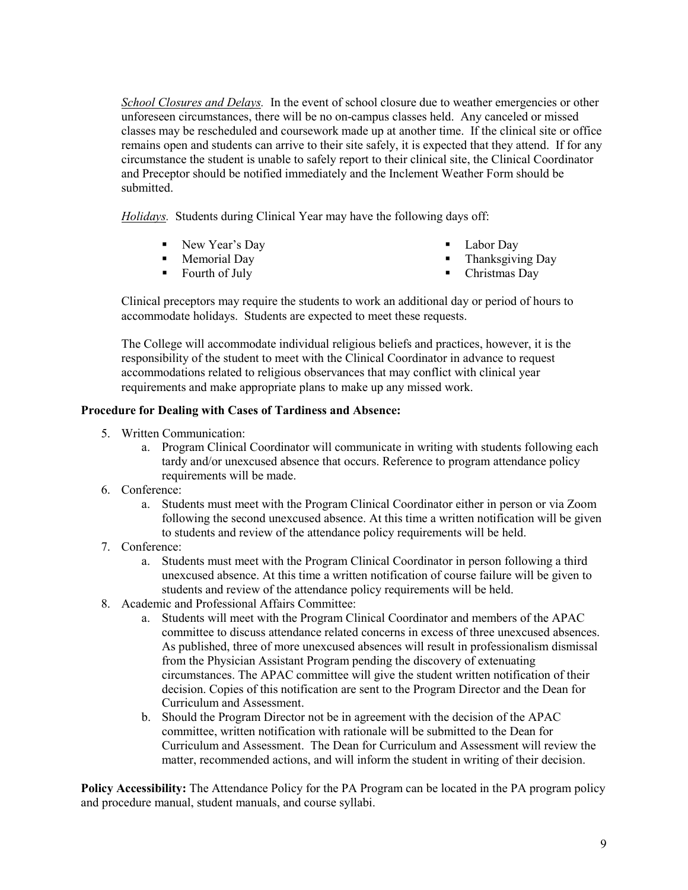*<u>School Closures and Delays</u>.* In the event of school closure due to weather emergencies or other unforeseen circumstances, there will be no on-campus classes held. Any canceled or missed classes may be rescheduled and coursework made up at another time. If the clinical site or office remains open and students can arrive to their site safely, it is expected that they attend. If for any circumstance the student is unable to safely report to their clinical site, the Clinical Coordinator and Preceptor should be notified immediately and the Inclement Weather Form should be submitted.

*<u>Holidays</u>.* Students during Clinical Year may have the following days off:

- New Year's Day
- Memorial Day
- Fourth of July
- Labor Day
- Thanksgiving Day
- Christmas Day

Clinical preceptors may require the students to work an additional day or period of hours to accommodate holidays. Students are expected to meet these requests.

The College will accommodate individual religious beliefs and practices, however, it is the responsibility of the student to meet with the Clinical Coordinator in advance to request accommodations related to religious observances that may conflict with clinical year requirements and make appropriate plans to make up any missed work.

**Procedure for Dealing with Cases of Tardiness and Absence:**

5. Written Communication:
   a. Program Clinical Coordinator will communicate in writing with students following each tardy and/or unexcused absence that occurs. Reference to program attendance policy requirements will be made.
6. Conference:
   a. Students must meet with the Program Clinical Coordinator either in person or via Zoom following the second unexcused absence. At this time a written notification will be given to students and review of the attendance policy requirements will be held.
7. Conference:
   a. Students must meet with the Program Clinical Coordinator in person following a third unexcused absence. At this time a written notification of course failure will be given to students and review of the attendance policy requirements will be held.
8. Academic and Professional Affairs Committee:
   a. Students will meet with the Program Clinical Coordinator and members of the APAC committee to discuss attendance related concerns in excess of three unexcused absences. As published, three of more unexcused absences will result in professionalism dismissal from the Physician Assistant Program pending the discovery of extenuating circumstances. The APAC committee will give the student written notification of their decision. Copies of this notification are sent to the Program Director and the Dean for Curriculum and Assessment.
   b. Should the Program Director not be in agreement with the decision of the APAC committee, written notification with rationale will be submitted to the Dean for Curriculum and Assessment. The Dean for Curriculum and Assessment will review the matter, recommended actions, and will inform the student in writing of their decision.

**Policy Accessibility:** The Attendance Policy for the PA Program can be located in the PA program policy and procedure manual, student manuals, and course syllabi.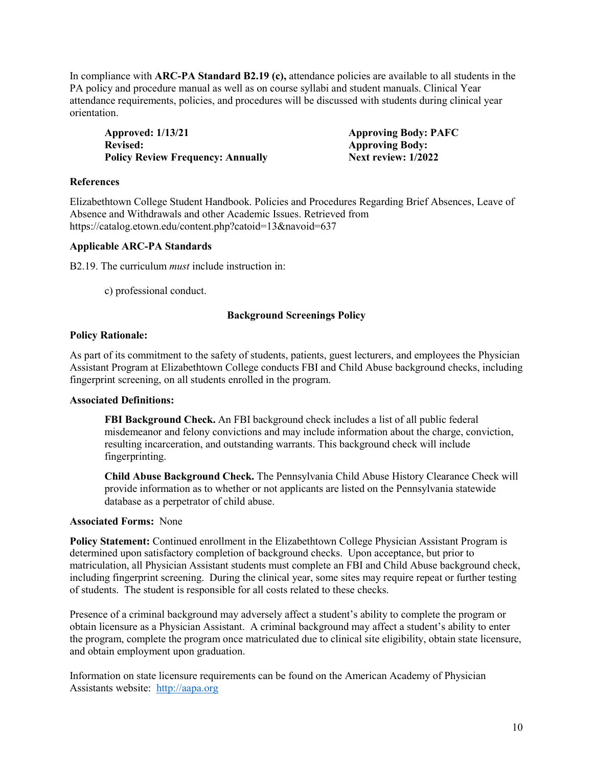In compliance with **ARC-PA Standard B2.19 (c),** attendance policies are available to all students in the PA policy and procedure manual as well as on course syllabi and student manuals. Clinical Year attendance requirements, policies, and procedures will be discussed with students during clinical year orientation.

| | |
|---|---|
| **Approved: 1/13/21** | **Approving Body: PAFC** |
| **Revised:** | **Approving Body:** |
| **Policy Review Frequency: Annually** | **Next review: 1/2022** |

**References**

Elizabethtown College Student Handbook. Policies and Procedures Regarding Brief Absences, Leave of Absence and Withdrawals and other Academic Issues. Retrieved from https://catalog.etown.edu/content.php?catoid=13&navoid=637

**Applicable ARC-PA Standards**

B2.19. The curriculum *must* include instruction in:

c) professional conduct.

## Background Screenings Policy

**Policy Rationale:**

As part of its commitment to the safety of students, patients, guest lecturers, and employees the Physician Assistant Program at Elizabethtown College conducts FBI and Child Abuse background checks, including fingerprint screening, on all students enrolled in the program.

**Associated Definitions:**

**FBI Background Check.** An FBI background check includes a list of all public federal misdemeanor and felony convictions and may include information about the charge, conviction, resulting incarceration, and outstanding warrants. This background check will include fingerprinting.

**Child Abuse Background Check.** The Pennsylvania Child Abuse History Clearance Check will provide information as to whether or not applicants are listed on the Pennsylvania statewide database as a perpetrator of child abuse.

**Associated Forms:** None

**Policy Statement:** Continued enrollment in the Elizabethtown College Physician Assistant Program is determined upon satisfactory completion of background checks. Upon acceptance, but prior to matriculation, all Physician Assistant students must complete an FBI and Child Abuse background check, including fingerprint screening. During the clinical year, some sites may require repeat or further testing of students. The student is responsible for all costs related to these checks.

Presence of a criminal background may adversely affect a student's ability to complete the program or obtain licensure as a Physician Assistant. A criminal background may affect a student's ability to enter the program, complete the program once matriculated due to clinical site eligibility, obtain state licensure, and obtain employment upon graduation.

Information on state licensure requirements can be found on the American Academy of Physician Assistants website: http://aapa.org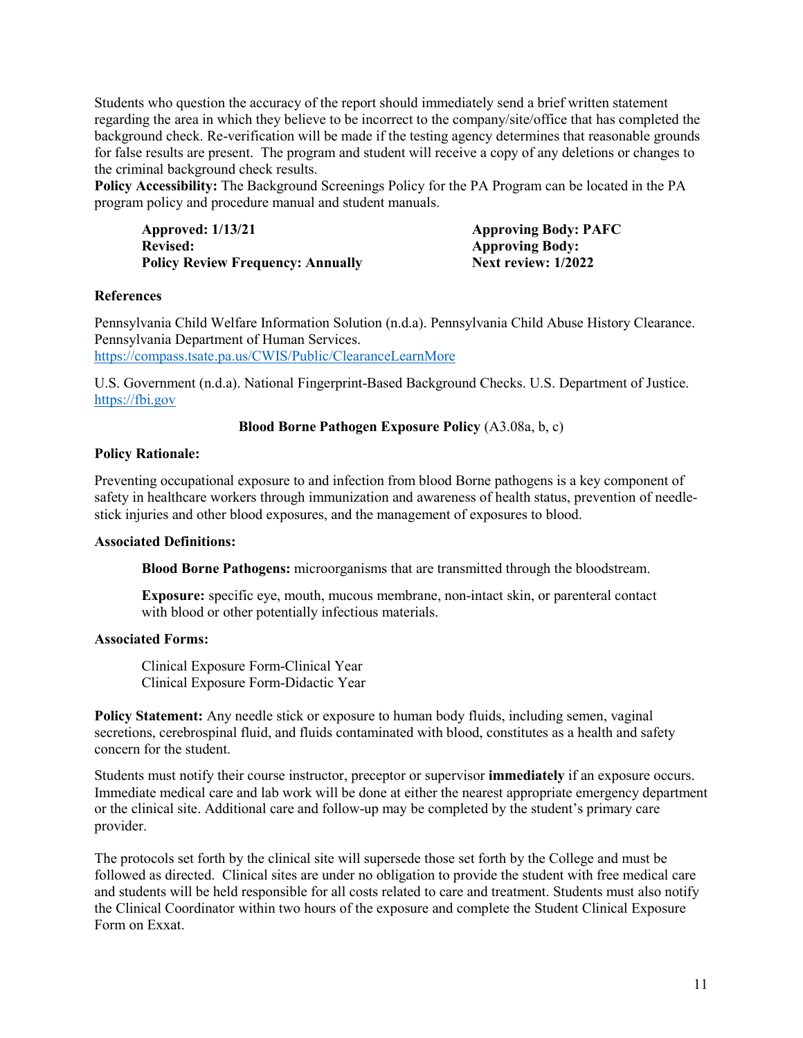Students who question the accuracy of the report should immediately send a brief written statement regarding the area in which they believe to be incorrect to the company/site/office that has completed the background check. Re-verification will be made if the testing agency determines that reasonable grounds for false results are present. The program and student will receive a copy of any deletions or changes to the criminal background check results.

**Policy Accessibility:** The Background Screenings Policy for the PA Program can be located in the PA program policy and procedure manual and student manuals.

| | |
|---|---|
| **Approved: 1/13/21** | **Approving Body: PAFC** |
| **Revised:** | **Approving Body:** |
| **Policy Review Frequency: Annually** | **Next review: 1/2022** |

**References**

Pennsylvania Child Welfare Information Solution (n.d.a). Pennsylvania Child Abuse History Clearance. Pennsylvania Department of Human Services. https://compass.tsate.pa.us/CWIS/Public/ClearanceLearnMore

U.S. Government (n.d.a). National Fingerprint-Based Background Checks. U.S. Department of Justice. https://fbi.gov

## **Blood Borne Pathogen Exposure Policy** (A3.08a, b, c)

**Policy Rationale:**

Preventing occupational exposure to and infection from blood Borne pathogens is a key component of safety in healthcare workers through immunization and awareness of health status, prevention of needle-stick injuries and other blood exposures, and the management of exposures to blood.

**Associated Definitions:**

**Blood Borne Pathogens:** microorganisms that are transmitted through the bloodstream.

**Exposure:** specific eye, mouth, mucous membrane, non-intact skin, or parenteral contact with blood or other potentially infectious materials.

**Associated Forms:**

Clinical Exposure Form-Clinical Year
Clinical Exposure Form-Didactic Year

**Policy Statement:** Any needle stick or exposure to human body fluids, including semen, vaginal secretions, cerebrospinal fluid, and fluids contaminated with blood, constitutes as a health and safety concern for the student.

Students must notify their course instructor, preceptor or supervisor **immediately** if an exposure occurs. Immediate medical care and lab work will be done at either the nearest appropriate emergency department or the clinical site. Additional care and follow-up may be completed by the student's primary care provider.

The protocols set forth by the clinical site will supersede those set forth by the College and must be followed as directed. Clinical sites are under no obligation to provide the student with free medical care and students will be held responsible for all costs related to care and treatment. Students must also notify the Clinical Coordinator within two hours of the exposure and complete the Student Clinical Exposure Form on Exxat.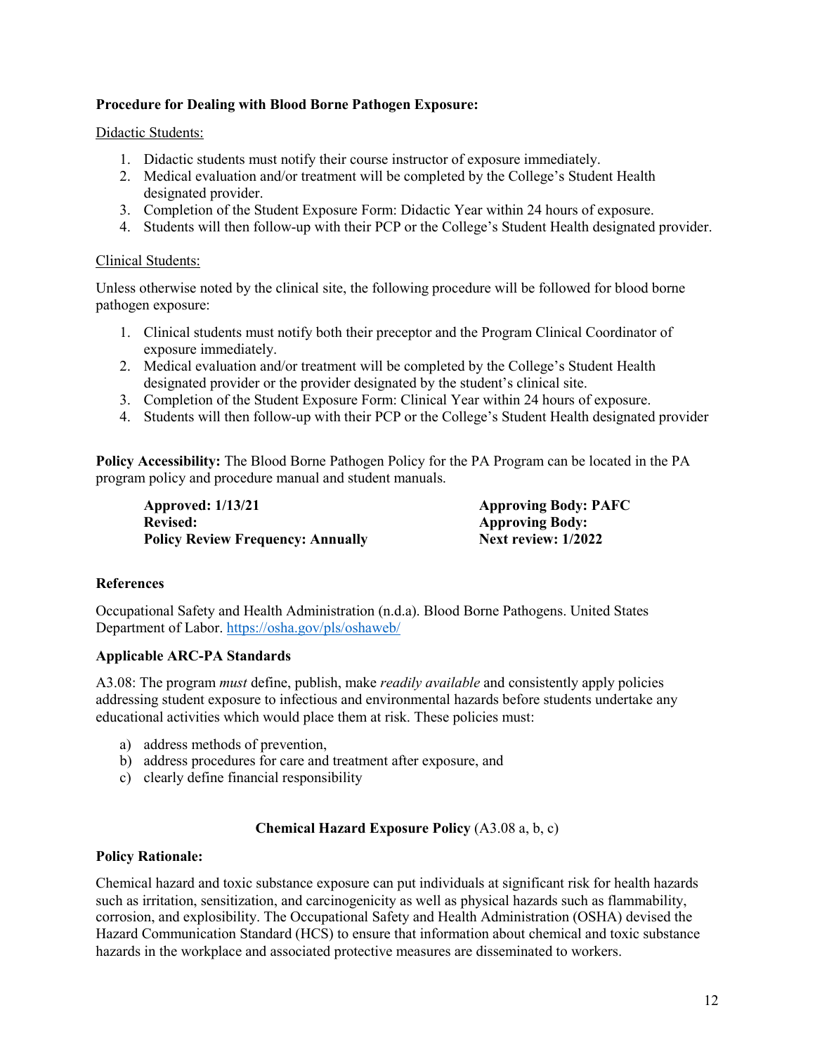**Procedure for Dealing with Blood Borne Pathogen Exposure:**

Didactic Students:

1. Didactic students must notify their course instructor of exposure immediately.
2. Medical evaluation and/or treatment will be completed by the College's Student Health designated provider.
3. Completion of the Student Exposure Form: Didactic Year within 24 hours of exposure.
4. Students will then follow-up with their PCP or the College's Student Health designated provider.

Clinical Students:

Unless otherwise noted by the clinical site, the following procedure will be followed for blood borne pathogen exposure:

1. Clinical students must notify both their preceptor and the Program Clinical Coordinator of exposure immediately.
2. Medical evaluation and/or treatment will be completed by the College's Student Health designated provider or the provider designated by the student's clinical site.
3. Completion of the Student Exposure Form: Clinical Year within 24 hours of exposure.
4. Students will then follow-up with their PCP or the College's Student Health designated provider

**Policy Accessibility:** The Blood Borne Pathogen Policy for the PA Program can be located in the PA program policy and procedure manual and student manuals.

**Approved: 1/13/21** | **Approving Body: PAFC**
**Revised:** | **Approving Body:**
**Policy Review Frequency: Annually** | **Next review: 1/2022**

**References**

Occupational Safety and Health Administration (n.d.a). Blood Borne Pathogens. United States Department of Labor. https://osha.gov/pls/oshaweb/

**Applicable ARC-PA Standards**

A3.08: The program *must* define, publish, make *readily available* and consistently apply policies addressing student exposure to infectious and environmental hazards before students undertake any educational activities which would place them at risk. These policies must:

a) address methods of prevention,
b) address procedures for care and treatment after exposure, and
c) clearly define financial responsibility

**Chemical Hazard Exposure Policy** (A3.08 a, b, c)

**Policy Rationale:**

Chemical hazard and toxic substance exposure can put individuals at significant risk for health hazards such as irritation, sensitization, and carcinogenicity as well as physical hazards such as flammability, corrosion, and explosibility. The Occupational Safety and Health Administration (OSHA) devised the Hazard Communication Standard (HCS) to ensure that information about chemical and toxic substance hazards in the workplace and associated protective measures are disseminated to workers.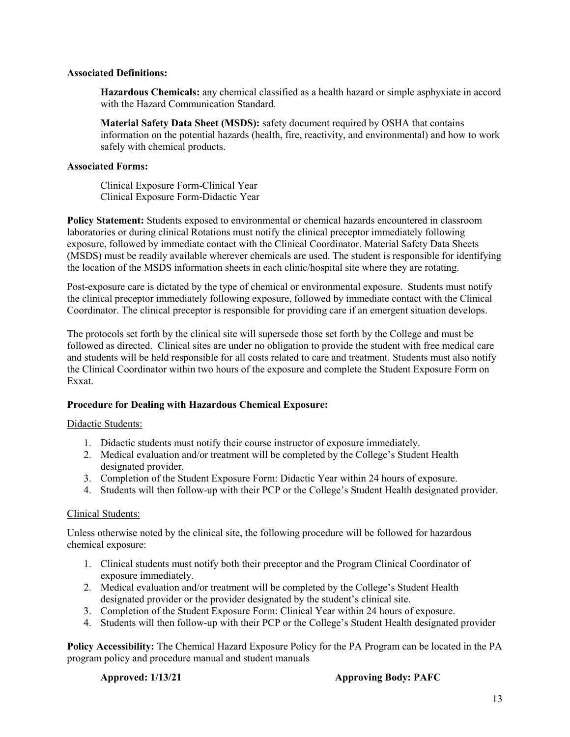**Associated Definitions:**

> **Hazardous Chemicals:** any chemical classified as a health hazard or simple asphyxiate in accord with the Hazard Communication Standard.
>
> **Material Safety Data Sheet (MSDS):** safety document required by OSHA that contains information on the potential hazards (health, fire, reactivity, and environmental) and how to work safely with chemical products.

**Associated Forms:**

> Clinical Exposure Form-Clinical Year
> Clinical Exposure Form-Didactic Year

**Policy Statement:** Students exposed to environmental or chemical hazards encountered in classroom laboratories or during clinical Rotations must notify the clinical preceptor immediately following exposure, followed by immediate contact with the Clinical Coordinator. Material Safety Data Sheets (MSDS) must be readily available wherever chemicals are used. The student is responsible for identifying the location of the MSDS information sheets in each clinic/hospital site where they are rotating.

Post-exposure care is dictated by the type of chemical or environmental exposure. Students must notify the clinical preceptor immediately following exposure, followed by immediate contact with the Clinical Coordinator. The clinical preceptor is responsible for providing care if an emergent situation develops.

The protocols set forth by the clinical site will supersede those set forth by the College and must be followed as directed. Clinical sites are under no obligation to provide the student with free medical care and students will be held responsible for all costs related to care and treatment. Students must also notify the Clinical Coordinator within two hours of the exposure and complete the Student Exposure Form on Exxat.

**Procedure for Dealing with Hazardous Chemical Exposure:**

Didactic Students:

1. Didactic students must notify their course instructor of exposure immediately.
2. Medical evaluation and/or treatment will be completed by the College's Student Health designated provider.
3. Completion of the Student Exposure Form: Didactic Year within 24 hours of exposure.
4. Students will then follow-up with their PCP or the College's Student Health designated provider.

Clinical Students:

Unless otherwise noted by the clinical site, the following procedure will be followed for hazardous chemical exposure:

1. Clinical students must notify both their preceptor and the Program Clinical Coordinator of exposure immediately.
2. Medical evaluation and/or treatment will be completed by the College's Student Health designated provider or the provider designated by the student's clinical site.
3. Completion of the Student Exposure Form: Clinical Year within 24 hours of exposure.
4. Students will then follow-up with their PCP or the College's Student Health designated provider

**Policy Accessibility:** The Chemical Hazard Exposure Policy for the PA Program can be located in the PA program policy and procedure manual and student manuals

**Approved: 1/13/21** **Approving Body: PAFC**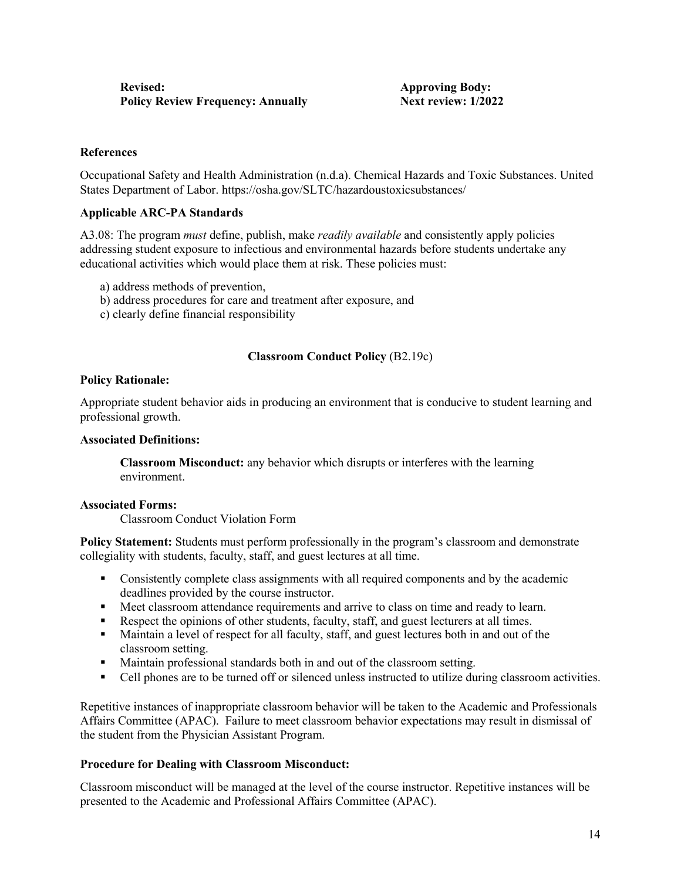**Revised:** **Approving Body:**
**Policy Review Frequency: Annually** **Next review: 1/2022**

**References**

Occupational Safety and Health Administration (n.d.a). Chemical Hazards and Toxic Substances. United States Department of Labor. https://osha.gov/SLTC/hazardoustoxicsubstances/

**Applicable ARC-PA Standards**

A3.08: The program *must* define, publish, make *readily available* and consistently apply policies addressing student exposure to infectious and environmental hazards before students undertake any educational activities which would place them at risk. These policies must:

a) address methods of prevention,
b) address procedures for care and treatment after exposure, and
c) clearly define financial responsibility

## Classroom Conduct Policy (B2.19c)

**Policy Rationale:**

Appropriate student behavior aids in producing an environment that is conducive to student learning and professional growth.

**Associated Definitions:**

**Classroom Misconduct:** any behavior which disrupts or interferes with the learning environment.

**Associated Forms:**

Classroom Conduct Violation Form

**Policy Statement:** Students must perform professionally in the program's classroom and demonstrate collegiality with students, faculty, staff, and guest lectures at all time.

- Consistently complete class assignments with all required components and by the academic deadlines provided by the course instructor.
- Meet classroom attendance requirements and arrive to class on time and ready to learn.
- Respect the opinions of other students, faculty, staff, and guest lecturers at all times.
- Maintain a level of respect for all faculty, staff, and guest lectures both in and out of the classroom setting.
- Maintain professional standards both in and out of the classroom setting.
- Cell phones are to be turned off or silenced unless instructed to utilize during classroom activities.

Repetitive instances of inappropriate classroom behavior will be taken to the Academic and Professionals Affairs Committee (APAC). Failure to meet classroom behavior expectations may result in dismissal of the student from the Physician Assistant Program.

**Procedure for Dealing with Classroom Misconduct:**

Classroom misconduct will be managed at the level of the course instructor. Repetitive instances will be presented to the Academic and Professional Affairs Committee (APAC).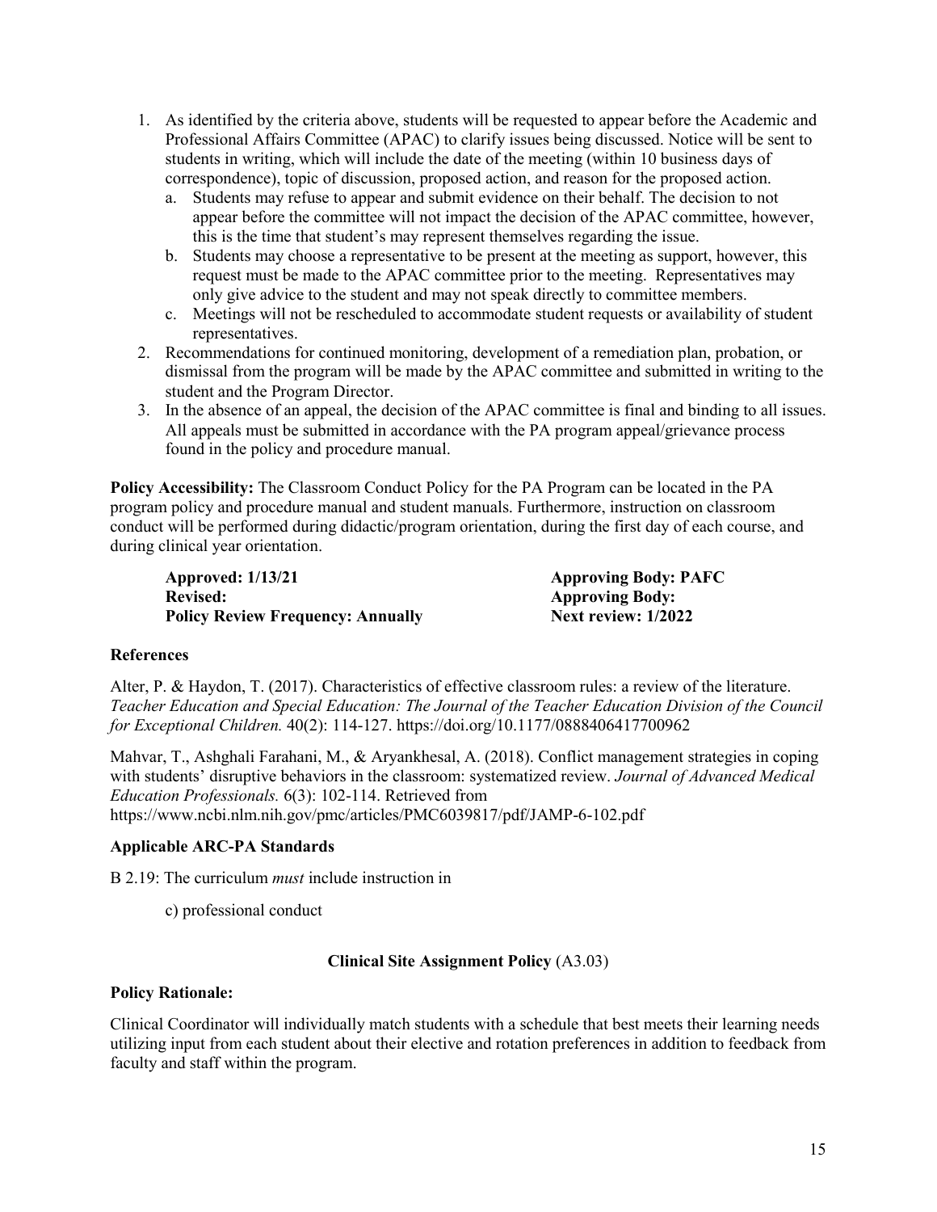1. As identified by the criteria above, students will be requested to appear before the Academic and Professional Affairs Committee (APAC) to clarify issues being discussed. Notice will be sent to students in writing, which will include the date of the meeting (within 10 business days of correspondence), topic of discussion, proposed action, and reason for the proposed action.
   a. Students may refuse to appear and submit evidence on their behalf. The decision to not appear before the committee will not impact the decision of the APAC committee, however, this is the time that student's may represent themselves regarding the issue.
   b. Students may choose a representative to be present at the meeting as support, however, this request must be made to the APAC committee prior to the meeting. Representatives may only give advice to the student and may not speak directly to committee members.
   c. Meetings will not be rescheduled to accommodate student requests or availability of student representatives.
2. Recommendations for continued monitoring, development of a remediation plan, probation, or dismissal from the program will be made by the APAC committee and submitted in writing to the student and the Program Director.
3. In the absence of an appeal, the decision of the APAC committee is final and binding to all issues. All appeals must be submitted in accordance with the PA program appeal/grievance process found in the policy and procedure manual.

**Policy Accessibility:** The Classroom Conduct Policy for the PA Program can be located in the PA program policy and procedure manual and student manuals. Furthermore, instruction on classroom conduct will be performed during didactic/program orientation, during the first day of each course, and during clinical year orientation.

| | |
|---|---|
| **Approved: 1/13/21** | **Approving Body: PAFC** |
| **Revised:** | **Approving Body:** |
| **Policy Review Frequency: Annually** | **Next review: 1/2022** |

### References

Alter, P. & Haydon, T. (2017). Characteristics of effective classroom rules: a review of the literature. *Teacher Education and Special Education: The Journal of the Teacher Education Division of the Council for Exceptional Children.* 40(2): 114-127. https://doi.org/10.1177/0888406417700962

Mahvar, T., Ashghali Farahani, M., & Aryankhesal, A. (2018). Conflict management strategies in coping with students' disruptive behaviors in the classroom: systematized review. *Journal of Advanced Medical Education Professionals.* 6(3): 102-114. Retrieved from https://www.ncbi.nlm.nih.gov/pmc/articles/PMC6039817/pdf/JAMP-6-102.pdf

### Applicable ARC-PA Standards

B 2.19: The curriculum *must* include instruction in

c) professional conduct

## Clinical Site Assignment Policy (A3.03)

**Policy Rationale:**

Clinical Coordinator will individually match students with a schedule that best meets their learning needs utilizing input from each student about their elective and rotation preferences in addition to feedback from faculty and staff within the program.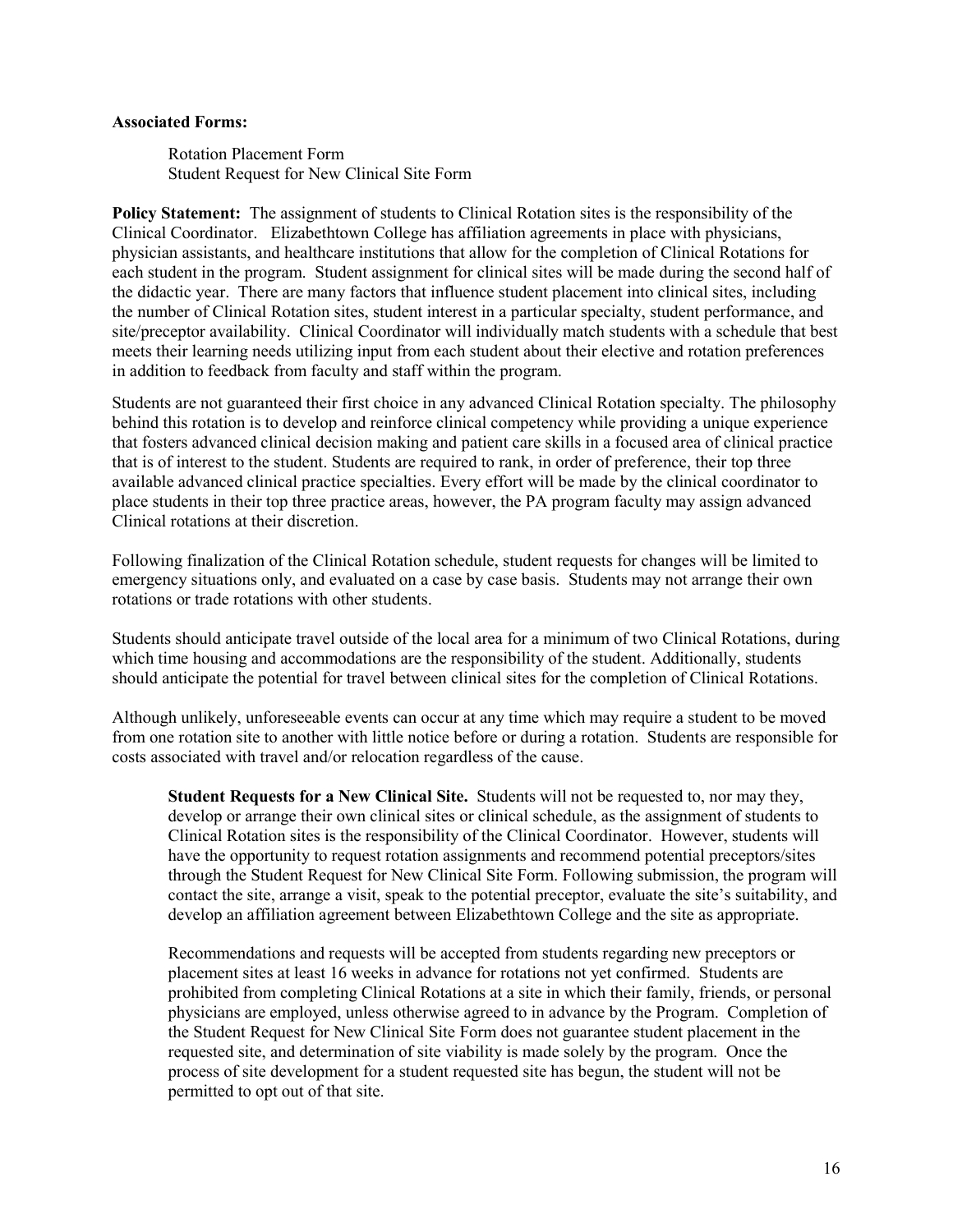**Associated Forms:**

Rotation Placement Form
Student Request for New Clinical Site Form

**Policy Statement:** The assignment of students to Clinical Rotation sites is the responsibility of the Clinical Coordinator. Elizabethtown College has affiliation agreements in place with physicians, physician assistants, and healthcare institutions that allow for the completion of Clinical Rotations for each student in the program. Student assignment for clinical sites will be made during the second half of the didactic year. There are many factors that influence student placement into clinical sites, including the number of Clinical Rotation sites, student interest in a particular specialty, student performance, and site/preceptor availability. Clinical Coordinator will individually match students with a schedule that best meets their learning needs utilizing input from each student about their elective and rotation preferences in addition to feedback from faculty and staff within the program.

Students are not guaranteed their first choice in any advanced Clinical Rotation specialty. The philosophy behind this rotation is to develop and reinforce clinical competency while providing a unique experience that fosters advanced clinical decision making and patient care skills in a focused area of clinical practice that is of interest to the student. Students are required to rank, in order of preference, their top three available advanced clinical practice specialties. Every effort will be made by the clinical coordinator to place students in their top three practice areas, however, the PA program faculty may assign advanced Clinical rotations at their discretion.

Following finalization of the Clinical Rotation schedule, student requests for changes will be limited to emergency situations only, and evaluated on a case by case basis. Students may not arrange their own rotations or trade rotations with other students.

Students should anticipate travel outside of the local area for a minimum of two Clinical Rotations, during which time housing and accommodations are the responsibility of the student. Additionally, students should anticipate the potential for travel between clinical sites for the completion of Clinical Rotations.

Although unlikely, unforeseeable events can occur at any time which may require a student to be moved from one rotation site to another with little notice before or during a rotation. Students are responsible for costs associated with travel and/or relocation regardless of the cause.

**Student Requests for a New Clinical Site.** Students will not be requested to, nor may they, develop or arrange their own clinical sites or clinical schedule, as the assignment of students to Clinical Rotation sites is the responsibility of the Clinical Coordinator. However, students will have the opportunity to request rotation assignments and recommend potential preceptors/sites through the Student Request for New Clinical Site Form. Following submission, the program will contact the site, arrange a visit, speak to the potential preceptor, evaluate the site's suitability, and develop an affiliation agreement between Elizabethtown College and the site as appropriate.

Recommendations and requests will be accepted from students regarding new preceptors or placement sites at least 16 weeks in advance for rotations not yet confirmed. Students are prohibited from completing Clinical Rotations at a site in which their family, friends, or personal physicians are employed, unless otherwise agreed to in advance by the Program. Completion of the Student Request for New Clinical Site Form does not guarantee student placement in the requested site, and determination of site viability is made solely by the program. Once the process of site development for a student requested site has begun, the student will not be permitted to opt out of that site.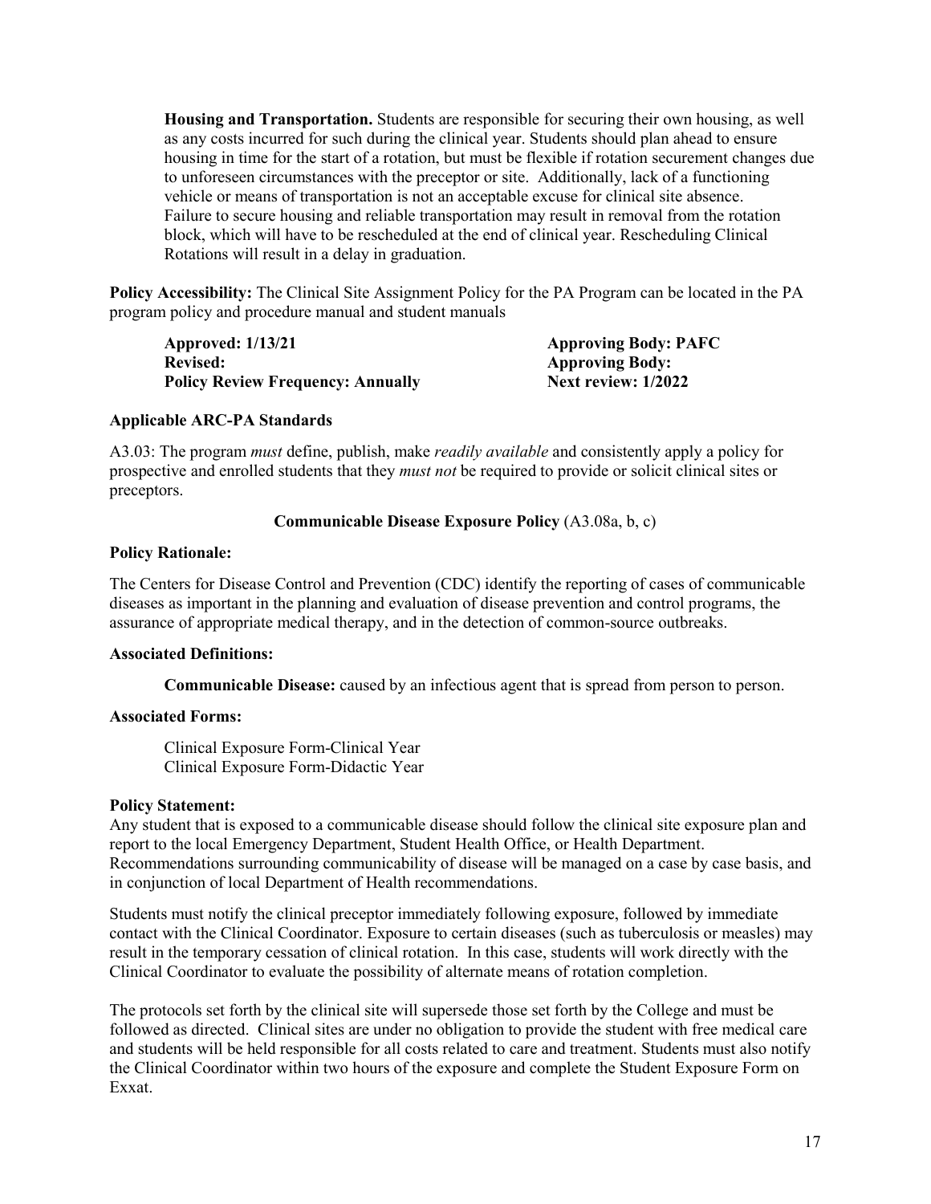**Housing and Transportation.** Students are responsible for securing their own housing, as well as any costs incurred for such during the clinical year. Students should plan ahead to ensure housing in time for the start of a rotation, but must be flexible if rotation securement changes due to unforeseen circumstances with the preceptor or site. Additionally, lack of a functioning vehicle or means of transportation is not an acceptable excuse for clinical site absence. Failure to secure housing and reliable transportation may result in removal from the rotation block, which will have to be rescheduled at the end of clinical year. Rescheduling Clinical Rotations will result in a delay in graduation.

**Policy Accessibility:** The Clinical Site Assignment Policy for the PA Program can be located in the PA program policy and procedure manual and student manuals

**Approved: 1/13/21** | **Approving Body: PAFC**
**Revised:** | **Approving Body:**
**Policy Review Frequency: Annually** | **Next review: 1/2022**

**Applicable ARC-PA Standards**

A3.03: The program *must* define, publish, make *readily available* and consistently apply a policy for prospective and enrolled students that they *must not* be required to provide or solicit clinical sites or preceptors.

## Communicable Disease Exposure Policy (A3.08a, b, c)

**Policy Rationale:**

The Centers for Disease Control and Prevention (CDC) identify the reporting of cases of communicable diseases as important in the planning and evaluation of disease prevention and control programs, the assurance of appropriate medical therapy, and in the detection of common-source outbreaks.

**Associated Definitions:**

**Communicable Disease:** caused by an infectious agent that is spread from person to person.

**Associated Forms:**

Clinical Exposure Form-Clinical Year
Clinical Exposure Form-Didactic Year

**Policy Statement:**

Any student that is exposed to a communicable disease should follow the clinical site exposure plan and report to the local Emergency Department, Student Health Office, or Health Department. Recommendations surrounding communicability of disease will be managed on a case by case basis, and in conjunction of local Department of Health recommendations.

Students must notify the clinical preceptor immediately following exposure, followed by immediate contact with the Clinical Coordinator. Exposure to certain diseases (such as tuberculosis or measles) may result in the temporary cessation of clinical rotation. In this case, students will work directly with the Clinical Coordinator to evaluate the possibility of alternate means of rotation completion.

The protocols set forth by the clinical site will supersede those set forth by the College and must be followed as directed. Clinical sites are under no obligation to provide the student with free medical care and students will be held responsible for all costs related to care and treatment. Students must also notify the Clinical Coordinator within two hours of the exposure and complete the Student Exposure Form on Exxat.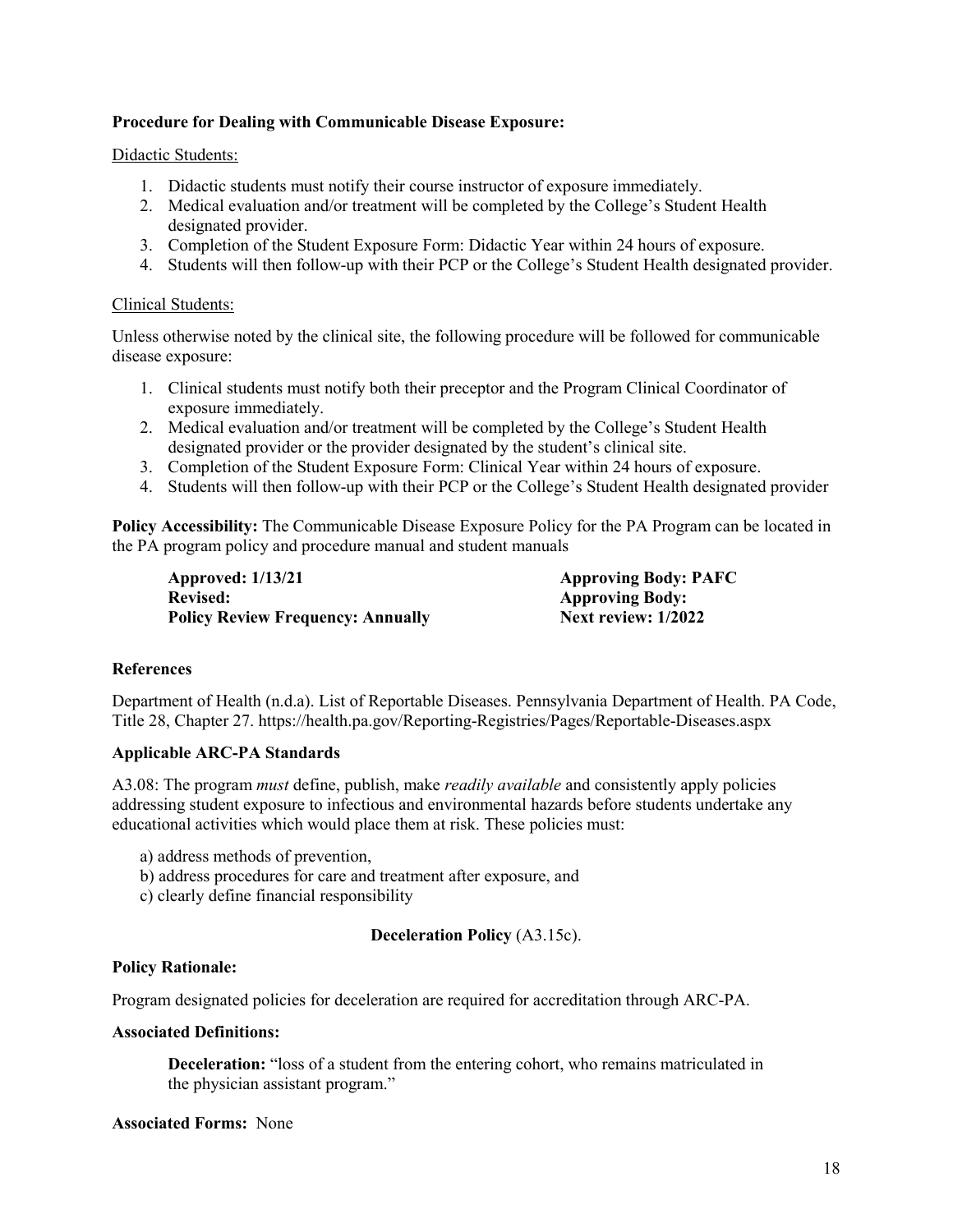**Procedure for Dealing with Communicable Disease Exposure:**

Didactic Students:

1. Didactic students must notify their course instructor of exposure immediately.
2. Medical evaluation and/or treatment will be completed by the College's Student Health designated provider.
3. Completion of the Student Exposure Form: Didactic Year within 24 hours of exposure.
4. Students will then follow-up with their PCP or the College's Student Health designated provider.

Clinical Students:

Unless otherwise noted by the clinical site, the following procedure will be followed for communicable disease exposure:

1. Clinical students must notify both their preceptor and the Program Clinical Coordinator of exposure immediately.
2. Medical evaluation and/or treatment will be completed by the College's Student Health designated provider or the provider designated by the student's clinical site.
3. Completion of the Student Exposure Form: Clinical Year within 24 hours of exposure.
4. Students will then follow-up with their PCP or the College's Student Health designated provider

**Policy Accessibility:** The Communicable Disease Exposure Policy for the PA Program can be located in the PA program policy and procedure manual and student manuals

| | |
|---|---|
| **Approved: 1/13/21** | **Approving Body: PAFC** |
| **Revised:** | **Approving Body:** |
| **Policy Review Frequency: Annually** | **Next review: 1/2022** |

**References**

Department of Health (n.d.a). List of Reportable Diseases. Pennsylvania Department of Health. PA Code, Title 28, Chapter 27. https://health.pa.gov/Reporting-Registries/Pages/Reportable-Diseases.aspx

**Applicable ARC-PA Standards**

A3.08: The program *must* define, publish, make *readily available* and consistently apply policies addressing student exposure to infectious and environmental hazards before students undertake any educational activities which would place them at risk. These policies must:

a) address methods of prevention,
b) address procedures for care and treatment after exposure, and
c) clearly define financial responsibility

**Deceleration Policy** (A3.15c).

**Policy Rationale:**

Program designated policies for deceleration are required for accreditation through ARC-PA.

**Associated Definitions:**

**Deceleration:** "loss of a student from the entering cohort, who remains matriculated in the physician assistant program."

**Associated Forms:** None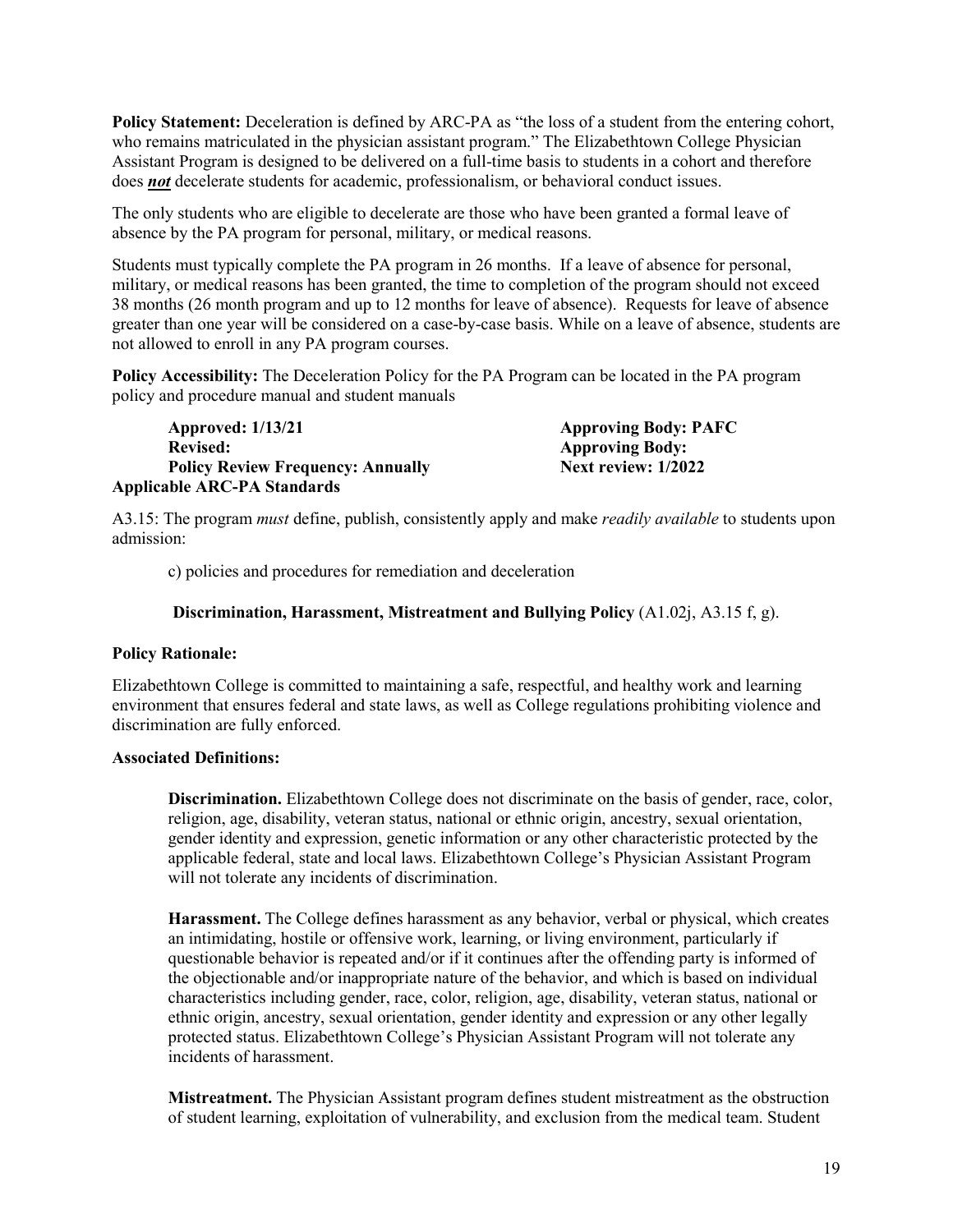**Policy Statement:** Deceleration is defined by ARC-PA as "the loss of a student from the entering cohort, who remains matriculated in the physician assistant program." The Elizabethtown College Physician Assistant Program is designed to be delivered on a full-time basis to students in a cohort and therefore does ***not*** decelerate students for academic, professionalism, or behavioral conduct issues.

The only students who are eligible to decelerate are those who have been granted a formal leave of absence by the PA program for personal, military, or medical reasons.

Students must typically complete the PA program in 26 months. If a leave of absence for personal, military, or medical reasons has been granted, the time to completion of the program should not exceed 38 months (26 month program and up to 12 months for leave of absence). Requests for leave of absence greater than one year will be considered on a case-by-case basis. While on a leave of absence, students are not allowed to enroll in any PA program courses.

**Policy Accessibility:** The Deceleration Policy for the PA Program can be located in the PA program policy and procedure manual and student manuals

**Approved: 1/13/21** **Approving Body: PAFC**
**Revised:** **Approving Body:**
**Policy Review Frequency: Annually** **Next review: 1/2022**

**Applicable ARC-PA Standards**

A3.15: The program *must* define, publish, consistently apply and make *readily available* to students upon admission:

c) policies and procedures for remediation and deceleration

**Discrimination, Harassment, Mistreatment and Bullying Policy** (A1.02j, A3.15 f, g).

**Policy Rationale:**

Elizabethtown College is committed to maintaining a safe, respectful, and healthy work and learning environment that ensures federal and state laws, as well as College regulations prohibiting violence and discrimination are fully enforced.

**Associated Definitions:**

**Discrimination.** Elizabethtown College does not discriminate on the basis of gender, race, color, religion, age, disability, veteran status, national or ethnic origin, ancestry, sexual orientation, gender identity and expression, genetic information or any other characteristic protected by the applicable federal, state and local laws. Elizabethtown College's Physician Assistant Program will not tolerate any incidents of discrimination.

**Harassment.** The College defines harassment as any behavior, verbal or physical, which creates an intimidating, hostile or offensive work, learning, or living environment, particularly if questionable behavior is repeated and/or if it continues after the offending party is informed of the objectionable and/or inappropriate nature of the behavior, and which is based on individual characteristics including gender, race, color, religion, age, disability, veteran status, national or ethnic origin, ancestry, sexual orientation, gender identity and expression or any other legally protected status. Elizabethtown College's Physician Assistant Program will not tolerate any incidents of harassment.

**Mistreatment.** The Physician Assistant program defines student mistreatment as the obstruction of student learning, exploitation of vulnerability, and exclusion from the medical team. Student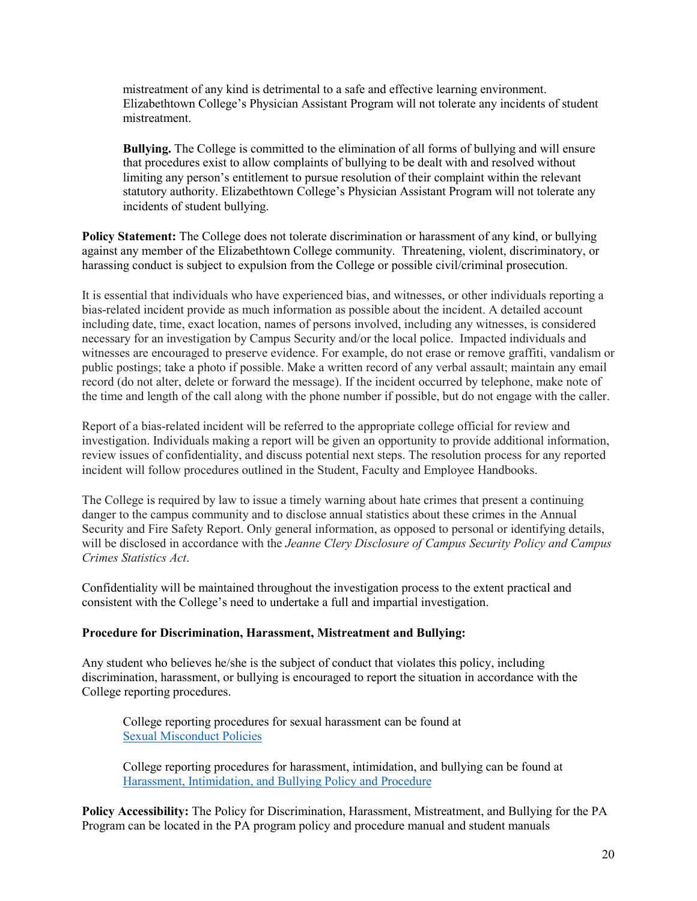mistreatment of any kind is detrimental to a safe and effective learning environment. Elizabethtown College's Physician Assistant Program will not tolerate any incidents of student mistreatment.

**Bullying.** The College is committed to the elimination of all forms of bullying and will ensure that procedures exist to allow complaints of bullying to be dealt with and resolved without limiting any person's entitlement to pursue resolution of their complaint within the relevant statutory authority. Elizabethtown College's Physician Assistant Program will not tolerate any incidents of student bullying.

**Policy Statement:** The College does not tolerate discrimination or harassment of any kind, or bullying against any member of the Elizabethtown College community. Threatening, violent, discriminatory, or harassing conduct is subject to expulsion from the College or possible civil/criminal prosecution.

It is essential that individuals who have experienced bias, and witnesses, or other individuals reporting a bias-related incident provide as much information as possible about the incident. A detailed account including date, time, exact location, names of persons involved, including any witnesses, is considered necessary for an investigation by Campus Security and/or the local police. Impacted individuals and witnesses are encouraged to preserve evidence. For example, do not erase or remove graffiti, vandalism or public postings; take a photo if possible. Make a written record of any verbal assault; maintain any email record (do not alter, delete or forward the message). If the incident occurred by telephone, make note of the time and length of the call along with the phone number if possible, but do not engage with the caller.

Report of a bias-related incident will be referred to the appropriate college official for review and investigation. Individuals making a report will be given an opportunity to provide additional information, review issues of confidentiality, and discuss potential next steps. The resolution process for any reported incident will follow procedures outlined in the Student, Faculty and Employee Handbooks.

The College is required by law to issue a timely warning about hate crimes that present a continuing danger to the campus community and to disclose annual statistics about these crimes in the Annual Security and Fire Safety Report. Only general information, as opposed to personal or identifying details, will be disclosed in accordance with the *Jeanne Clery Disclosure of Campus Security Policy and Campus Crimes Statistics Act*.

Confidentiality will be maintained throughout the investigation process to the extent practical and consistent with the College's need to undertake a full and impartial investigation.

**Procedure for Discrimination, Harassment, Mistreatment and Bullying:**

Any student who believes he/she is the subject of conduct that violates this policy, including discrimination, harassment, or bullying is encouraged to report the situation in accordance with the College reporting procedures.

College reporting procedures for sexual harassment can be found at Sexual Misconduct Policies

College reporting procedures for harassment, intimidation, and bullying can be found at Harassment, Intimidation, and Bullying Policy and Procedure

**Policy Accessibility:** The Policy for Discrimination, Harassment, Mistreatment, and Bullying for the PA Program can be located in the PA program policy and procedure manual and student manuals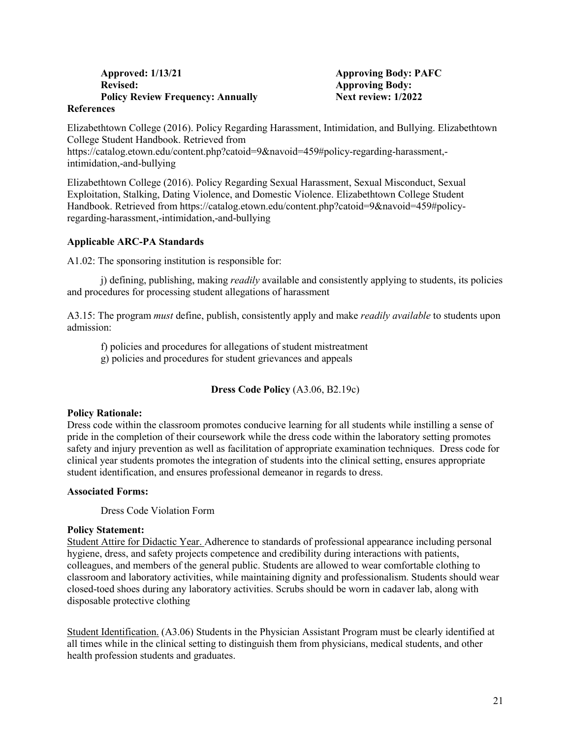**Approved: 1/13/21** | **Approving Body: PAFC**
**Revised:** | **Approving Body:**
**Policy Review Frequency: Annually** | **Next review: 1/2022**

**References**

Elizabethtown College (2016). Policy Regarding Harassment, Intimidation, and Bullying. Elizabethtown College Student Handbook. Retrieved from https://catalog.etown.edu/content.php?catoid=9&navoid=459#policy-regarding-harassment,-intimidation,-and-bullying

Elizabethtown College (2016). Policy Regarding Sexual Harassment, Sexual Misconduct, Sexual Exploitation, Stalking, Dating Violence, and Domestic Violence. Elizabethtown College Student Handbook. Retrieved from https://catalog.etown.edu/content.php?catoid=9&navoid=459#policy-regarding-harassment,-intimidation,-and-bullying

**Applicable ARC-PA Standards**

A1.02: The sponsoring institution is responsible for:

j) defining, publishing, making *readily* available and consistently applying to students, its policies and procedures for processing student allegations of harassment

A3.15: The program *must* define, publish, consistently apply and make *readily available* to students upon admission:

f) policies and procedures for allegations of student mistreatment
g) policies and procedures for student grievances and appeals

## **Dress Code Policy** (A3.06, B2.19c)

**Policy Rationale:**
Dress code within the classroom promotes conducive learning for all students while instilling a sense of pride in the completion of their coursework while the dress code within the laboratory setting promotes safety and injury prevention as well as facilitation of appropriate examination techniques. Dress code for clinical year students promotes the integration of students into the clinical setting, ensures appropriate student identification, and ensures professional demeanor in regards to dress.

**Associated Forms:**

Dress Code Violation Form

**Policy Statement:**
Student Attire for Didactic Year. Adherence to standards of professional appearance including personal hygiene, dress, and safety projects competence and credibility during interactions with patients, colleagues, and members of the general public. Students are allowed to wear comfortable clothing to classroom and laboratory activities, while maintaining dignity and professionalism. Students should wear closed-toed shoes during any laboratory activities. Scrubs should be worn in cadaver lab, along with disposable protective clothing

Student Identification. (A3.06) Students in the Physician Assistant Program must be clearly identified at all times while in the clinical setting to distinguish them from physicians, medical students, and other health profession students and graduates.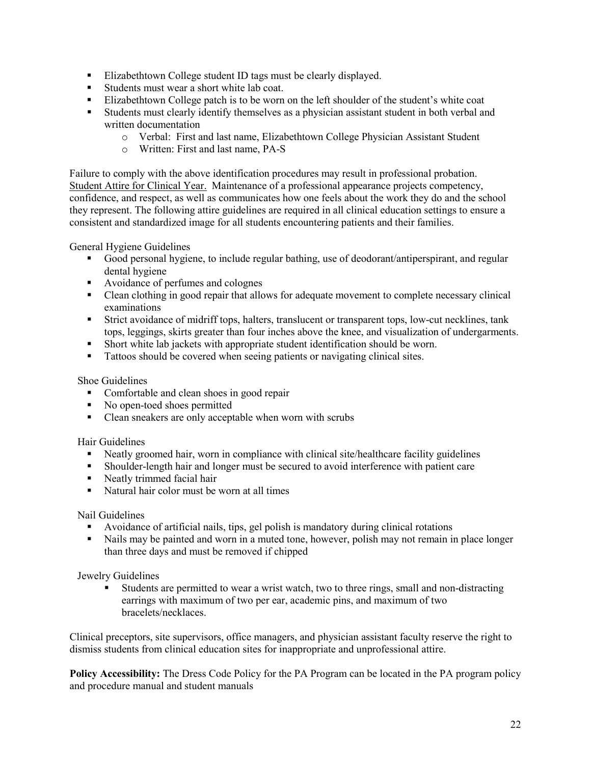- Elizabethtown College student ID tags must be clearly displayed.
- Students must wear a short white lab coat.
- Elizabethtown College patch is to be worn on the left shoulder of the student's white coat
- Students must clearly identify themselves as a physician assistant student in both verbal and written documentation
    - Verbal: First and last name, Elizabethtown College Physician Assistant Student
    - Written: First and last name, PA-S

Failure to comply with the above identification procedures may result in professional probation.
Student Attire for Clinical Year. Maintenance of a professional appearance projects competency, confidence, and respect, as well as communicates how one feels about the work they do and the school they represent. The following attire guidelines are required in all clinical education settings to ensure a consistent and standardized image for all students encountering patients and their families.

General Hygiene Guidelines

- Good personal hygiene, to include regular bathing, use of deodorant/antiperspirant, and regular dental hygiene
- Avoidance of perfumes and colognes
- Clean clothing in good repair that allows for adequate movement to complete necessary clinical examinations
- Strict avoidance of midriff tops, halters, translucent or transparent tops, low-cut necklines, tank tops, leggings, skirts greater than four inches above the knee, and visualization of undergarments.
- Short white lab jackets with appropriate student identification should be worn.
- Tattoos should be covered when seeing patients or navigating clinical sites.

Shoe Guidelines

- Comfortable and clean shoes in good repair
- No open-toed shoes permitted
- Clean sneakers are only acceptable when worn with scrubs

Hair Guidelines

- Neatly groomed hair, worn in compliance with clinical site/healthcare facility guidelines
- Shoulder-length hair and longer must be secured to avoid interference with patient care
- Neatly trimmed facial hair
- Natural hair color must be worn at all times

Nail Guidelines

- Avoidance of artificial nails, tips, gel polish is mandatory during clinical rotations
- Nails may be painted and worn in a muted tone, however, polish may not remain in place longer than three days and must be removed if chipped

Jewelry Guidelines

- Students are permitted to wear a wrist watch, two to three rings, small and non-distracting earrings with maximum of two per ear, academic pins, and maximum of two bracelets/necklaces.

Clinical preceptors, site supervisors, office managers, and physician assistant faculty reserve the right to dismiss students from clinical education sites for inappropriate and unprofessional attire.

**Policy Accessibility:** The Dress Code Policy for the PA Program can be located in the PA program policy and procedure manual and student manuals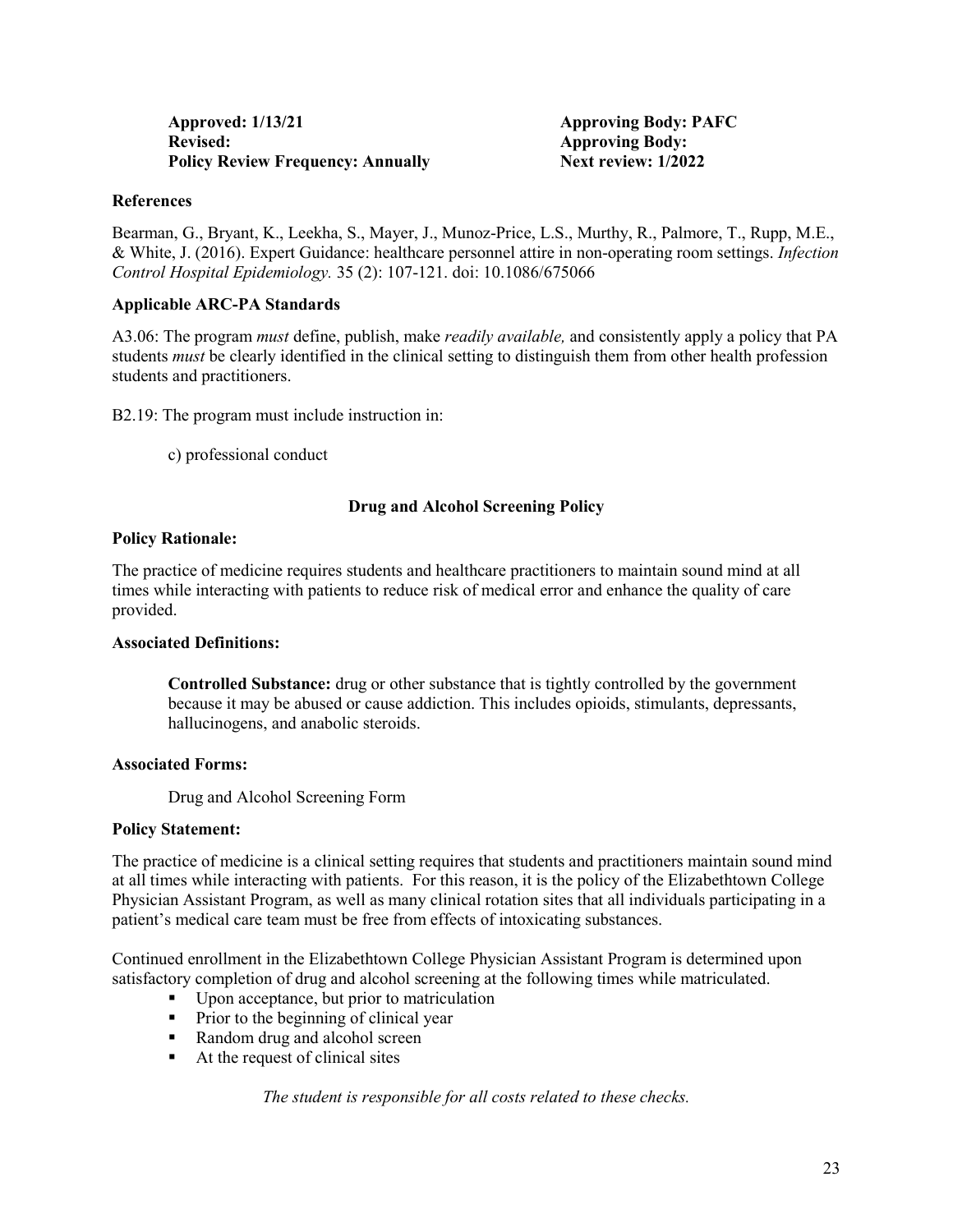**Approved: 1/13/21** **Approving Body: PAFC**
**Revised:** **Approving Body:**
**Policy Review Frequency: Annually** **Next review: 1/2022**

**References**

Bearman, G., Bryant, K., Leekha, S., Mayer, J., Munoz-Price, L.S., Murthy, R., Palmore, T., Rupp, M.E., & White, J. (2016). Expert Guidance: healthcare personnel attire in non-operating room settings. *Infection Control Hospital Epidemiology.* 35 (2): 107-121. doi: 10.1086/675066

**Applicable ARC-PA Standards**

A3.06: The program *must* define, publish, make *readily available,* and consistently apply a policy that PA students *must* be clearly identified in the clinical setting to distinguish them from other health profession students and practitioners.

B2.19: The program must include instruction in:

c) professional conduct

## Drug and Alcohol Screening Policy

**Policy Rationale:**

The practice of medicine requires students and healthcare practitioners to maintain sound mind at all times while interacting with patients to reduce risk of medical error and enhance the quality of care provided.

**Associated Definitions:**

**Controlled Substance:** drug or other substance that is tightly controlled by the government because it may be abused or cause addiction. This includes opioids, stimulants, depressants, hallucinogens, and anabolic steroids.

**Associated Forms:**

Drug and Alcohol Screening Form

**Policy Statement:**

The practice of medicine is a clinical setting requires that students and practitioners maintain sound mind at all times while interacting with patients. For this reason, it is the policy of the Elizabethtown College Physician Assistant Program, as well as many clinical rotation sites that all individuals participating in a patient's medical care team must be free from effects of intoxicating substances.

Continued enrollment in the Elizabethtown College Physician Assistant Program is determined upon satisfactory completion of drug and alcohol screening at the following times while matriculated.

- Upon acceptance, but prior to matriculation
- Prior to the beginning of clinical year
- Random drug and alcohol screen
- At the request of clinical sites

*The student is responsible for all costs related to these checks.*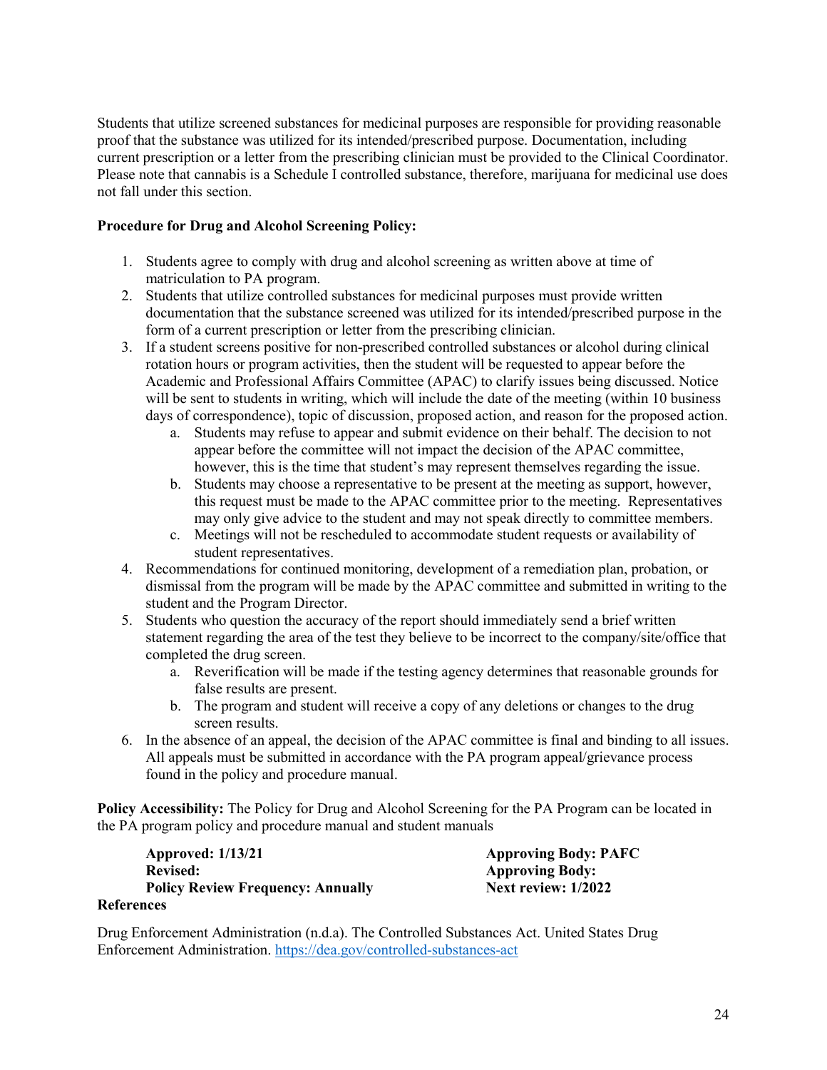Students that utilize screened substances for medicinal purposes are responsible for providing reasonable proof that the substance was utilized for its intended/prescribed purpose. Documentation, including current prescription or a letter from the prescribing clinician must be provided to the Clinical Coordinator. Please note that cannabis is a Schedule I controlled substance, therefore, marijuana for medicinal use does not fall under this section.

**Procedure for Drug and Alcohol Screening Policy:**

1. Students agree to comply with drug and alcohol screening as written above at time of matriculation to PA program.
2. Students that utilize controlled substances for medicinal purposes must provide written documentation that the substance screened was utilized for its intended/prescribed purpose in the form of a current prescription or letter from the prescribing clinician.
3. If a student screens positive for non-prescribed controlled substances or alcohol during clinical rotation hours or program activities, then the student will be requested to appear before the Academic and Professional Affairs Committee (APAC) to clarify issues being discussed. Notice will be sent to students in writing, which will include the date of the meeting (within 10 business days of correspondence), topic of discussion, proposed action, and reason for the proposed action.
    a. Students may refuse to appear and submit evidence on their behalf. The decision to not appear before the committee will not impact the decision of the APAC committee, however, this is the time that student's may represent themselves regarding the issue.
    b. Students may choose a representative to be present at the meeting as support, however, this request must be made to the APAC committee prior to the meeting. Representatives may only give advice to the student and may not speak directly to committee members.
    c. Meetings will not be rescheduled to accommodate student requests or availability of student representatives.
4. Recommendations for continued monitoring, development of a remediation plan, probation, or dismissal from the program will be made by the APAC committee and submitted in writing to the student and the Program Director.
5. Students who question the accuracy of the report should immediately send a brief written statement regarding the area of the test they believe to be incorrect to the company/site/office that completed the drug screen.
    a. Reverification will be made if the testing agency determines that reasonable grounds for false results are present.
    b. The program and student will receive a copy of any deletions or changes to the drug screen results.
6. In the absence of an appeal, the decision of the APAC committee is final and binding to all issues. All appeals must be submitted in accordance with the PA program appeal/grievance process found in the policy and procedure manual.

**Policy Accessibility:** The Policy for Drug and Alcohol Screening for the PA Program can be located in the PA program policy and procedure manual and student manuals

**Approved: 1/13/21** **Approving Body: PAFC**
**Revised:** **Approving Body:**
**Policy Review Frequency: Annually** **Next review: 1/2022**

**References**

Drug Enforcement Administration (n.d.a). The Controlled Substances Act. United States Drug Enforcement Administration. https://dea.gov/controlled-substances-act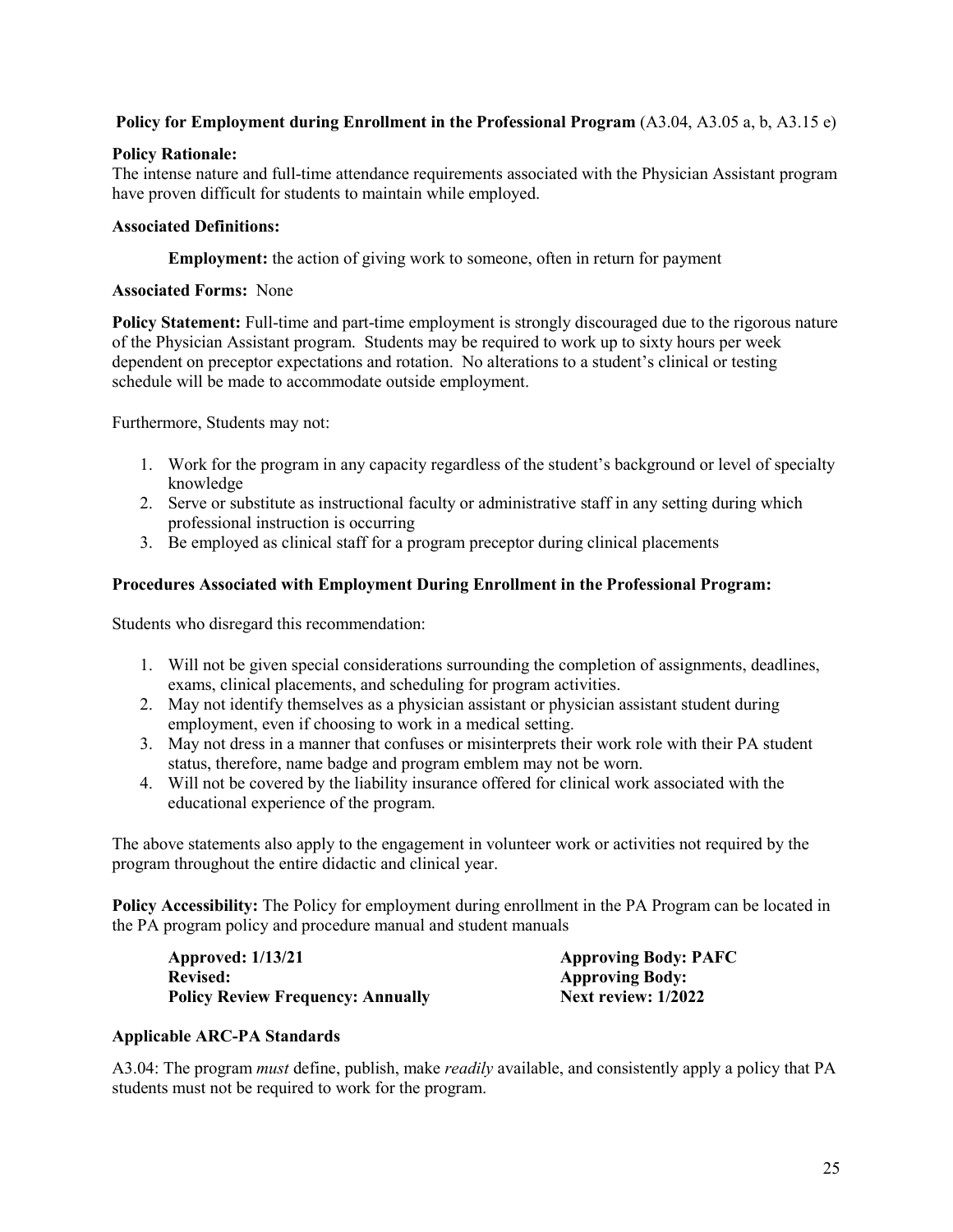**Policy for Employment during Enrollment in the Professional Program** (A3.04, A3.05 a, b, A3.15 e)

**Policy Rationale:**
The intense nature and full-time attendance requirements associated with the Physician Assistant program have proven difficult for students to maintain while employed.

**Associated Definitions:**

**Employment:** the action of giving work to someone, often in return for payment

**Associated Forms:** None

**Policy Statement:** Full-time and part-time employment is strongly discouraged due to the rigorous nature of the Physician Assistant program. Students may be required to work up to sixty hours per week dependent on preceptor expectations and rotation. No alterations to a student's clinical or testing schedule will be made to accommodate outside employment.

Furthermore, Students may not:

1. Work for the program in any capacity regardless of the student's background or level of specialty knowledge
2. Serve or substitute as instructional faculty or administrative staff in any setting during which professional instruction is occurring
3. Be employed as clinical staff for a program preceptor during clinical placements

**Procedures Associated with Employment During Enrollment in the Professional Program:**

Students who disregard this recommendation:

1. Will not be given special considerations surrounding the completion of assignments, deadlines, exams, clinical placements, and scheduling for program activities.
2. May not identify themselves as a physician assistant or physician assistant student during employment, even if choosing to work in a medical setting.
3. May not dress in a manner that confuses or misinterprets their work role with their PA student status, therefore, name badge and program emblem may not be worn.
4. Will not be covered by the liability insurance offered for clinical work associated with the educational experience of the program.

The above statements also apply to the engagement in volunteer work or activities not required by the program throughout the entire didactic and clinical year.

**Policy Accessibility:** The Policy for employment during enrollment in the PA Program can be located in the PA program policy and procedure manual and student manuals

**Approved: 1/13/21** **Approving Body: PAFC**
**Revised:** **Approving Body:**
**Policy Review Frequency: Annually** **Next review: 1/2022**

**Applicable ARC-PA Standards**

A3.04: The program *must* define, publish, make *readily* available, and consistently apply a policy that PA students must not be required to work for the program.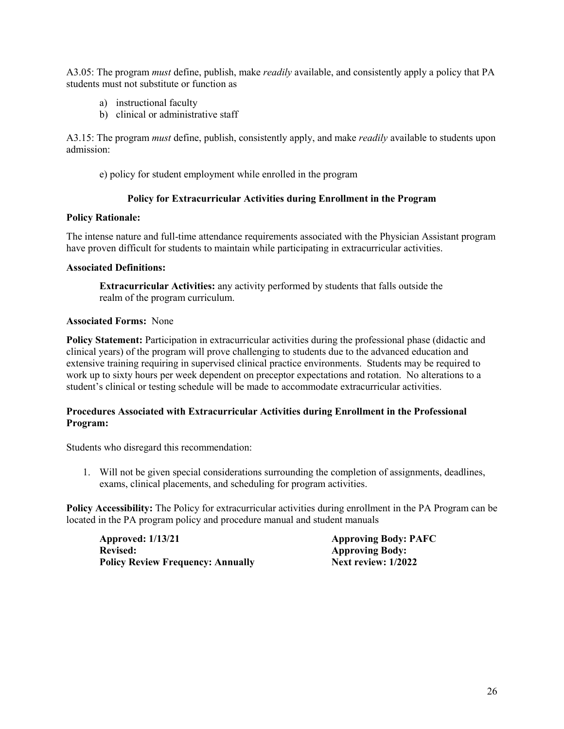A3.05: The program *must* define, publish, make *readily* available, and consistently apply a policy that PA students must not substitute or function as

a) instructional faculty
b) clinical or administrative staff

A3.15: The program *must* define, publish, consistently apply, and make *readily* available to students upon admission:

e) policy for student employment while enrolled in the program

### Policy for Extracurricular Activities during Enrollment in the Program

**Policy Rationale:**

The intense nature and full-time attendance requirements associated with the Physician Assistant program have proven difficult for students to maintain while participating in extracurricular activities.

**Associated Definitions:**

**Extracurricular Activities:** any activity performed by students that falls outside the realm of the program curriculum.

**Associated Forms:** None

**Policy Statement:** Participation in extracurricular activities during the professional phase (didactic and clinical years) of the program will prove challenging to students due to the advanced education and extensive training requiring in supervised clinical practice environments. Students may be required to work up to sixty hours per week dependent on preceptor expectations and rotation. No alterations to a student's clinical or testing schedule will be made to accommodate extracurricular activities.

**Procedures Associated with Extracurricular Activities during Enrollment in the Professional Program:**

Students who disregard this recommendation:

1. Will not be given special considerations surrounding the completion of assignments, deadlines, exams, clinical placements, and scheduling for program activities.

**Policy Accessibility:** The Policy for extracurricular activities during enrollment in the PA Program can be located in the PA program policy and procedure manual and student manuals

**Approved: 1/13/21** | **Approving Body: PAFC**
**Revised:** | **Approving Body:**
**Policy Review Frequency: Annually** | **Next review: 1/2022**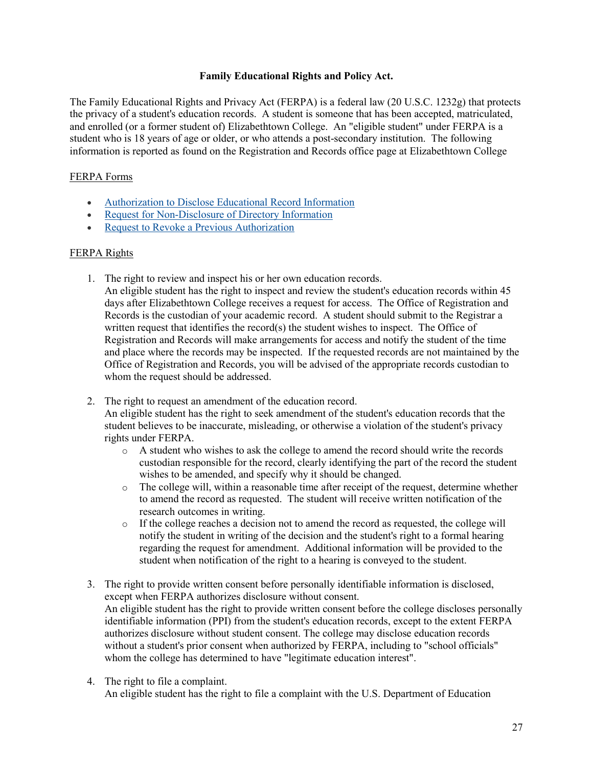**Family Educational Rights and Policy Act.**

The Family Educational Rights and Privacy Act (FERPA) is a federal law (20 U.S.C. 1232g) that protects the privacy of a student's education records. A student is someone that has been accepted, matriculated, and enrolled (or a former student of) Elizabethtown College. An "eligible student" under FERPA is a student who is 18 years of age or older, or who attends a post-secondary institution. The following information is reported as found on the Registration and Records office page at Elizabethtown College

FERPA Forms

- Authorization to Disclose Educational Record Information
- Request for Non-Disclosure of Directory Information
- Request to Revoke a Previous Authorization

FERPA Rights

1. The right to review and inspect his or her own education records.
   An eligible student has the right to inspect and review the student's education records within 45 days after Elizabethtown College receives a request for access. The Office of Registration and Records is the custodian of your academic record. A student should submit to the Registrar a written request that identifies the record(s) the student wishes to inspect. The Office of Registration and Records will make arrangements for access and notify the student of the time and place where the records may be inspected. If the requested records are not maintained by the Office of Registration and Records, you will be advised of the appropriate records custodian to whom the request should be addressed.

2. The right to request an amendment of the education record.
   An eligible student has the right to seek amendment of the student's education records that the student believes to be inaccurate, misleading, or otherwise a violation of the student's privacy rights under FERPA.
   - A student who wishes to ask the college to amend the record should write the records custodian responsible for the record, clearly identifying the part of the record the student wishes to be amended, and specify why it should be changed.
   - The college will, within a reasonable time after receipt of the request, determine whether to amend the record as requested. The student will receive written notification of the research outcomes in writing.
   - If the college reaches a decision not to amend the record as requested, the college will notify the student in writing of the decision and the student's right to a formal hearing regarding the request for amendment. Additional information will be provided to the student when notification of the right to a hearing is conveyed to the student.

3. The right to provide written consent before personally identifiable information is disclosed, except when FERPA authorizes disclosure without consent.
   An eligible student has the right to provide written consent before the college discloses personally identifiable information (PPI) from the student's education records, except to the extent FERPA authorizes disclosure without student consent. The college may disclose education records without a student's prior consent when authorized by FERPA, including to "school officials" whom the college has determined to have "legitimate education interest".

4. The right to file a complaint.
   An eligible student has the right to file a complaint with the U.S. Department of Education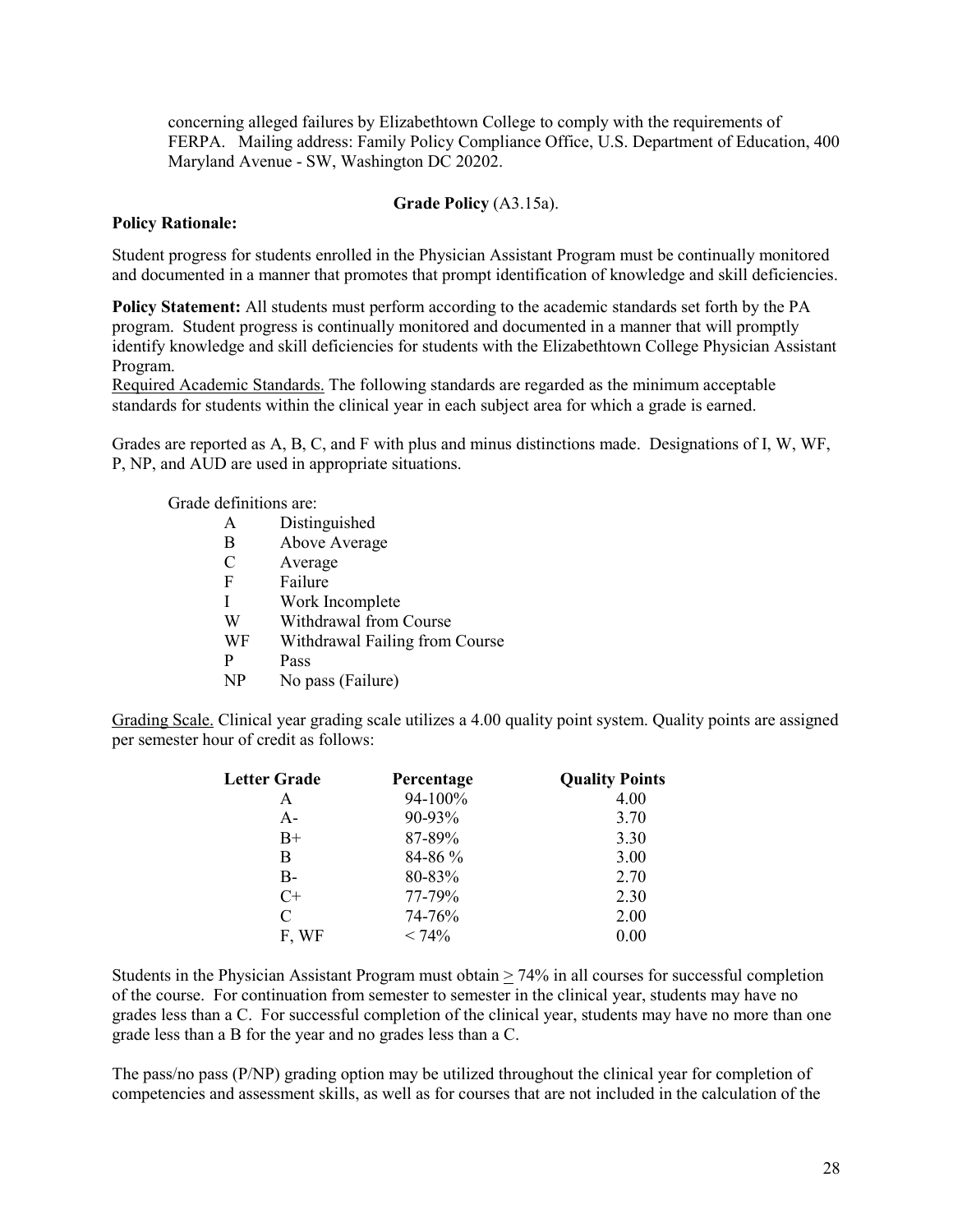concerning alleged failures by Elizabethtown College to comply with the requirements of FERPA. Mailing address: Family Policy Compliance Office, U.S. Department of Education, 400 Maryland Avenue - SW, Washington DC 20202.

**Grade Policy** (A3.15a).

**Policy Rationale:**

Student progress for students enrolled in the Physician Assistant Program must be continually monitored and documented in a manner that promotes that prompt identification of knowledge and skill deficiencies.

**Policy Statement:** All students must perform according to the academic standards set forth by the PA program. Student progress is continually monitored and documented in a manner that will promptly identify knowledge and skill deficiencies for students with the Elizabethtown College Physician Assistant Program.

Required Academic Standards. The following standards are regarded as the minimum acceptable standards for students within the clinical year in each subject area for which a grade is earned.

Grades are reported as A, B, C, and F with plus and minus distinctions made. Designations of I, W, WF, P, NP, and AUD are used in appropriate situations.

Grade definitions are:

| | |
|---|---|
| A | Distinguished |
| B | Above Average |
| C | Average |
| F | Failure |
| I | Work Incomplete |
| W | Withdrawal from Course |
| WF | Withdrawal Failing from Course |
| P | Pass |
| NP | No pass (Failure) |

Grading Scale. Clinical year grading scale utilizes a 4.00 quality point system. Quality points are assigned per semester hour of credit as follows:

| Letter Grade | Percentage | Quality Points |
|---|---|---|
| A | 94-100% | 4.00 |
| A- | 90-93% | 3.70 |
| B+ | 87-89% | 3.30 |
| B | 84-86 % | 3.00 |
| B- | 80-83% | 2.70 |
| C+ | 77-79% | 2.30 |
| C | 74-76% | 2.00 |
| F, WF | < 74% | 0.00 |

Students in the Physician Assistant Program must obtain ≥ 74% in all courses for successful completion of the course. For continuation from semester to semester in the clinical year, students may have no grades less than a C. For successful completion of the clinical year, students may have no more than one grade less than a B for the year and no grades less than a C.

The pass/no pass (P/NP) grading option may be utilized throughout the clinical year for completion of competencies and assessment skills, as well as for courses that are not included in the calculation of the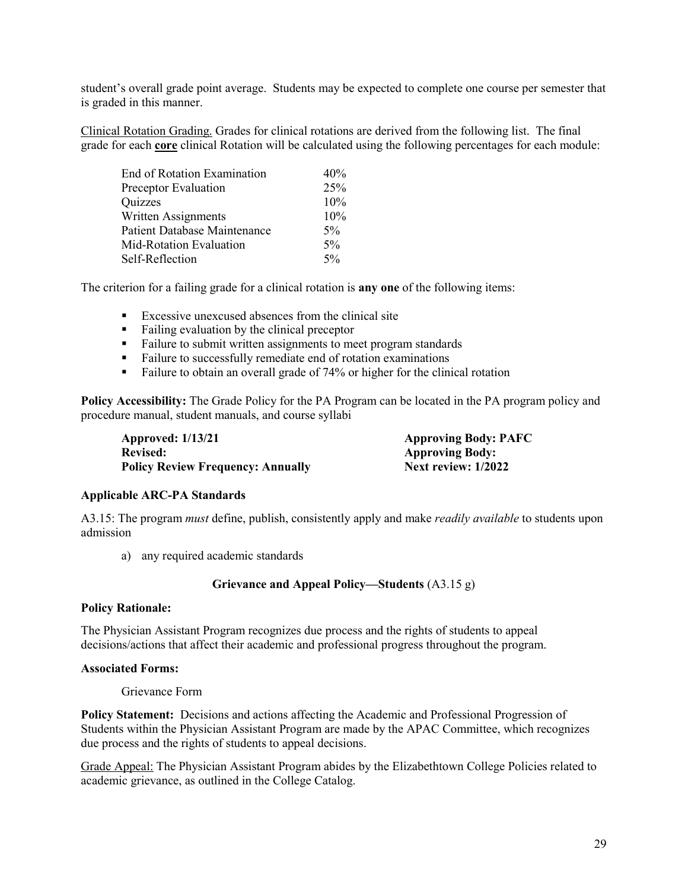student's overall grade point average. Students may be expected to complete one course per semester that is graded in this manner.

<u>Clinical Rotation Grading.</u> Grades for clinical rotations are derived from the following list. The final grade for each **<u>core</u>** clinical Rotation will be calculated using the following percentages for each module:

| Component | Percentage |
|---|---|
| End of Rotation Examination | 40% |
| Preceptor Evaluation | 25% |
| Quizzes | 10% |
| Written Assignments | 10% |
| Patient Database Maintenance | 5% |
| Mid-Rotation Evaluation | 5% |
| Self-Reflection | 5% |

The criterion for a failing grade for a clinical rotation is **any one** of the following items:

- Excessive unexcused absences from the clinical site
- Failing evaluation by the clinical preceptor
- Failure to submit written assignments to meet program standards
- Failure to successfully remediate end of rotation examinations
- Failure to obtain an overall grade of 74% or higher for the clinical rotation

**Policy Accessibility:** The Grade Policy for the PA Program can be located in the PA program policy and procedure manual, student manuals, and course syllabi

**Approved: 1/13/21** | **Approving Body: PAFC**
**Revised:** | **Approving Body:**
**Policy Review Frequency: Annually** | **Next review: 1/2022**

**Applicable ARC-PA Standards**

A3.15: The program *must* define, publish, consistently apply and make *readily available* to students upon admission

a) any required academic standards

## Grievance and Appeal Policy—Students (A3.15 g)

**Policy Rationale:**

The Physician Assistant Program recognizes due process and the rights of students to appeal decisions/actions that affect their academic and professional progress throughout the program.

**Associated Forms:**

Grievance Form

**Policy Statement:** Decisions and actions affecting the Academic and Professional Progression of Students within the Physician Assistant Program are made by the APAC Committee, which recognizes due process and the rights of students to appeal decisions.

<u>Grade Appeal:</u> The Physician Assistant Program abides by the Elizabethtown College Policies related to academic grievance, as outlined in the College Catalog.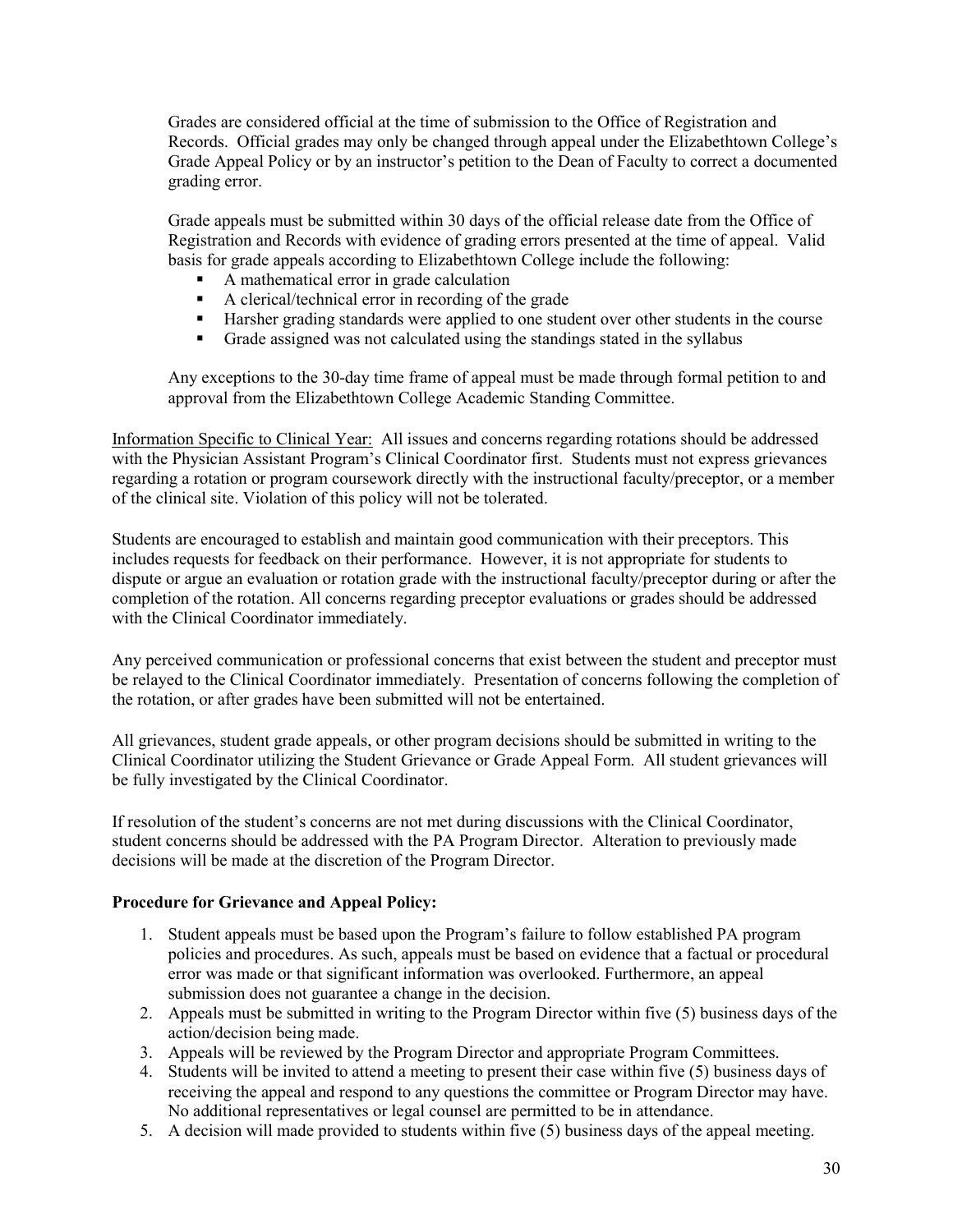Grades are considered official at the time of submission to the Office of Registration and Records. Official grades may only be changed through appeal under the Elizabethtown College's Grade Appeal Policy or by an instructor's petition to the Dean of Faculty to correct a documented grading error.

Grade appeals must be submitted within 30 days of the official release date from the Office of Registration and Records with evidence of grading errors presented at the time of appeal. Valid basis for grade appeals according to Elizabethtown College include the following:

- A mathematical error in grade calculation
- A clerical/technical error in recording of the grade
- Harsher grading standards were applied to one student over other students in the course
- Grade assigned was not calculated using the standings stated in the syllabus

Any exceptions to the 30-day time frame of appeal must be made through formal petition to and approval from the Elizabethtown College Academic Standing Committee.

Information Specific to Clinical Year: All issues and concerns regarding rotations should be addressed with the Physician Assistant Program's Clinical Coordinator first. Students must not express grievances regarding a rotation or program coursework directly with the instructional faculty/preceptor, or a member of the clinical site. Violation of this policy will not be tolerated.

Students are encouraged to establish and maintain good communication with their preceptors. This includes requests for feedback on their performance. However, it is not appropriate for students to dispute or argue an evaluation or rotation grade with the instructional faculty/preceptor during or after the completion of the rotation. All concerns regarding preceptor evaluations or grades should be addressed with the Clinical Coordinator immediately.

Any perceived communication or professional concerns that exist between the student and preceptor must be relayed to the Clinical Coordinator immediately. Presentation of concerns following the completion of the rotation, or after grades have been submitted will not be entertained.

All grievances, student grade appeals, or other program decisions should be submitted in writing to the Clinical Coordinator utilizing the Student Grievance or Grade Appeal Form. All student grievances will be fully investigated by the Clinical Coordinator.

If resolution of the student's concerns are not met during discussions with the Clinical Coordinator, student concerns should be addressed with the PA Program Director. Alteration to previously made decisions will be made at the discretion of the Program Director.

**Procedure for Grievance and Appeal Policy:**

1. Student appeals must be based upon the Program's failure to follow established PA program policies and procedures. As such, appeals must be based on evidence that a factual or procedural error was made or that significant information was overlooked. Furthermore, an appeal submission does not guarantee a change in the decision.
2. Appeals must be submitted in writing to the Program Director within five (5) business days of the action/decision being made.
3. Appeals will be reviewed by the Program Director and appropriate Program Committees.
4. Students will be invited to attend a meeting to present their case within five (5) business days of receiving the appeal and respond to any questions the committee or Program Director may have. No additional representatives or legal counsel are permitted to be in attendance.
5. A decision will made provided to students within five (5) business days of the appeal meeting.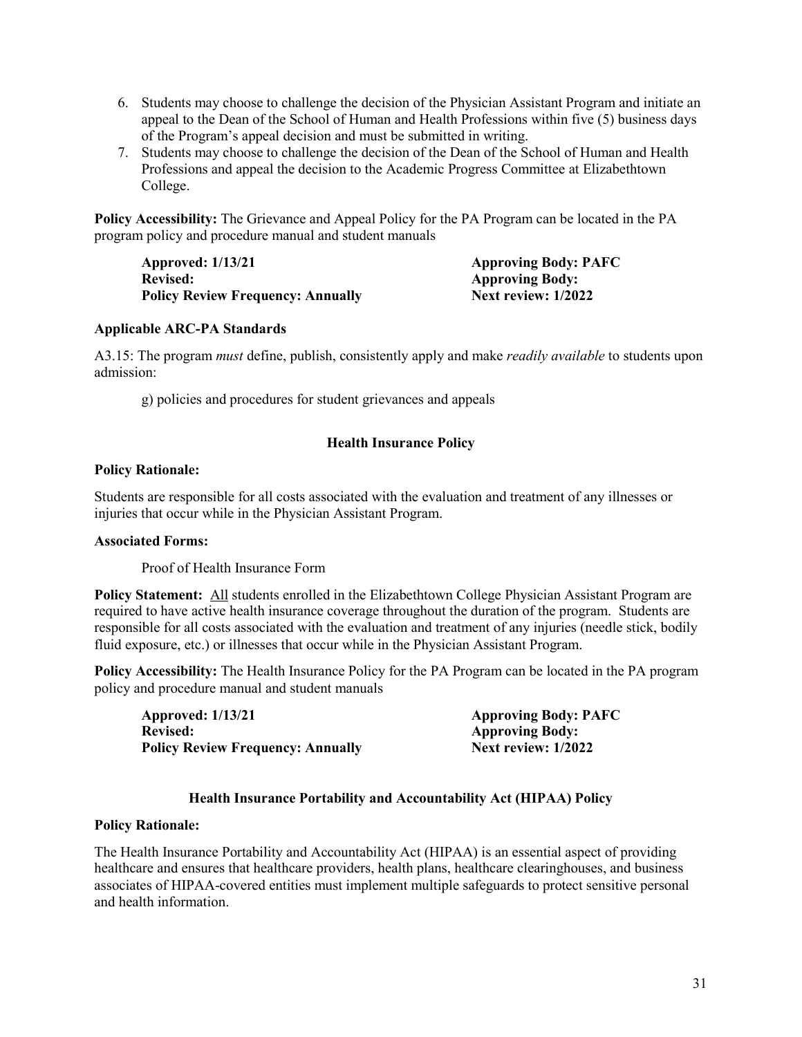6. Students may choose to challenge the decision of the Physician Assistant Program and initiate an appeal to the Dean of the School of Human and Health Professions within five (5) business days of the Program's appeal decision and must be submitted in writing.
7. Students may choose to challenge the decision of the Dean of the School of Human and Health Professions and appeal the decision to the Academic Progress Committee at Elizabethtown College.

**Policy Accessibility:** The Grievance and Appeal Policy for the PA Program can be located in the PA program policy and procedure manual and student manuals

| | |
|---|---|
| **Approved: 1/13/21** | **Approving Body: PAFC** |
| **Revised:** | **Approving Body:** |
| **Policy Review Frequency: Annually** | **Next review: 1/2022** |

**Applicable ARC-PA Standards**

A3.15: The program *must* define, publish, consistently apply and make *readily available* to students upon admission:

g) policies and procedures for student grievances and appeals

## Health Insurance Policy

**Policy Rationale:**

Students are responsible for all costs associated with the evaluation and treatment of any illnesses or injuries that occur while in the Physician Assistant Program.

**Associated Forms:**

Proof of Health Insurance Form

**Policy Statement:** All students enrolled in the Elizabethtown College Physician Assistant Program are required to have active health insurance coverage throughout the duration of the program. Students are responsible for all costs associated with the evaluation and treatment of any injuries (needle stick, bodily fluid exposure, etc.) or illnesses that occur while in the Physician Assistant Program.

**Policy Accessibility:** The Health Insurance Policy for the PA Program can be located in the PA program policy and procedure manual and student manuals

| | |
|---|---|
| **Approved: 1/13/21** | **Approving Body: PAFC** |
| **Revised:** | **Approving Body:** |
| **Policy Review Frequency: Annually** | **Next review: 1/2022** |

## Health Insurance Portability and Accountability Act (HIPAA) Policy

**Policy Rationale:**

The Health Insurance Portability and Accountability Act (HIPAA) is an essential aspect of providing healthcare and ensures that healthcare providers, health plans, healthcare clearinghouses, and business associates of HIPAA-covered entities must implement multiple safeguards to protect sensitive personal and health information.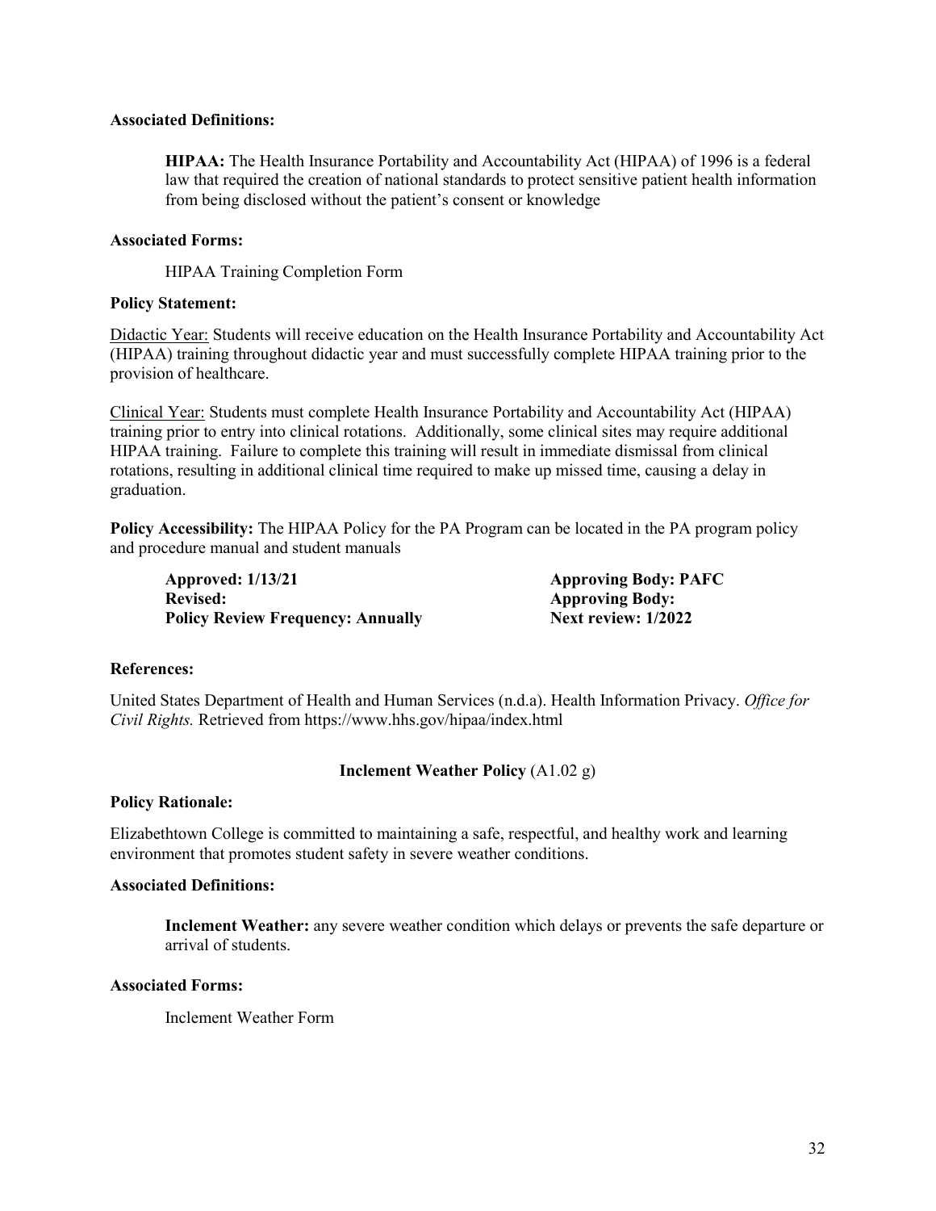**Associated Definitions:**

> **HIPAA:** The Health Insurance Portability and Accountability Act (HIPAA) of 1996 is a federal law that required the creation of national standards to protect sensitive patient health information from being disclosed without the patient's consent or knowledge

**Associated Forms:**

> HIPAA Training Completion Form

**Policy Statement:**

Didactic Year: Students will receive education on the Health Insurance Portability and Accountability Act (HIPAA) training throughout didactic year and must successfully complete HIPAA training prior to the provision of healthcare.

Clinical Year: Students must complete Health Insurance Portability and Accountability Act (HIPAA) training prior to entry into clinical rotations. Additionally, some clinical sites may require additional HIPAA training. Failure to complete this training will result in immediate dismissal from clinical rotations, resulting in additional clinical time required to make up missed time, causing a delay in graduation.

**Policy Accessibility:** The HIPAA Policy for the PA Program can be located in the PA program policy and procedure manual and student manuals

| | |
|---|---|
| **Approved: 1/13/21** | **Approving Body: PAFC** |
| **Revised:** | **Approving Body:** |
| **Policy Review Frequency: Annually** | **Next review: 1/2022** |

**References:**

United States Department of Health and Human Services (n.d.a). Health Information Privacy. *Office for Civil Rights.* Retrieved from https://www.hhs.gov/hipaa/index.html

## **Inclement Weather Policy** (A1.02 g)

**Policy Rationale:**

Elizabethtown College is committed to maintaining a safe, respectful, and healthy work and learning environment that promotes student safety in severe weather conditions.

**Associated Definitions:**

> **Inclement Weather:** any severe weather condition which delays or prevents the safe departure or arrival of students.

**Associated Forms:**

> Inclement Weather Form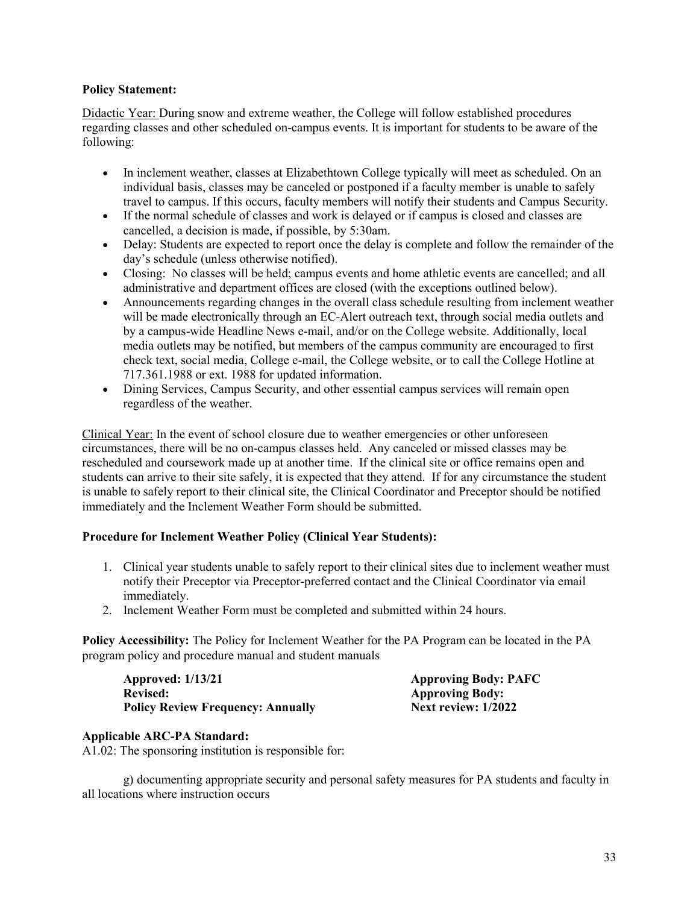**Policy Statement:**

Didactic Year: During snow and extreme weather, the College will follow established procedures regarding classes and other scheduled on-campus events. It is important for students to be aware of the following:

- In inclement weather, classes at Elizabethtown College typically will meet as scheduled. On an individual basis, classes may be canceled or postponed if a faculty member is unable to safely travel to campus. If this occurs, faculty members will notify their students and Campus Security.
- If the normal schedule of classes and work is delayed or if campus is closed and classes are cancelled, a decision is made, if possible, by 5:30am.
- Delay: Students are expected to report once the delay is complete and follow the remainder of the day's schedule (unless otherwise notified).
- Closing: No classes will be held; campus events and home athletic events are cancelled; and all administrative and department offices are closed (with the exceptions outlined below).
- Announcements regarding changes in the overall class schedule resulting from inclement weather will be made electronically through an EC-Alert outreach text, through social media outlets and by a campus-wide Headline News e-mail, and/or on the College website. Additionally, local media outlets may be notified, but members of the campus community are encouraged to first check text, social media, College e-mail, the College website, or to call the College Hotline at 717.361.1988 or ext. 1988 for updated information.
- Dining Services, Campus Security, and other essential campus services will remain open regardless of the weather.

Clinical Year: In the event of school closure due to weather emergencies or other unforeseen circumstances, there will be no on-campus classes held. Any canceled or missed classes may be rescheduled and coursework made up at another time. If the clinical site or office remains open and students can arrive to their site safely, it is expected that they attend. If for any circumstance the student is unable to safely report to their clinical site, the Clinical Coordinator and Preceptor should be notified immediately and the Inclement Weather Form should be submitted.

**Procedure for Inclement Weather Policy (Clinical Year Students):**

1. Clinical year students unable to safely report to their clinical sites due to inclement weather must notify their Preceptor via Preceptor-preferred contact and the Clinical Coordinator via email immediately.
2. Inclement Weather Form must be completed and submitted within 24 hours.

**Policy Accessibility:** The Policy for Inclement Weather for the PA Program can be located in the PA program policy and procedure manual and student manuals

**Approved: 1/13/21**
**Revised:**
**Policy Review Frequency: Annually**

**Approving Body: PAFC**
**Approving Body:**
**Next review: 1/2022**

**Applicable ARC-PA Standard:**

A1.02: The sponsoring institution is responsible for:

g) documenting appropriate security and personal safety measures for PA students and faculty in all locations where instruction occurs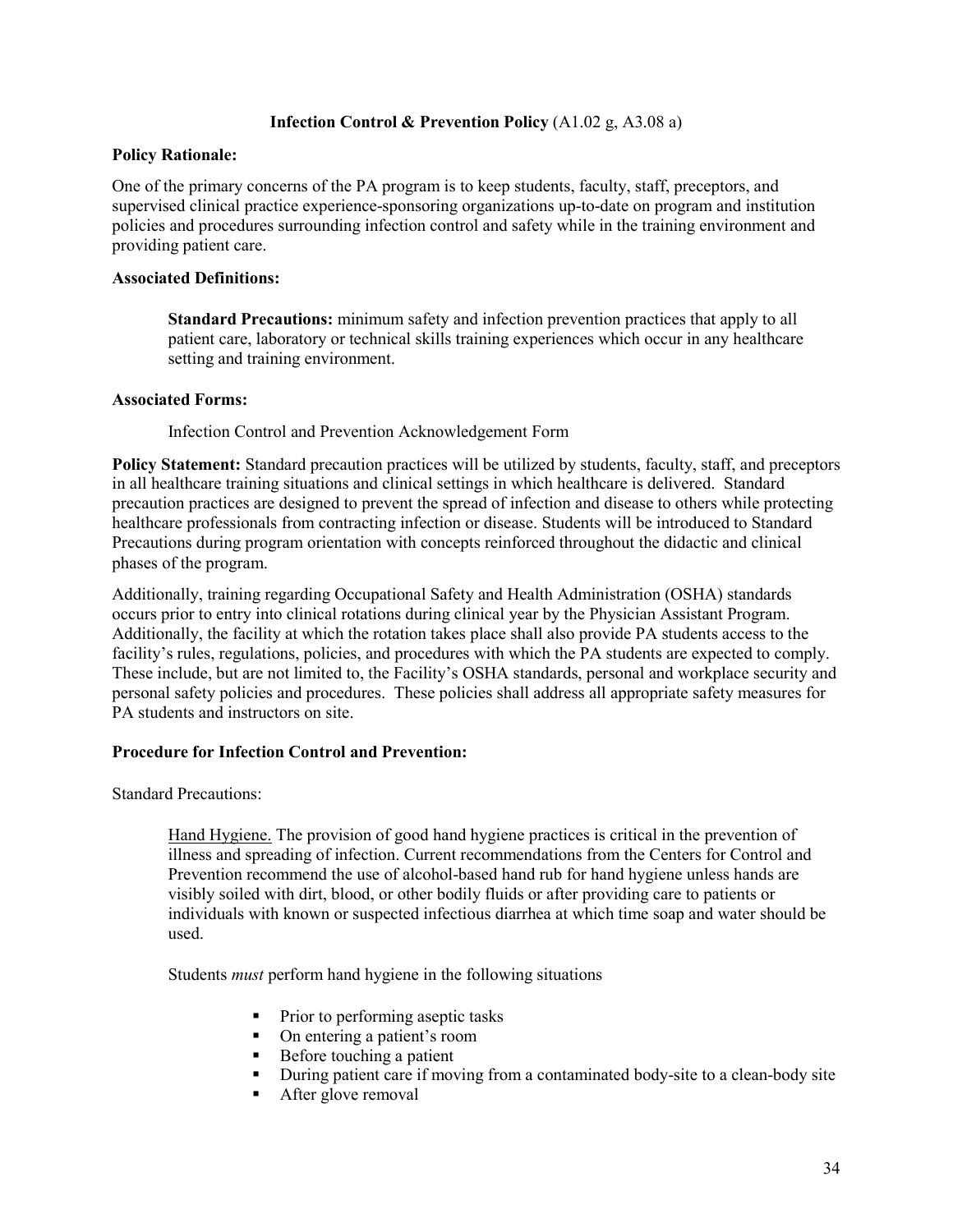## **Infection Control & Prevention Policy** (A1.02 g, A3.08 a)

**Policy Rationale:**

One of the primary concerns of the PA program is to keep students, faculty, staff, preceptors, and supervised clinical practice experience-sponsoring organizations up-to-date on program and institution policies and procedures surrounding infection control and safety while in the training environment and providing patient care.

**Associated Definitions:**

> **Standard Precautions:** minimum safety and infection prevention practices that apply to all patient care, laboratory or technical skills training experiences which occur in any healthcare setting and training environment.

**Associated Forms:**

> Infection Control and Prevention Acknowledgement Form

**Policy Statement:** Standard precaution practices will be utilized by students, faculty, staff, and preceptors in all healthcare training situations and clinical settings in which healthcare is delivered. Standard precaution practices are designed to prevent the spread of infection and disease to others while protecting healthcare professionals from contracting infection or disease. Students will be introduced to Standard Precautions during program orientation with concepts reinforced throughout the didactic and clinical phases of the program.

Additionally, training regarding Occupational Safety and Health Administration (OSHA) standards occurs prior to entry into clinical rotations during clinical year by the Physician Assistant Program. Additionally, the facility at which the rotation takes place shall also provide PA students access to the facility's rules, regulations, policies, and procedures with which the PA students are expected to comply. These include, but are not limited to, the Facility's OSHA standards, personal and workplace security and personal safety policies and procedures. These policies shall address all appropriate safety measures for PA students and instructors on site.

**Procedure for Infection Control and Prevention:**

Standard Precautions:

> Hand Hygiene. The provision of good hand hygiene practices is critical in the prevention of illness and spreading of infection. Current recommendations from the Centers for Control and Prevention recommend the use of alcohol-based hand rub for hand hygiene unless hands are visibly soiled with dirt, blood, or other bodily fluids or after providing care to patients or individuals with known or suspected infectious diarrhea at which time soap and water should be used.
>
> Students *must* perform hand hygiene in the following situations
>
> - Prior to performing aseptic tasks
> - On entering a patient's room
> - Before touching a patient
> - During patient care if moving from a contaminated body-site to a clean-body site
> - After glove removal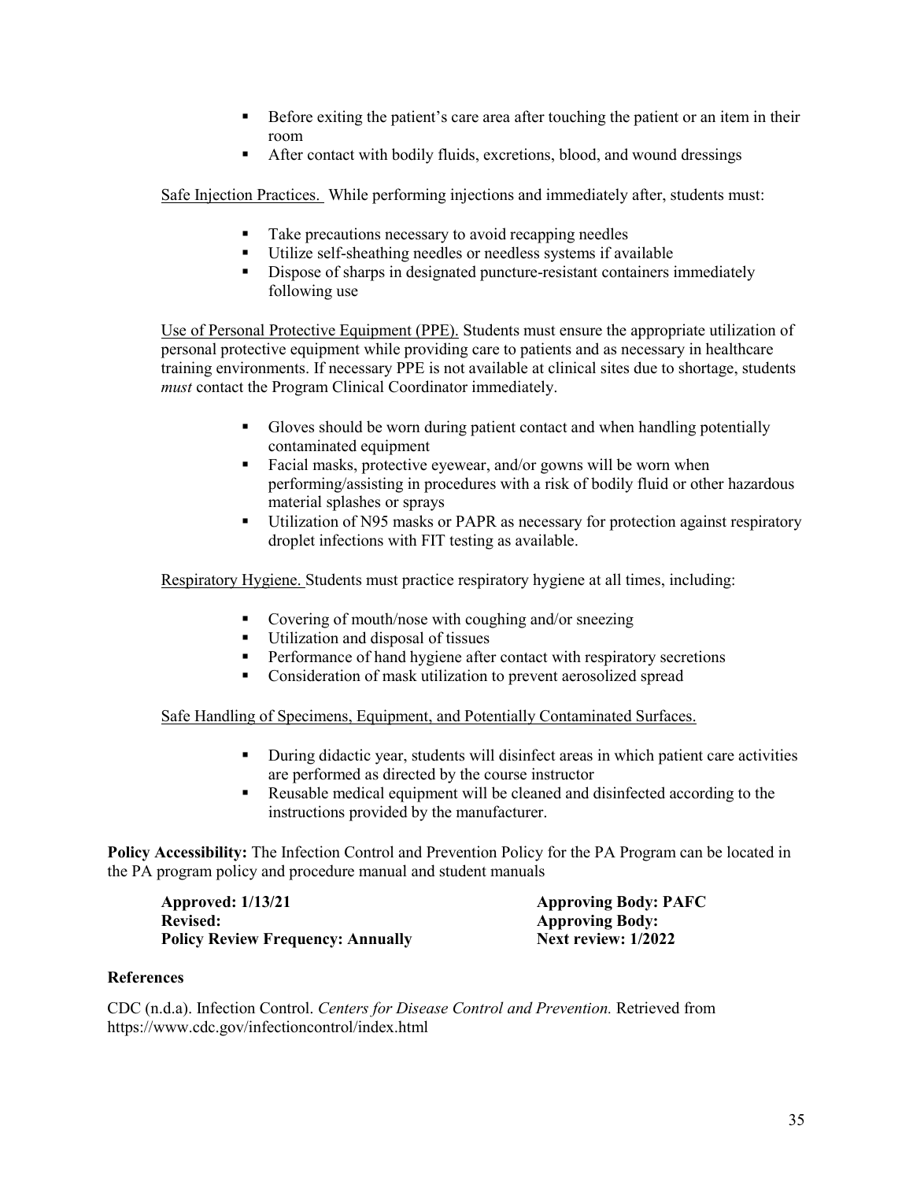- Before exiting the patient's care area after touching the patient or an item in their room
- After contact with bodily fluids, excretions, blood, and wound dressings

Safe Injection Practices. While performing injections and immediately after, students must:

- Take precautions necessary to avoid recapping needles
- Utilize self-sheathing needles or needless systems if available
- Dispose of sharps in designated puncture-resistant containers immediately following use

Use of Personal Protective Equipment (PPE). Students must ensure the appropriate utilization of personal protective equipment while providing care to patients and as necessary in healthcare training environments. If necessary PPE is not available at clinical sites due to shortage, students *must* contact the Program Clinical Coordinator immediately.

- Gloves should be worn during patient contact and when handling potentially contaminated equipment
- Facial masks, protective eyewear, and/or gowns will be worn when performing/assisting in procedures with a risk of bodily fluid or other hazardous material splashes or sprays
- Utilization of N95 masks or PAPR as necessary for protection against respiratory droplet infections with FIT testing as available.

Respiratory Hygiene. Students must practice respiratory hygiene at all times, including:

- Covering of mouth/nose with coughing and/or sneezing
- Utilization and disposal of tissues
- Performance of hand hygiene after contact with respiratory secretions
- Consideration of mask utilization to prevent aerosolized spread

Safe Handling of Specimens, Equipment, and Potentially Contaminated Surfaces.

- During didactic year, students will disinfect areas in which patient care activities are performed as directed by the course instructor
- Reusable medical equipment will be cleaned and disinfected according to the instructions provided by the manufacturer.

**Policy Accessibility:** The Infection Control and Prevention Policy for the PA Program can be located in the PA program policy and procedure manual and student manuals

| | |
|---|---|
| **Approved: 1/13/21** | **Approving Body: PAFC** |
| **Revised:** | **Approving Body:** |
| **Policy Review Frequency: Annually** | **Next review: 1/2022** |

**References**

CDC (n.d.a). Infection Control. *Centers for Disease Control and Prevention.* Retrieved from https://www.cdc.gov/infectioncontrol/index.html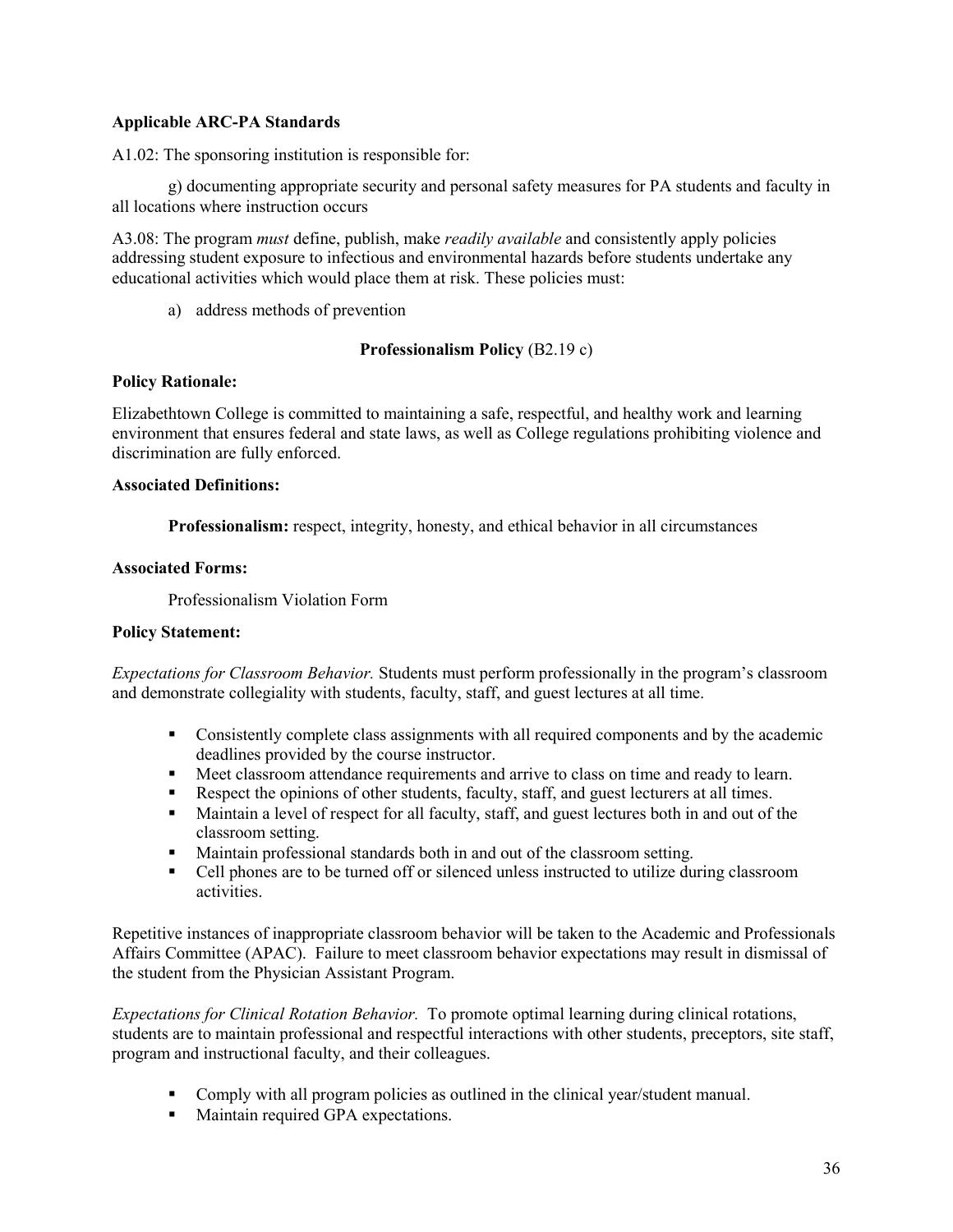**Applicable ARC-PA Standards**

A1.02: The sponsoring institution is responsible for:

g) documenting appropriate security and personal safety measures for PA students and faculty in all locations where instruction occurs

A3.08: The program *must* define, publish, make *readily available* and consistently apply policies addressing student exposure to infectious and environmental hazards before students undertake any educational activities which would place them at risk. These policies must:

a) address methods of prevention

**Professionalism Policy** (B2.19 c)

**Policy Rationale:**

Elizabethtown College is committed to maintaining a safe, respectful, and healthy work and learning environment that ensures federal and state laws, as well as College regulations prohibiting violence and discrimination are fully enforced.

**Associated Definitions:**

**Professionalism:** respect, integrity, honesty, and ethical behavior in all circumstances

**Associated Forms:**

Professionalism Violation Form

**Policy Statement:**

*Expectations for Classroom Behavior.* Students must perform professionally in the program's classroom and demonstrate collegiality with students, faculty, staff, and guest lectures at all time.

- Consistently complete class assignments with all required components and by the academic deadlines provided by the course instructor.
- Meet classroom attendance requirements and arrive to class on time and ready to learn.
- Respect the opinions of other students, faculty, staff, and guest lecturers at all times.
- Maintain a level of respect for all faculty, staff, and guest lectures both in and out of the classroom setting.
- Maintain professional standards both in and out of the classroom setting.
- Cell phones are to be turned off or silenced unless instructed to utilize during classroom activities.

Repetitive instances of inappropriate classroom behavior will be taken to the Academic and Professionals Affairs Committee (APAC). Failure to meet classroom behavior expectations may result in dismissal of the student from the Physician Assistant Program.

*Expectations for Clinical Rotation Behavior.* To promote optimal learning during clinical rotations, students are to maintain professional and respectful interactions with other students, preceptors, site staff, program and instructional faculty, and their colleagues.

- Comply with all program policies as outlined in the clinical year/student manual.
- Maintain required GPA expectations.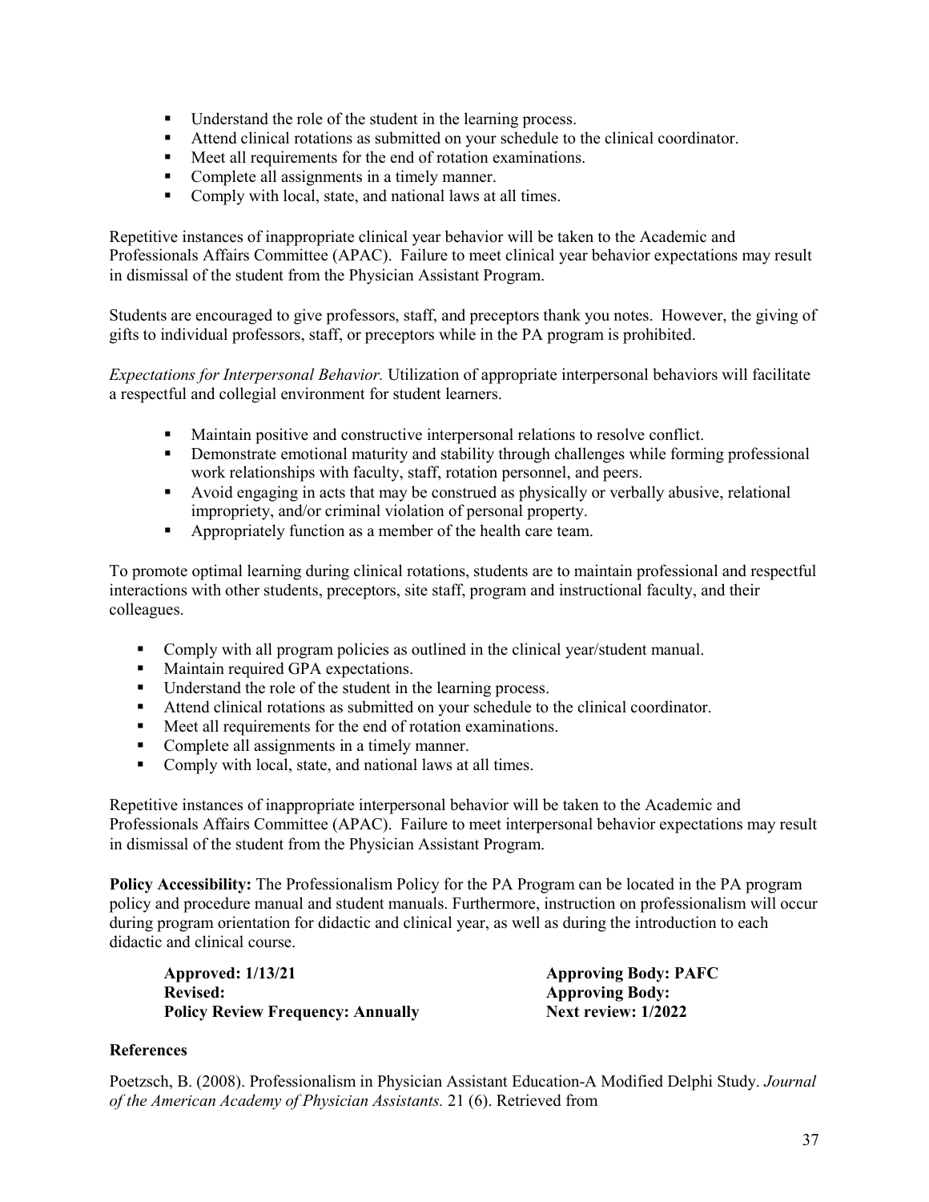- Understand the role of the student in the learning process.
- Attend clinical rotations as submitted on your schedule to the clinical coordinator.
- Meet all requirements for the end of rotation examinations.
- Complete all assignments in a timely manner.
- Comply with local, state, and national laws at all times.

Repetitive instances of inappropriate clinical year behavior will be taken to the Academic and Professionals Affairs Committee (APAC). Failure to meet clinical year behavior expectations may result in dismissal of the student from the Physician Assistant Program.

Students are encouraged to give professors, staff, and preceptors thank you notes. However, the giving of gifts to individual professors, staff, or preceptors while in the PA program is prohibited.

*Expectations for Interpersonal Behavior.* Utilization of appropriate interpersonal behaviors will facilitate a respectful and collegial environment for student learners.

- Maintain positive and constructive interpersonal relations to resolve conflict.
- Demonstrate emotional maturity and stability through challenges while forming professional work relationships with faculty, staff, rotation personnel, and peers.
- Avoid engaging in acts that may be construed as physically or verbally abusive, relational impropriety, and/or criminal violation of personal property.
- Appropriately function as a member of the health care team.

To promote optimal learning during clinical rotations, students are to maintain professional and respectful interactions with other students, preceptors, site staff, program and instructional faculty, and their colleagues.

- Comply with all program policies as outlined in the clinical year/student manual.
- Maintain required GPA expectations.
- Understand the role of the student in the learning process.
- Attend clinical rotations as submitted on your schedule to the clinical coordinator.
- Meet all requirements for the end of rotation examinations.
- Complete all assignments in a timely manner.
- Comply with local, state, and national laws at all times.

Repetitive instances of inappropriate interpersonal behavior will be taken to the Academic and Professionals Affairs Committee (APAC). Failure to meet interpersonal behavior expectations may result in dismissal of the student from the Physician Assistant Program.

**Policy Accessibility:** The Professionalism Policy for the PA Program can be located in the PA program policy and procedure manual and student manuals. Furthermore, instruction on professionalism will occur during program orientation for didactic and clinical year, as well as during the introduction to each didactic and clinical course.

| | |
|---|---|
| **Approved: 1/13/21** | **Approving Body: PAFC** |
| **Revised:** | **Approving Body:** |
| **Policy Review Frequency: Annually** | **Next review: 1/2022** |

## References

Poetzsch, B. (2008). Professionalism in Physician Assistant Education-A Modified Delphi Study. *Journal of the American Academy of Physician Assistants.* 21 (6). Retrieved from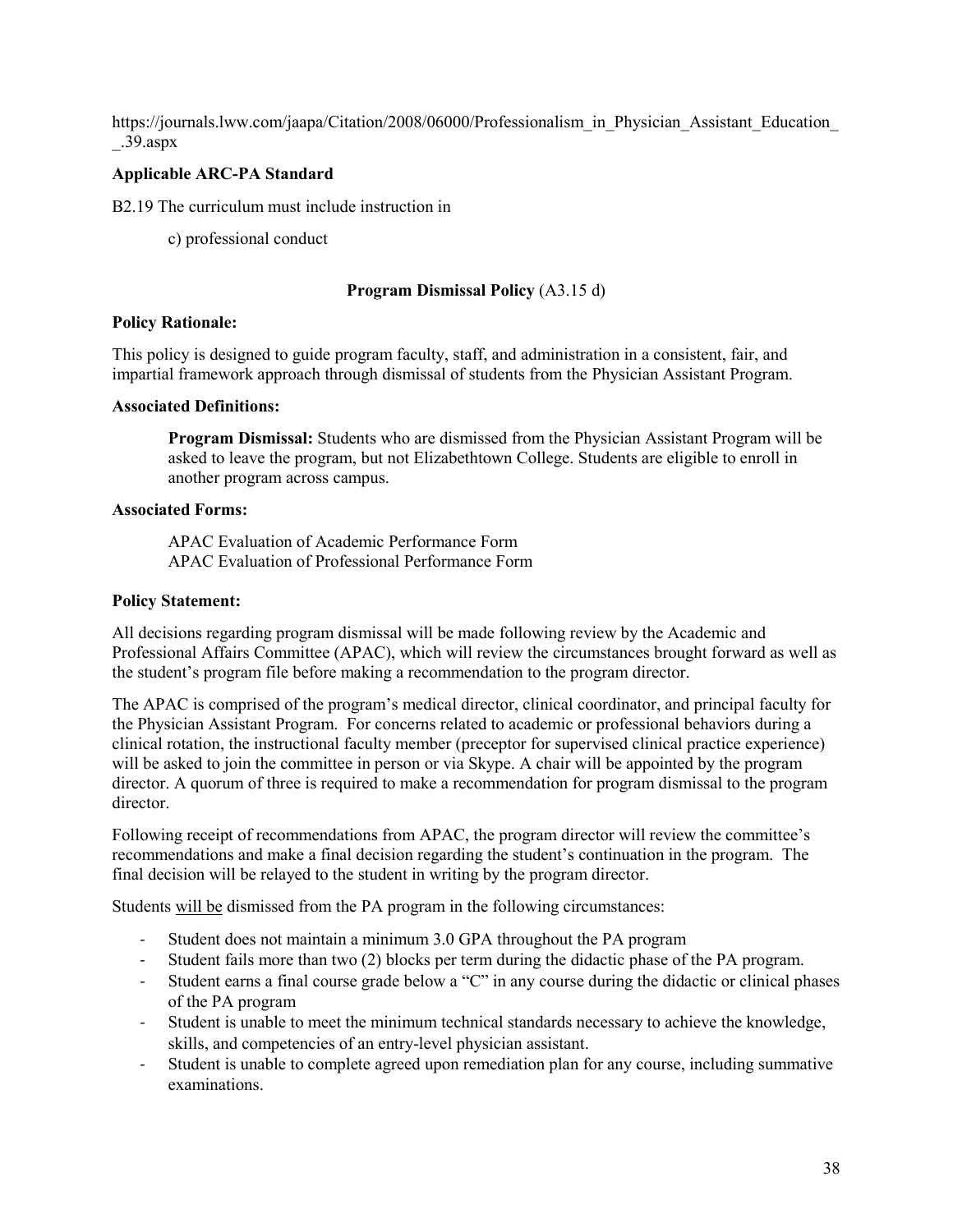https://journals.lww.com/jaapa/Citation/2008/06000/Professionalism_in_Physician_Assistant_Education_ _.39.aspx

**Applicable ARC-PA Standard**

B2.19 The curriculum must include instruction in

c) professional conduct

### **Program Dismissal Policy** (A3.15 d)

**Policy Rationale:**

This policy is designed to guide program faculty, staff, and administration in a consistent, fair, and impartial framework approach through dismissal of students from the Physician Assistant Program.

**Associated Definitions:**

**Program Dismissal:** Students who are dismissed from the Physician Assistant Program will be asked to leave the program, but not Elizabethtown College. Students are eligible to enroll in another program across campus.

**Associated Forms:**

APAC Evaluation of Academic Performance Form
APAC Evaluation of Professional Performance Form

**Policy Statement:**

All decisions regarding program dismissal will be made following review by the Academic and Professional Affairs Committee (APAC), which will review the circumstances brought forward as well as the student's program file before making a recommendation to the program director.

The APAC is comprised of the program's medical director, clinical coordinator, and principal faculty for the Physician Assistant Program. For concerns related to academic or professional behaviors during a clinical rotation, the instructional faculty member (preceptor for supervised clinical practice experience) will be asked to join the committee in person or via Skype. A chair will be appointed by the program director. A quorum of three is required to make a recommendation for program dismissal to the program director.

Following receipt of recommendations from APAC, the program director will review the committee's recommendations and make a final decision regarding the student's continuation in the program. The final decision will be relayed to the student in writing by the program director.

Students <u>will be</u> dismissed from the PA program in the following circumstances:

- Student does not maintain a minimum 3.0 GPA throughout the PA program
- Student fails more than two (2) blocks per term during the didactic phase of the PA program.
- Student earns a final course grade below a "C" in any course during the didactic or clinical phases of the PA program
- Student is unable to meet the minimum technical standards necessary to achieve the knowledge, skills, and competencies of an entry-level physician assistant.
- Student is unable to complete agreed upon remediation plan for any course, including summative examinations.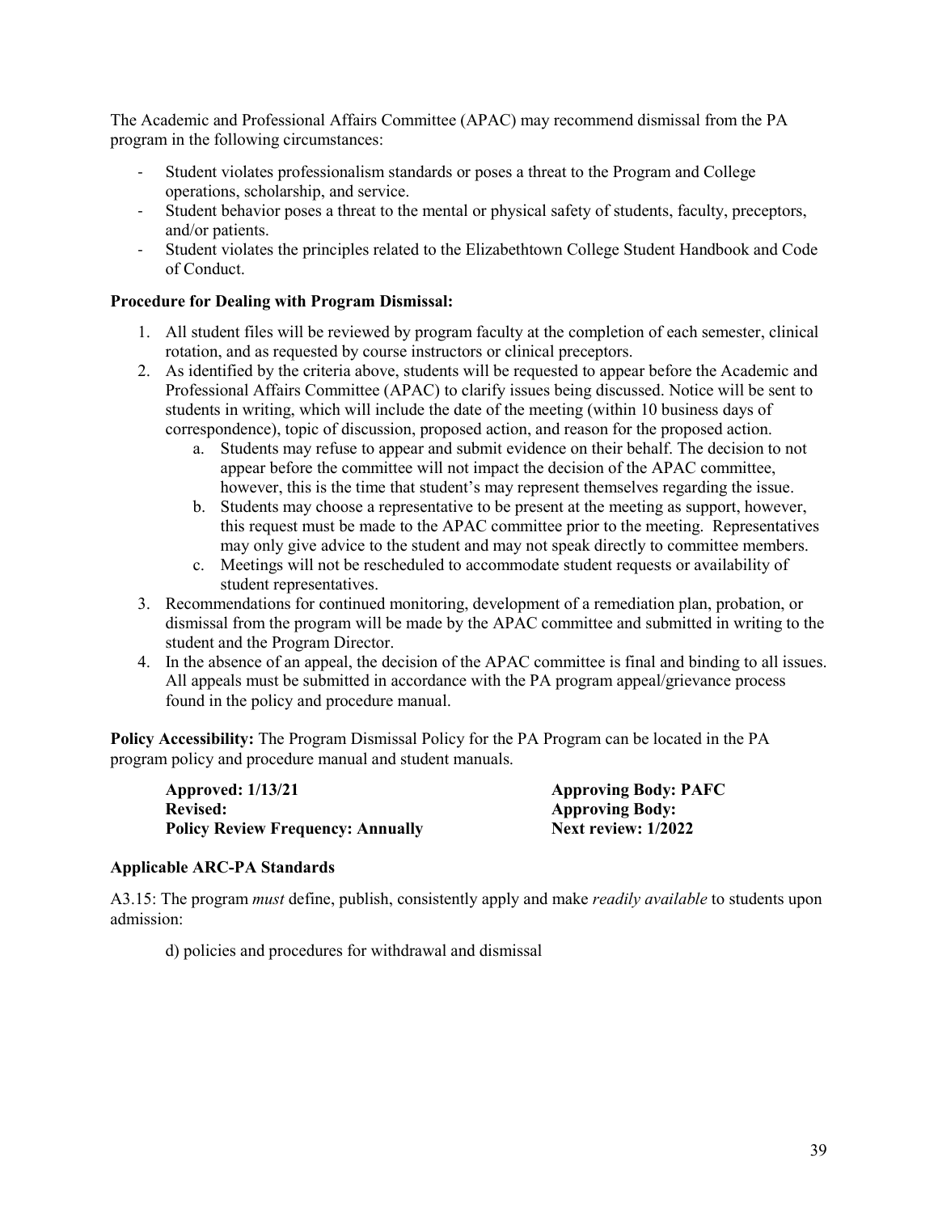The Academic and Professional Affairs Committee (APAC) may recommend dismissal from the PA program in the following circumstances:

- Student violates professionalism standards or poses a threat to the Program and College operations, scholarship, and service.
- Student behavior poses a threat to the mental or physical safety of students, faculty, preceptors, and/or patients.
- Student violates the principles related to the Elizabethtown College Student Handbook and Code of Conduct.

**Procedure for Dealing with Program Dismissal:**

1. All student files will be reviewed by program faculty at the completion of each semester, clinical rotation, and as requested by course instructors or clinical preceptors.
2. As identified by the criteria above, students will be requested to appear before the Academic and Professional Affairs Committee (APAC) to clarify issues being discussed. Notice will be sent to students in writing, which will include the date of the meeting (within 10 business days of correspondence), topic of discussion, proposed action, and reason for the proposed action.
   a. Students may refuse to appear and submit evidence on their behalf. The decision to not appear before the committee will not impact the decision of the APAC committee, however, this is the time that student's may represent themselves regarding the issue.
   b. Students may choose a representative to be present at the meeting as support, however, this request must be made to the APAC committee prior to the meeting. Representatives may only give advice to the student and may not speak directly to committee members.
   c. Meetings will not be rescheduled to accommodate student requests or availability of student representatives.
3. Recommendations for continued monitoring, development of a remediation plan, probation, or dismissal from the program will be made by the APAC committee and submitted in writing to the student and the Program Director.
4. In the absence of an appeal, the decision of the APAC committee is final and binding to all issues. All appeals must be submitted in accordance with the PA program appeal/grievance process found in the policy and procedure manual.

**Policy Accessibility:** The Program Dismissal Policy for the PA Program can be located in the PA program policy and procedure manual and student manuals.

| | |
|---|---|
| **Approved: 1/13/21** | **Approving Body: PAFC** |
| **Revised:** | **Approving Body:** |
| **Policy Review Frequency: Annually** | **Next review: 1/2022** |

**Applicable ARC-PA Standards**

A3.15: The program *must* define, publish, consistently apply and make *readily available* to students upon admission:

d) policies and procedures for withdrawal and dismissal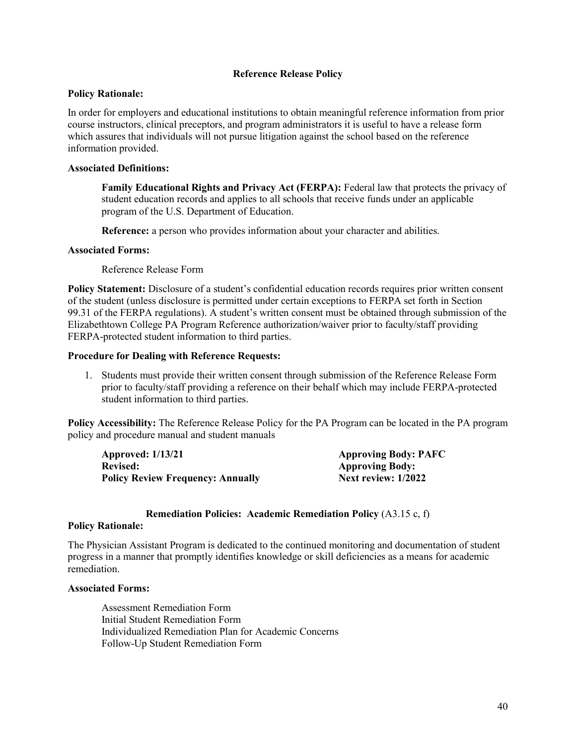## Reference Release Policy

**Policy Rationale:**

In order for employers and educational institutions to obtain meaningful reference information from prior course instructors, clinical preceptors, and program administrators it is useful to have a release form which assures that individuals will not pursue litigation against the school based on the reference information provided.

**Associated Definitions:**

> **Family Educational Rights and Privacy Act (FERPA):** Federal law that protects the privacy of student education records and applies to all schools that receive funds under an applicable program of the U.S. Department of Education.
>
> **Reference:** a person who provides information about your character and abilities.

**Associated Forms:**

> Reference Release Form

**Policy Statement:** Disclosure of a student's confidential education records requires prior written consent of the student (unless disclosure is permitted under certain exceptions to FERPA set forth in Section 99.31 of the FERPA regulations). A student's written consent must be obtained through submission of the Elizabethtown College PA Program Reference authorization/waiver prior to faculty/staff providing FERPA-protected student information to third parties.

**Procedure for Dealing with Reference Requests:**

1. Students must provide their written consent through submission of the Reference Release Form prior to faculty/staff providing a reference on their behalf which may include FERPA-protected student information to third parties.

**Policy Accessibility:** The Reference Release Policy for the PA Program can be located in the PA program policy and procedure manual and student manuals

| | |
|---|---|
| **Approved: 1/13/21** | **Approving Body: PAFC** |
| **Revised:** | **Approving Body:** |
| **Policy Review Frequency: Annually** | **Next review: 1/2022** |

## Remediation Policies: Academic Remediation Policy (A3.15 c, f)

**Policy Rationale:**

The Physician Assistant Program is dedicated to the continued monitoring and documentation of student progress in a manner that promptly identifies knowledge or skill deficiencies as a means for academic remediation.

**Associated Forms:**

> Assessment Remediation Form
> Initial Student Remediation Form
> Individualized Remediation Plan for Academic Concerns
> Follow-Up Student Remediation Form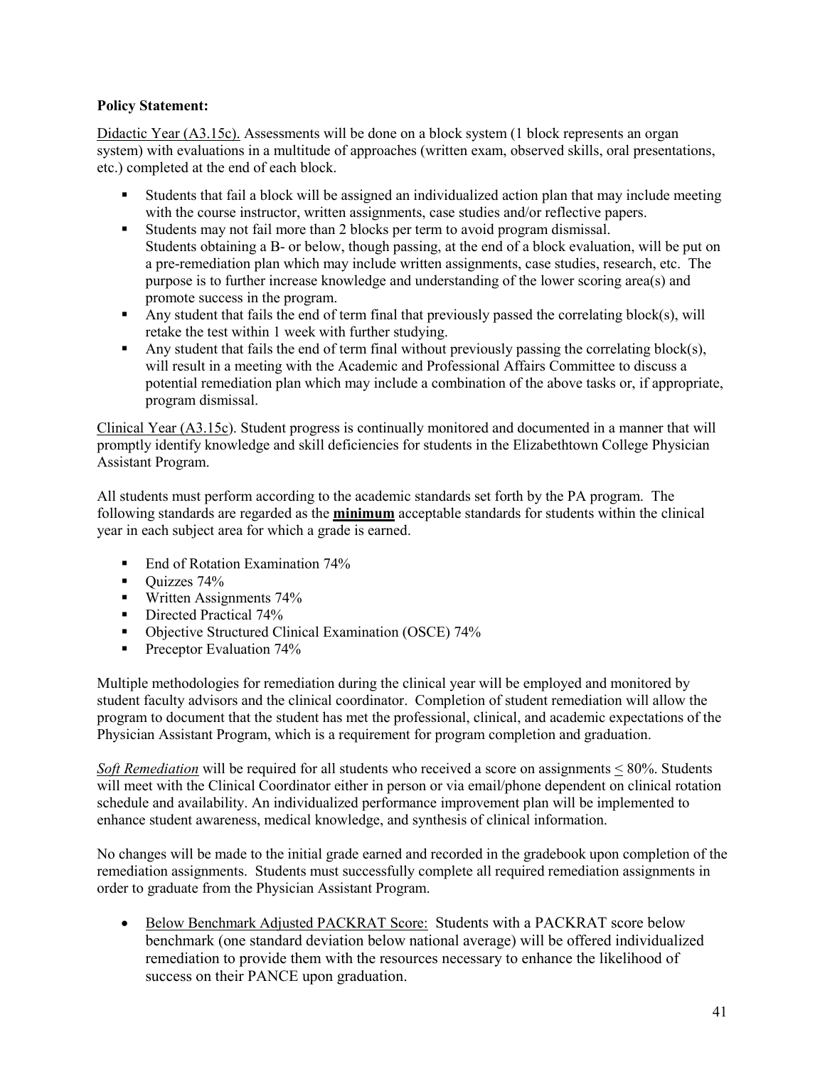**Policy Statement:**

Didactic Year (A3.15c). Assessments will be done on a block system (1 block represents an organ system) with evaluations in a multitude of approaches (written exam, observed skills, oral presentations, etc.) completed at the end of each block.

- Students that fail a block will be assigned an individualized action plan that may include meeting with the course instructor, written assignments, case studies and/or reflective papers.
- Students may not fail more than 2 blocks per term to avoid program dismissal.
  Students obtaining a B- or below, though passing, at the end of a block evaluation, will be put on a pre-remediation plan which may include written assignments, case studies, research, etc. The purpose is to further increase knowledge and understanding of the lower scoring area(s) and promote success in the program.
- Any student that fails the end of term final that previously passed the correlating block(s), will retake the test within 1 week with further studying.
- Any student that fails the end of term final without previously passing the correlating block(s), will result in a meeting with the Academic and Professional Affairs Committee to discuss a potential remediation plan which may include a combination of the above tasks or, if appropriate, program dismissal.

Clinical Year (A3.15c). Student progress is continually monitored and documented in a manner that will promptly identify knowledge and skill deficiencies for students in the Elizabethtown College Physician Assistant Program.

All students must perform according to the academic standards set forth by the PA program. The following standards are regarded as the **minimum** acceptable standards for students within the clinical year in each subject area for which a grade is earned.

- End of Rotation Examination 74%
- Quizzes 74%
- Written Assignments 74%
- Directed Practical 74%
- Objective Structured Clinical Examination (OSCE) 74%
- Preceptor Evaluation 74%

Multiple methodologies for remediation during the clinical year will be employed and monitored by student faculty advisors and the clinical coordinator. Completion of student remediation will allow the program to document that the student has met the professional, clinical, and academic expectations of the Physician Assistant Program, which is a requirement for program completion and graduation.

*Soft Remediation* will be required for all students who received a score on assignments ≤ 80%. Students will meet with the Clinical Coordinator either in person or via email/phone dependent on clinical rotation schedule and availability. An individualized performance improvement plan will be implemented to enhance student awareness, medical knowledge, and synthesis of clinical information.

No changes will be made to the initial grade earned and recorded in the gradebook upon completion of the remediation assignments. Students must successfully complete all required remediation assignments in order to graduate from the Physician Assistant Program.

- Below Benchmark Adjusted PACKRAT Score: Students with a PACKRAT score below benchmark (one standard deviation below national average) will be offered individualized remediation to provide them with the resources necessary to enhance the likelihood of success on their PANCE upon graduation.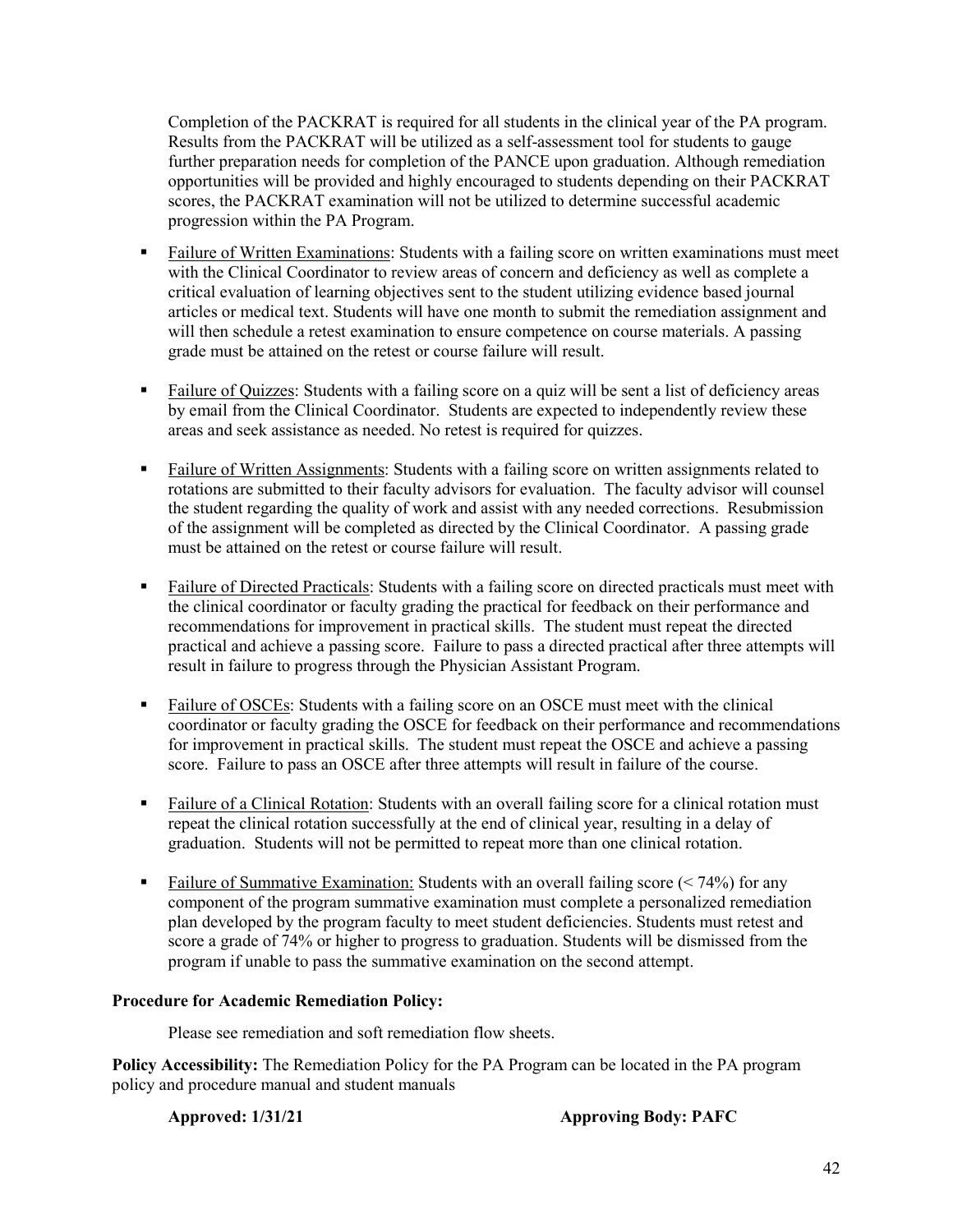Completion of the PACKRAT is required for all students in the clinical year of the PA program. Results from the PACKRAT will be utilized as a self-assessment tool for students to gauge further preparation needs for completion of the PANCE upon graduation. Although remediation opportunities will be provided and highly encouraged to students depending on their PACKRAT scores, the PACKRAT examination will not be utilized to determine successful academic progression within the PA Program.

- Failure of Written Examinations: Students with a failing score on written examinations must meet with the Clinical Coordinator to review areas of concern and deficiency as well as complete a critical evaluation of learning objectives sent to the student utilizing evidence based journal articles or medical text. Students will have one month to submit the remediation assignment and will then schedule a retest examination to ensure competence on course materials. A passing grade must be attained on the retest or course failure will result.

- Failure of Quizzes: Students with a failing score on a quiz will be sent a list of deficiency areas by email from the Clinical Coordinator. Students are expected to independently review these areas and seek assistance as needed. No retest is required for quizzes.

- Failure of Written Assignments: Students with a failing score on written assignments related to rotations are submitted to their faculty advisors for evaluation. The faculty advisor will counsel the student regarding the quality of work and assist with any needed corrections. Resubmission of the assignment will be completed as directed by the Clinical Coordinator. A passing grade must be attained on the retest or course failure will result.

- Failure of Directed Practicals: Students with a failing score on directed practicals must meet with the clinical coordinator or faculty grading the practical for feedback on their performance and recommendations for improvement in practical skills. The student must repeat the directed practical and achieve a passing score. Failure to pass a directed practical after three attempts will result in failure to progress through the Physician Assistant Program.

- Failure of OSCEs: Students with a failing score on an OSCE must meet with the clinical coordinator or faculty grading the OSCE for feedback on their performance and recommendations for improvement in practical skills. The student must repeat the OSCE and achieve a passing score. Failure to pass an OSCE after three attempts will result in failure of the course.

- Failure of a Clinical Rotation: Students with an overall failing score for a clinical rotation must repeat the clinical rotation successfully at the end of clinical year, resulting in a delay of graduation. Students will not be permitted to repeat more than one clinical rotation.

- Failure of Summative Examination: Students with an overall failing score (< 74%) for any component of the program summative examination must complete a personalized remediation plan developed by the program faculty to meet student deficiencies. Students must retest and score a grade of 74% or higher to progress to graduation. Students will be dismissed from the program if unable to pass the summative examination on the second attempt.

**Procedure for Academic Remediation Policy:**

Please see remediation and soft remediation flow sheets.

**Policy Accessibility:** The Remediation Policy for the PA Program can be located in the PA program policy and procedure manual and student manuals

**Approved: 1/31/21** **Approving Body: PAFC**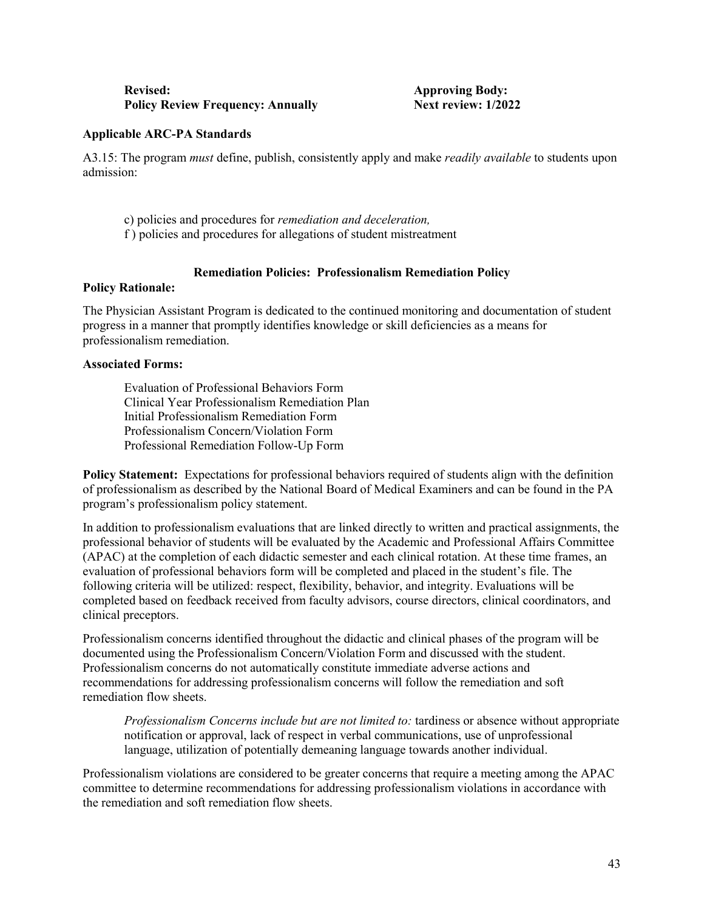**Revised:** **Approving Body:**
**Policy Review Frequency: Annually** **Next review: 1/2022**

**Applicable ARC-PA Standards**

A3.15: The program *must* define, publish, consistently apply and make *readily available* to students upon admission:

c) policies and procedures for *remediation and deceleration,*
f ) policies and procedures for allegations of student mistreatment

**Remediation Policies: Professionalism Remediation Policy**

**Policy Rationale:**

The Physician Assistant Program is dedicated to the continued monitoring and documentation of student progress in a manner that promptly identifies knowledge or skill deficiencies as a means for professionalism remediation.

**Associated Forms:**

Evaluation of Professional Behaviors Form
Clinical Year Professionalism Remediation Plan
Initial Professionalism Remediation Form
Professionalism Concern/Violation Form
Professional Remediation Follow-Up Form

**Policy Statement:** Expectations for professional behaviors required of students align with the definition of professionalism as described by the National Board of Medical Examiners and can be found in the PA program's professionalism policy statement.

In addition to professionalism evaluations that are linked directly to written and practical assignments, the professional behavior of students will be evaluated by the Academic and Professional Affairs Committee (APAC) at the completion of each didactic semester and each clinical rotation. At these time frames, an evaluation of professional behaviors form will be completed and placed in the student's file. The following criteria will be utilized: respect, flexibility, behavior, and integrity. Evaluations will be completed based on feedback received from faculty advisors, course directors, clinical coordinators, and clinical preceptors.

Professionalism concerns identified throughout the didactic and clinical phases of the program will be documented using the Professionalism Concern/Violation Form and discussed with the student. Professionalism concerns do not automatically constitute immediate adverse actions and recommendations for addressing professionalism concerns will follow the remediation and soft remediation flow sheets.

> *Professionalism Concerns include but are not limited to:* tardiness or absence without appropriate notification or approval, lack of respect in verbal communications, use of unprofessional language, utilization of potentially demeaning language towards another individual.

Professionalism violations are considered to be greater concerns that require a meeting among the APAC committee to determine recommendations for addressing professionalism violations in accordance with the remediation and soft remediation flow sheets.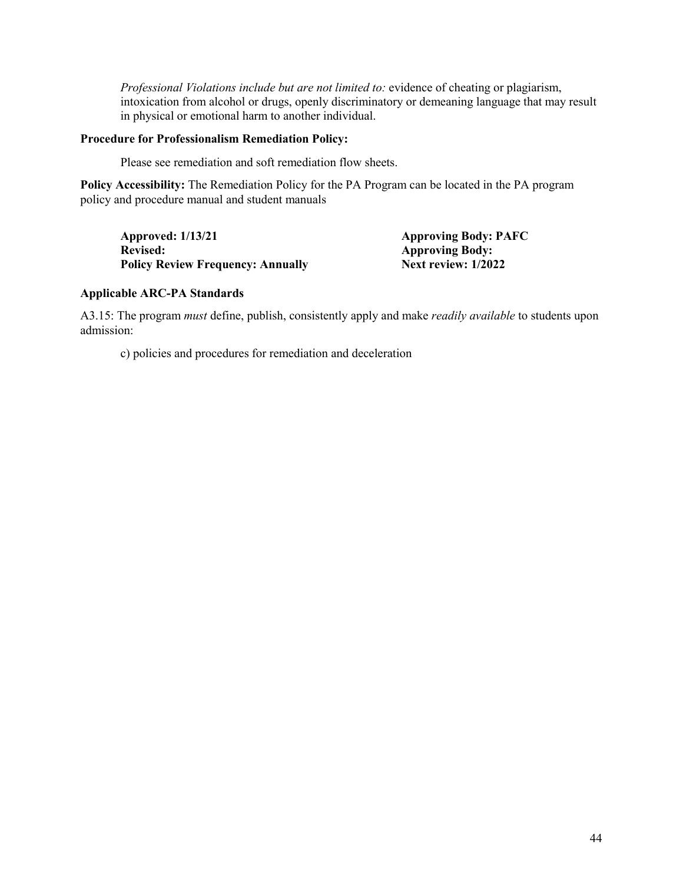*Professional Violations include but are not limited to:* evidence of cheating or plagiarism, intoxication from alcohol or drugs, openly discriminatory or demeaning language that may result in physical or emotional harm to another individual.

**Procedure for Professionalism Remediation Policy:**

Please see remediation and soft remediation flow sheets.

**Policy Accessibility:** The Remediation Policy for the PA Program can be located in the PA program policy and procedure manual and student manuals

**Approved: 1/13/21**
**Revised:**
**Policy Review Frequency: Annually**

**Approving Body: PAFC**
**Approving Body:**
**Next review: 1/2022**

**Applicable ARC-PA Standards**

A3.15: The program *must* define, publish, consistently apply and make *readily available* to students upon admission:

c) policies and procedures for remediation and deceleration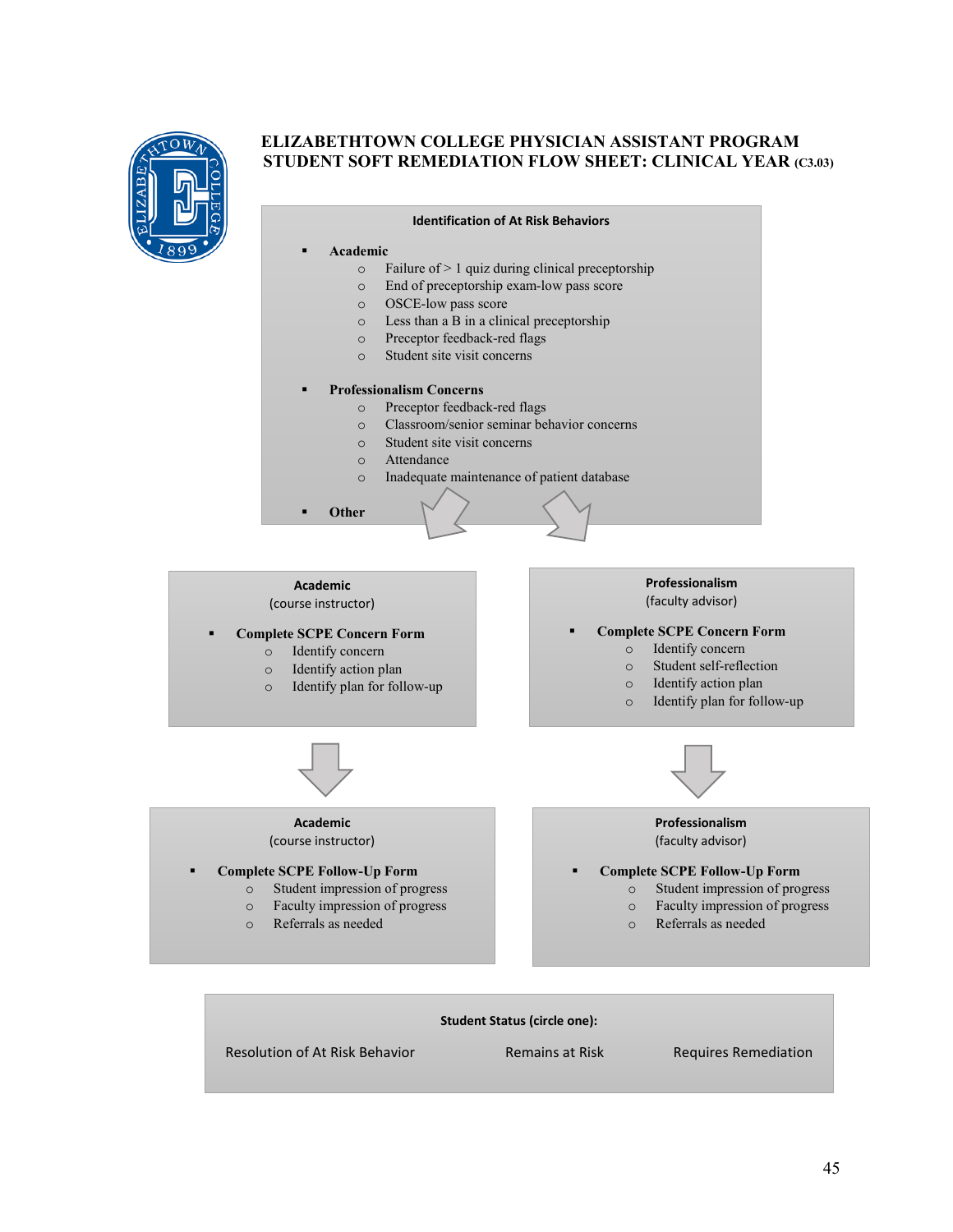# ELIZABETHTOWN COLLEGE PHYSICIAN ASSISTANT PROGRAM
## STUDENT SOFT REMEDIATION FLOW SHEET: CLINICAL YEAR (C3.03)

### Identification of At Risk Behaviors

- **Academic**
  - Failure of > 1 quiz during clinical preceptorship
  - End of preceptorship exam-low pass score
  - OSCE-low pass score
  - Less than a B in a clinical preceptorship
  - Preceptor feedback-red flags
  - Student site visit concerns
- **Professionalism Concerns**
  - Preceptor feedback-red flags
  - Classroom/senior seminar behavior concerns
  - Student site visit concerns
  - Attendance
  - Inadequate maintenance of patient database
- **Other**

### Academic
(course instructor)

- **Complete SCPE Concern Form**
  - Identify concern
  - Identify action plan
  - Identify plan for follow-up

### Professionalism
(faculty advisor)

- **Complete SCPE Concern Form**
  - Identify concern
  - Student self-reflection
  - Identify action plan
  - Identify plan for follow-up

### Academic
(course instructor)

- **Complete SCPE Follow-Up Form**
  - Student impression of progress
  - Faculty impression of progress
  - Referrals as needed

### Professionalism
(faculty advisor)

- **Complete SCPE Follow-Up Form**
  - Student impression of progress
  - Faculty impression of progress
  - Referrals as needed

**Student Status (circle one):**

Resolution of At Risk Behavior | Remains at Risk | Requires Remediation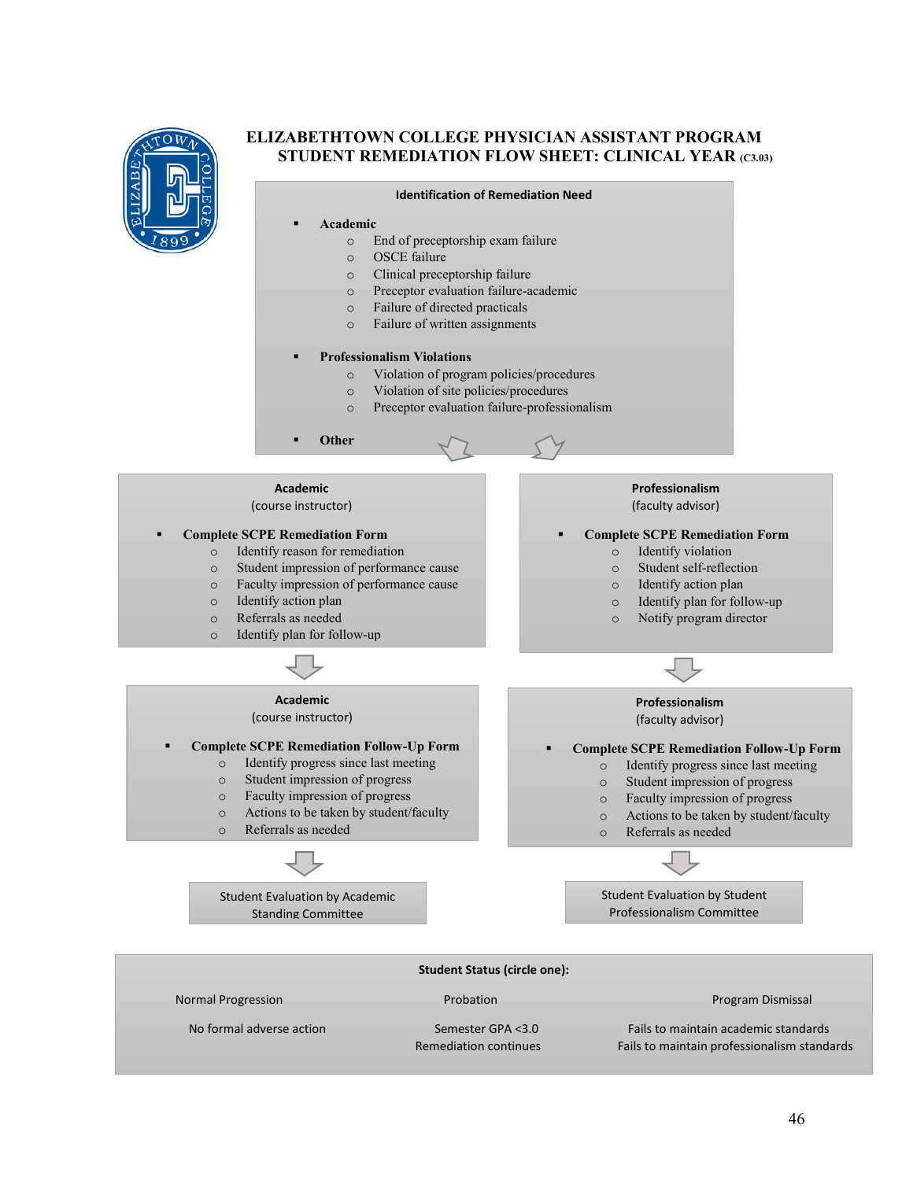# ELIZABETHTOWN COLLEGE PHYSICIAN ASSISTANT PROGRAM
## STUDENT REMEDIATION FLOW SHEET: CLINICAL YEAR (C3.03)

### Identification of Remediation Need

- **Academic**
  - End of preceptorship exam failure
  - OSCE failure
  - Clinical preceptorship failure
  - Preceptor evaluation failure-academic
  - Failure of directed practicals
  - Failure of written assignments
- **Professionalism Violations**
  - Violation of program policies/procedures
  - Violation of site policies/procedures
  - Preceptor evaluation failure-professionalism
- **Other**

### Academic
(course instructor)

- **Complete SCPE Remediation Form**
  - Identify reason for remediation
  - Student impression of performance cause
  - Faculty impression of performance cause
  - Identify action plan
  - Referrals as needed
  - Identify plan for follow-up

### Academic
(course instructor)

- **Complete SCPE Remediation Follow-Up Form**
  - Identify progress since last meeting
  - Student impression of progress
  - Faculty impression of progress
  - Actions to be taken by student/faculty
  - Referrals as needed

Student Evaluation by Academic Standing Committee

### Professionalism
(faculty advisor)

- **Complete SCPE Remediation Form**
  - Identify violation
  - Student self-reflection
  - Identify action plan
  - Identify plan for follow-up
  - Notify program director

### Professionalism
(faculty advisor)

- **Complete SCPE Remediation Follow-Up Form**
  - Identify progress since last meeting
  - Student impression of progress
  - Faculty impression of progress
  - Actions to be taken by student/faculty
  - Referrals as needed

Student Evaluation by Student Professionalism Committee

### Student Status (circle one):

| Normal Progression | Probation | Program Dismissal |
|---|---|---|
| No formal adverse action | Semester GPA <3.0<br>Remediation continues | Fails to maintain academic standards<br>Fails to maintain professionalism standards |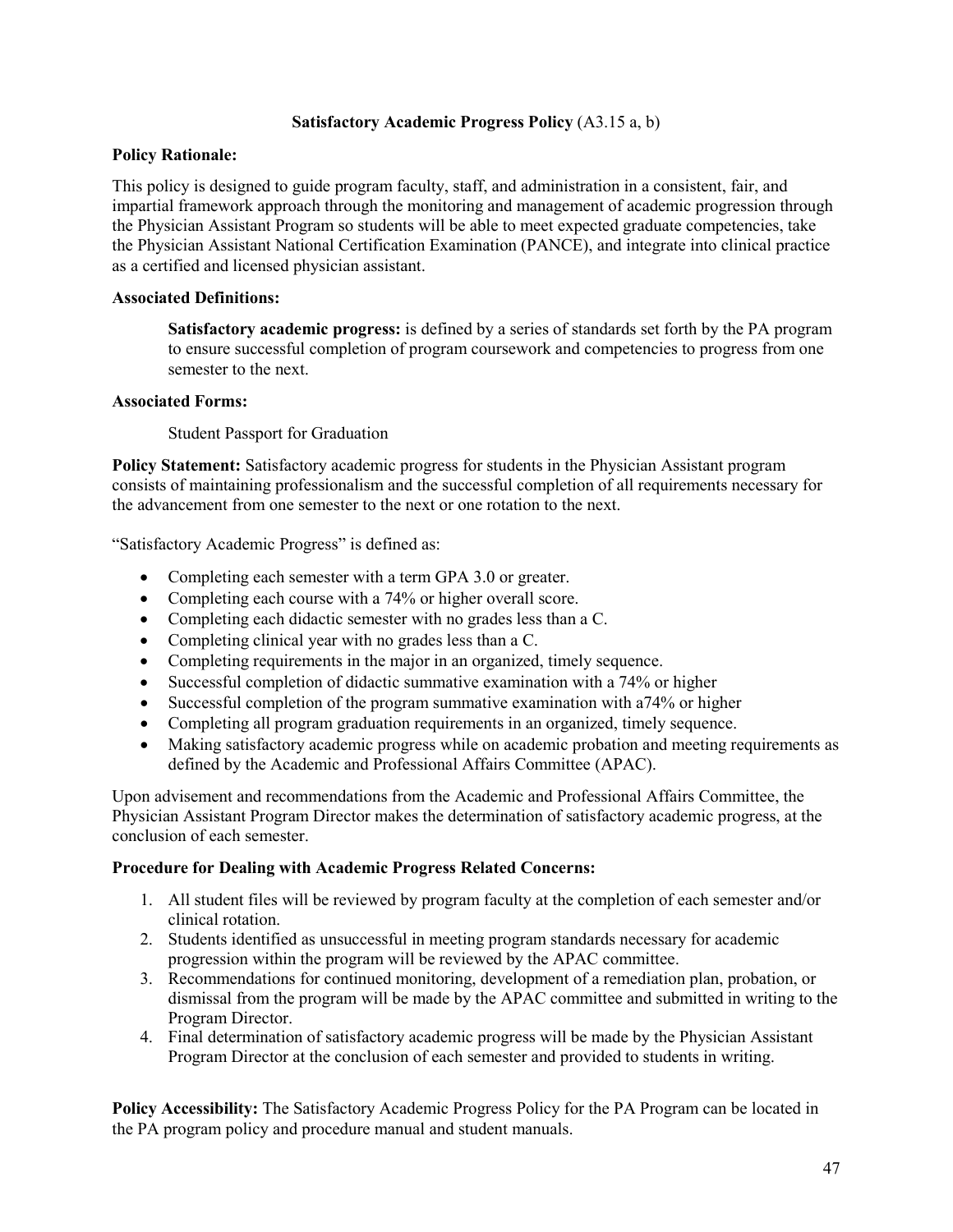## **Satisfactory Academic Progress Policy** (A3.15 a, b)

**Policy Rationale:**

This policy is designed to guide program faculty, staff, and administration in a consistent, fair, and impartial framework approach through the monitoring and management of academic progression through the Physician Assistant Program so students will be able to meet expected graduate competencies, take the Physician Assistant National Certification Examination (PANCE), and integrate into clinical practice as a certified and licensed physician assistant.

**Associated Definitions:**

> **Satisfactory academic progress:** is defined by a series of standards set forth by the PA program to ensure successful completion of program coursework and competencies to progress from one semester to the next.

**Associated Forms:**

> Student Passport for Graduation

**Policy Statement:** Satisfactory academic progress for students in the Physician Assistant program consists of maintaining professionalism and the successful completion of all requirements necessary for the advancement from one semester to the next or one rotation to the next.

"Satisfactory Academic Progress" is defined as:

- Completing each semester with a term GPA 3.0 or greater.
- Completing each course with a 74% or higher overall score.
- Completing each didactic semester with no grades less than a C.
- Completing clinical year with no grades less than a C.
- Completing requirements in the major in an organized, timely sequence.
- Successful completion of didactic summative examination with a 74% or higher
- Successful completion of the program summative examination with a74% or higher
- Completing all program graduation requirements in an organized, timely sequence.
- Making satisfactory academic progress while on academic probation and meeting requirements as defined by the Academic and Professional Affairs Committee (APAC).

Upon advisement and recommendations from the Academic and Professional Affairs Committee, the Physician Assistant Program Director makes the determination of satisfactory academic progress, at the conclusion of each semester.

**Procedure for Dealing with Academic Progress Related Concerns:**

1. All student files will be reviewed by program faculty at the completion of each semester and/or clinical rotation.
2. Students identified as unsuccessful in meeting program standards necessary for academic progression within the program will be reviewed by the APAC committee.
3. Recommendations for continued monitoring, development of a remediation plan, probation, or dismissal from the program will be made by the APAC committee and submitted in writing to the Program Director.
4. Final determination of satisfactory academic progress will be made by the Physician Assistant Program Director at the conclusion of each semester and provided to students in writing.

**Policy Accessibility:** The Satisfactory Academic Progress Policy for the PA Program can be located in the PA program policy and procedure manual and student manuals.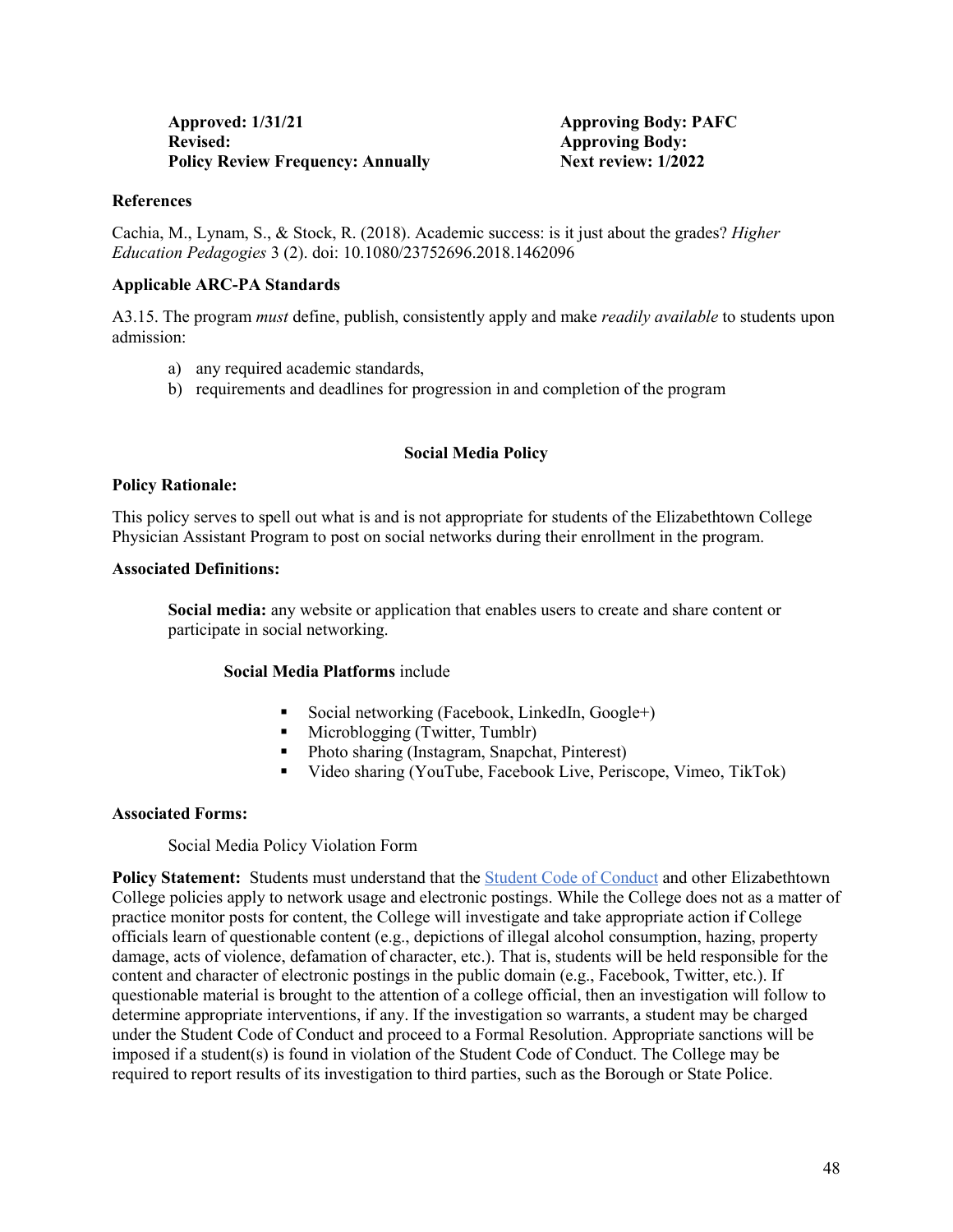**Approved: 1/31/21** **Approving Body: PAFC**
**Revised:** **Approving Body:**
**Policy Review Frequency: Annually** **Next review: 1/2022**

**References**

Cachia, M., Lynam, S., & Stock, R. (2018). Academic success: is it just about the grades? *Higher Education Pedagogies* 3 (2). doi: 10.1080/23752696.2018.1462096

**Applicable ARC-PA Standards**

A3.15. The program *must* define, publish, consistently apply and make *readily available* to students upon admission:

a) any required academic standards,
b) requirements and deadlines for progression in and completion of the program

## Social Media Policy

**Policy Rationale:**

This policy serves to spell out what is and is not appropriate for students of the Elizabethtown College Physician Assistant Program to post on social networks during their enrollment in the program.

**Associated Definitions:**

**Social media:** any website or application that enables users to create and share content or participate in social networking.

**Social Media Platforms** include

- Social networking (Facebook, LinkedIn, Google+)
- Microblogging (Twitter, Tumblr)
- Photo sharing (Instagram, Snapchat, Pinterest)
- Video sharing (YouTube, Facebook Live, Periscope, Vimeo, TikTok)

**Associated Forms:**

Social Media Policy Violation Form

**Policy Statement:** Students must understand that the Student Code of Conduct and other Elizabethtown College policies apply to network usage and electronic postings. While the College does not as a matter of practice monitor posts for content, the College will investigate and take appropriate action if College officials learn of questionable content (e.g., depictions of illegal alcohol consumption, hazing, property damage, acts of violence, defamation of character, etc.). That is, students will be held responsible for the content and character of electronic postings in the public domain (e.g., Facebook, Twitter, etc.). If questionable material is brought to the attention of a college official, then an investigation will follow to determine appropriate interventions, if any. If the investigation so warrants, a student may be charged under the Student Code of Conduct and proceed to a Formal Resolution. Appropriate sanctions will be imposed if a student(s) is found in violation of the Student Code of Conduct. The College may be required to report results of its investigation to third parties, such as the Borough or State Police.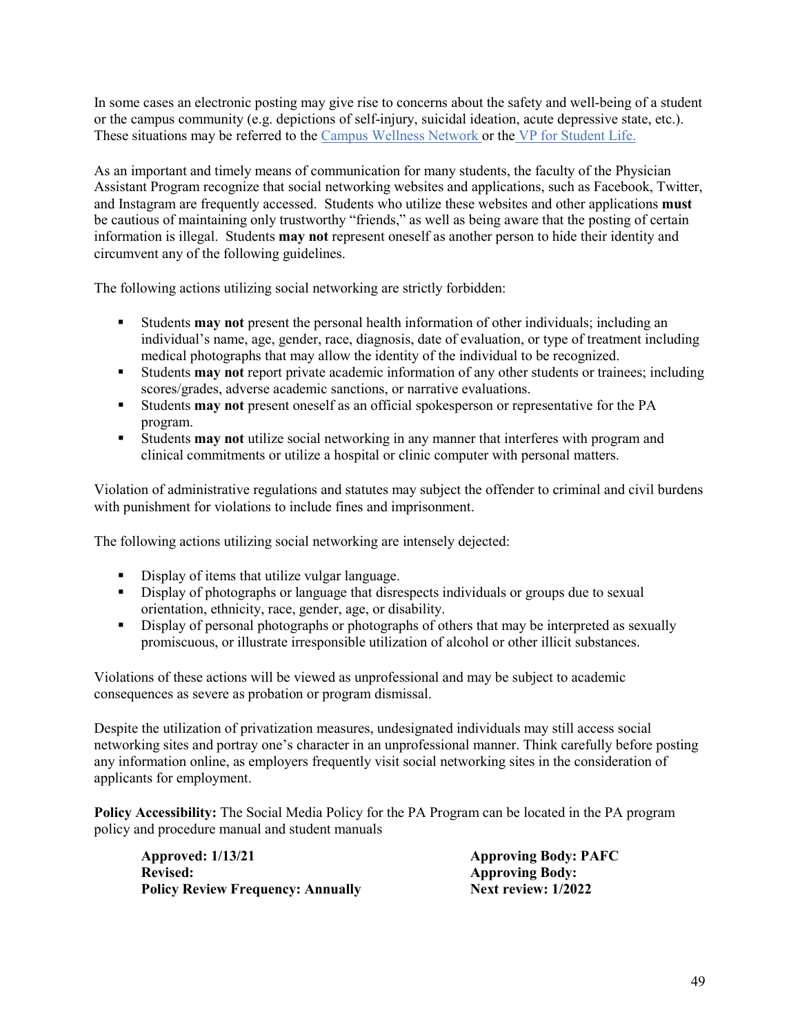In some cases an electronic posting may give rise to concerns about the safety and well-being of a student or the campus community (e.g. depictions of self-injury, suicidal ideation, acute depressive state, etc.). These situations may be referred to the Campus Wellness Network or the VP for Student Life.

As an important and timely means of communication for many students, the faculty of the Physician Assistant Program recognize that social networking websites and applications, such as Facebook, Twitter, and Instagram are frequently accessed. Students who utilize these websites and other applications **must** be cautious of maintaining only trustworthy "friends," as well as being aware that the posting of certain information is illegal. Students **may not** represent oneself as another person to hide their identity and circumvent any of the following guidelines.

The following actions utilizing social networking are strictly forbidden:

- Students **may not** present the personal health information of other individuals; including an individual's name, age, gender, race, diagnosis, date of evaluation, or type of treatment including medical photographs that may allow the identity of the individual to be recognized.
- Students **may not** report private academic information of any other students or trainees; including scores/grades, adverse academic sanctions, or narrative evaluations.
- Students **may not** present oneself as an official spokesperson or representative for the PA program.
- Students **may not** utilize social networking in any manner that interferes with program and clinical commitments or utilize a hospital or clinic computer with personal matters.

Violation of administrative regulations and statutes may subject the offender to criminal and civil burdens with punishment for violations to include fines and imprisonment.

The following actions utilizing social networking are intensely dejected:

- Display of items that utilize vulgar language.
- Display of photographs or language that disrespects individuals or groups due to sexual orientation, ethnicity, race, gender, age, or disability.
- Display of personal photographs or photographs of others that may be interpreted as sexually promiscuous, or illustrate irresponsible utilization of alcohol or other illicit substances.

Violations of these actions will be viewed as unprofessional and may be subject to academic consequences as severe as probation or program dismissal.

Despite the utilization of privatization measures, undesignated individuals may still access social networking sites and portray one's character in an unprofessional manner. Think carefully before posting any information online, as employers frequently visit social networking sites in the consideration of applicants for employment.

**Policy Accessibility:** The Social Media Policy for the PA Program can be located in the PA program policy and procedure manual and student manuals

**Approved: 1/13/21** | **Approving Body: PAFC**
**Revised:** | **Approving Body:**
**Policy Review Frequency: Annually** | **Next review: 1/2022**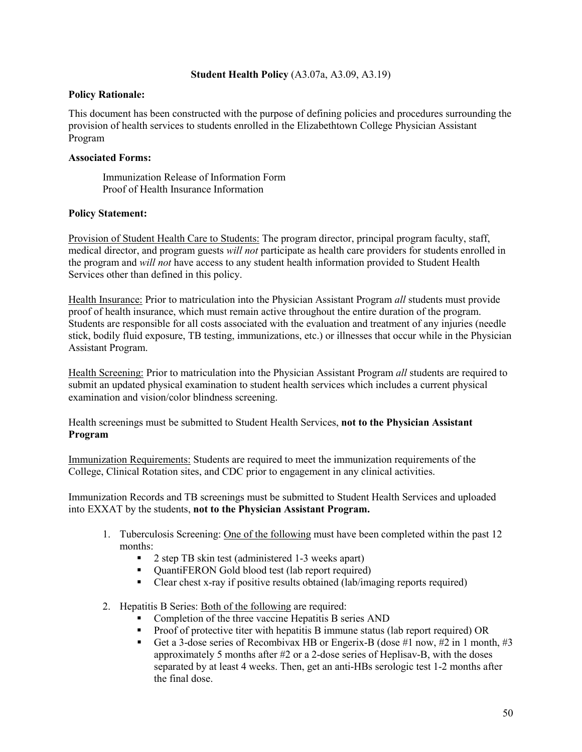## **Student Health Policy** (A3.07a, A3.09, A3.19)

**Policy Rationale:**

This document has been constructed with the purpose of defining policies and procedures surrounding the provision of health services to students enrolled in the Elizabethtown College Physician Assistant Program

**Associated Forms:**

Immunization Release of Information Form
Proof of Health Insurance Information

**Policy Statement:**

<u>Provision of Student Health Care to Students:</u> The program director, principal program faculty, staff, medical director, and program guests *will not* participate as health care providers for students enrolled in the program and *will not* have access to any student health information provided to Student Health Services other than defined in this policy.

<u>Health Insurance:</u> Prior to matriculation into the Physician Assistant Program *all* students must provide proof of health insurance, which must remain active throughout the entire duration of the program. Students are responsible for all costs associated with the evaluation and treatment of any injuries (needle stick, bodily fluid exposure, TB testing, immunizations, etc.) or illnesses that occur while in the Physician Assistant Program.

<u>Health Screening:</u> Prior to matriculation into the Physician Assistant Program *all* students are required to submit an updated physical examination to student health services which includes a current physical examination and vision/color blindness screening.

Health screenings must be submitted to Student Health Services, **not to the Physician Assistant Program**

<u>Immunization Requirements:</u> Students are required to meet the immunization requirements of the College, Clinical Rotation sites, and CDC prior to engagement in any clinical activities.

Immunization Records and TB screenings must be submitted to Student Health Services and uploaded into EXXAT by the students, **not to the Physician Assistant Program.**

1. Tuberculosis Screening: <u>One of the following</u> must have been completed within the past 12 months:
   - 2 step TB skin test (administered 1-3 weeks apart)
   - QuantiFERON Gold blood test (lab report required)
   - Clear chest x-ray if positive results obtained (lab/imaging reports required)
2. Hepatitis B Series: <u>Both of the following</u> are required:
   - Completion of the three vaccine Hepatitis B series AND
   - Proof of protective titer with hepatitis B immune status (lab report required) OR
   - Get a 3-dose series of Recombivax HB or Engerix-B (dose #1 now, #2 in 1 month, #3 approximately 5 months after #2 or a 2-dose series of Heplisav-B, with the doses separated by at least 4 weeks. Then, get an anti-HBs serologic test 1-2 months after the final dose.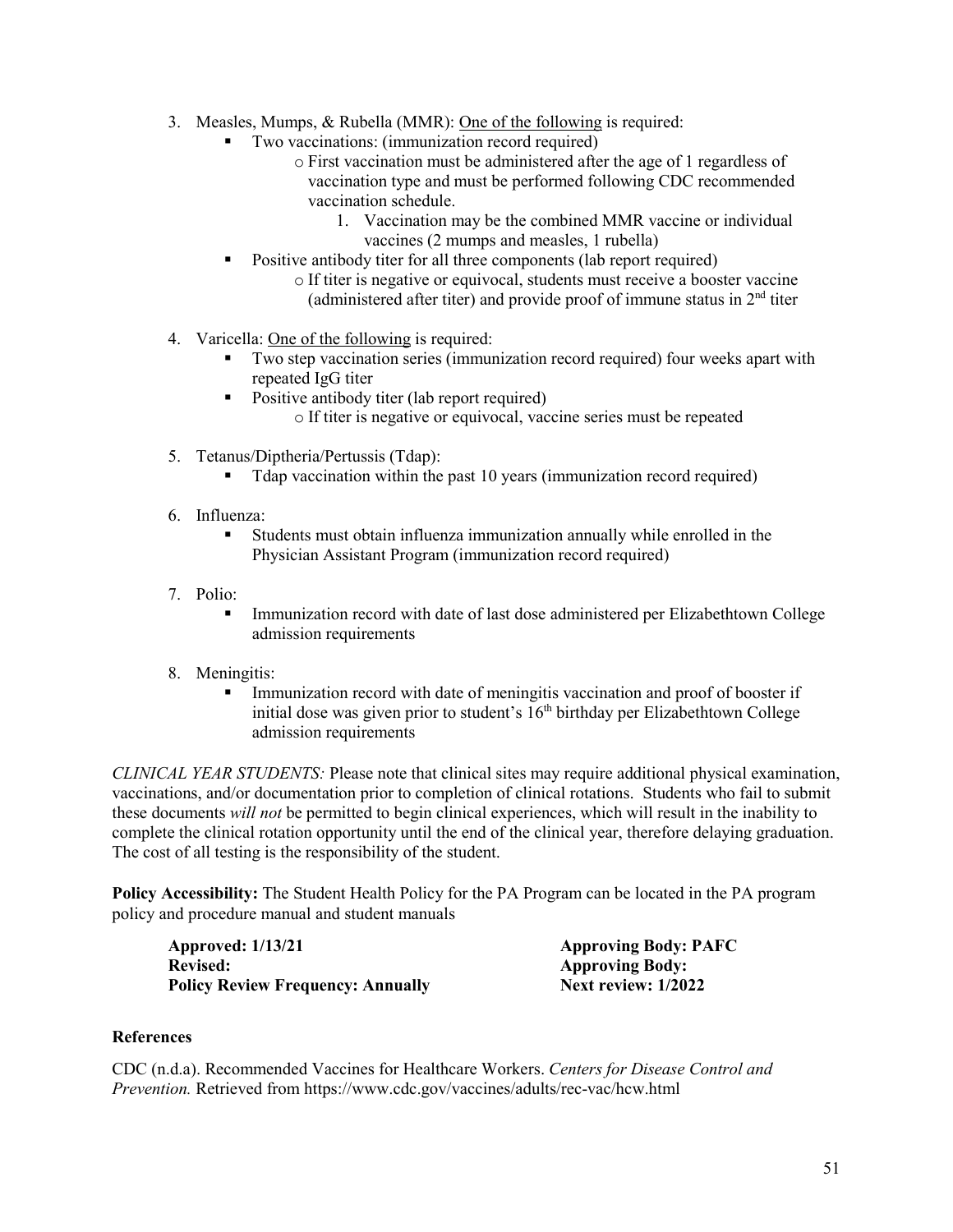3. Measles, Mumps, & Rubella (MMR): <u>One of the following</u> is required:
    - Two vaccinations: (immunization record required)
        - First vaccination must be administered after the age of 1 regardless of vaccination type and must be performed following CDC recommended vaccination schedule.
            1. Vaccination may be the combined MMR vaccine or individual vaccines (2 mumps and measles, 1 rubella)
    - Positive antibody titer for all three components (lab report required)
        - If titer is negative or equivocal, students must receive a booster vaccine (administered after titer) and provide proof of immune status in 2nd titer

4. Varicella: <u>One of the following</u> is required:
    - Two step vaccination series (immunization record required) four weeks apart with repeated IgG titer
    - Positive antibody titer (lab report required)
        - If titer is negative or equivocal, vaccine series must be repeated

5. Tetanus/Diptheria/Pertussis (Tdap):
    - Tdap vaccination within the past 10 years (immunization record required)

6. Influenza:
    - Students must obtain influenza immunization annually while enrolled in the Physician Assistant Program (immunization record required)

7. Polio:
    - Immunization record with date of last dose administered per Elizabethtown College admission requirements

8. Meningitis:
    - Immunization record with date of meningitis vaccination and proof of booster if initial dose was given prior to student's 16th birthday per Elizabethtown College admission requirements

*CLINICAL YEAR STUDENTS:* Please note that clinical sites may require additional physical examination, vaccinations, and/or documentation prior to completion of clinical rotations. Students who fail to submit these documents *will not* be permitted to begin clinical experiences, which will result in the inability to complete the clinical rotation opportunity until the end of the clinical year, therefore delaying graduation. The cost of all testing is the responsibility of the student.

**Policy Accessibility:** The Student Health Policy for the PA Program can be located in the PA program policy and procedure manual and student manuals

**Approved: 1/13/21** | **Approving Body: PAFC**
**Revised:** | **Approving Body:**
**Policy Review Frequency: Annually** | **Next review: 1/2022**

**References**

CDC (n.d.a). Recommended Vaccines for Healthcare Workers. *Centers for Disease Control and Prevention.* Retrieved from https://www.cdc.gov/vaccines/adults/rec-vac/hcw.html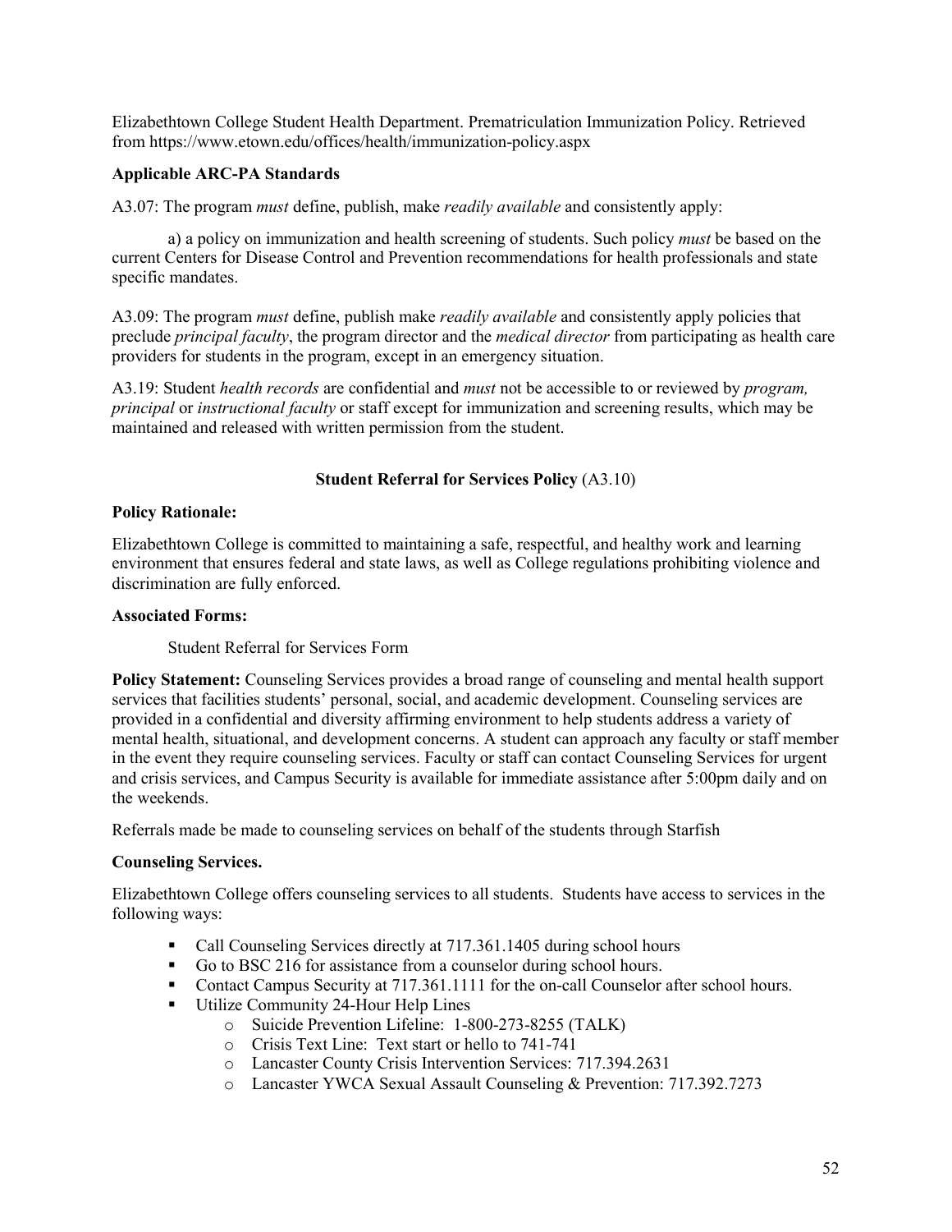Elizabethtown College Student Health Department. Prematriculation Immunization Policy. Retrieved from https://www.etown.edu/offices/health/immunization-policy.aspx

**Applicable ARC-PA Standards**

A3.07: The program *must* define, publish, make *readily available* and consistently apply:

a) a policy on immunization and health screening of students. Such policy *must* be based on the current Centers for Disease Control and Prevention recommendations for health professionals and state specific mandates.

A3.09: The program *must* define, publish make *readily available* and consistently apply policies that preclude *principal faculty*, the program director and the *medical director* from participating as health care providers for students in the program, except in an emergency situation.

A3.19: Student *health records* are confidential and *must* not be accessible to or reviewed by *program, principal* or *instructional faculty* or staff except for immunization and screening results, which may be maintained and released with written permission from the student.

**Student Referral for Services Policy** (A3.10)

**Policy Rationale:**

Elizabethtown College is committed to maintaining a safe, respectful, and healthy work and learning environment that ensures federal and state laws, as well as College regulations prohibiting violence and discrimination are fully enforced.

**Associated Forms:**

Student Referral for Services Form

**Policy Statement:** Counseling Services provides a broad range of counseling and mental health support services that facilities students' personal, social, and academic development. Counseling services are provided in a confidential and diversity affirming environment to help students address a variety of mental health, situational, and development concerns. A student can approach any faculty or staff member in the event they require counseling services. Faculty or staff can contact Counseling Services for urgent and crisis services, and Campus Security is available for immediate assistance after 5:00pm daily and on the weekends.

Referrals made be made to counseling services on behalf of the students through Starfish

**Counseling Services.**

Elizabethtown College offers counseling services to all students. Students have access to services in the following ways:

- Call Counseling Services directly at 717.361.1405 during school hours
- Go to BSC 216 for assistance from a counselor during school hours.
- Contact Campus Security at 717.361.1111 for the on-call Counselor after school hours.
- Utilize Community 24-Hour Help Lines
  - Suicide Prevention Lifeline: 1-800-273-8255 (TALK)
  - Crisis Text Line: Text start or hello to 741-741
  - Lancaster County Crisis Intervention Services: 717.394.2631
  - Lancaster YWCA Sexual Assault Counseling & Prevention: 717.392.7273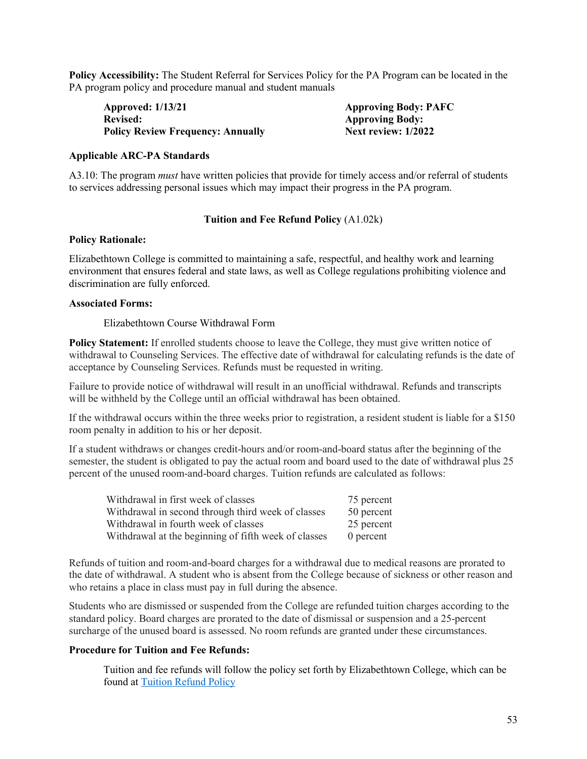**Policy Accessibility:** The Student Referral for Services Policy for the PA Program can be located in the PA program policy and procedure manual and student manuals

| | |
|---|---|
| **Approved: 1/13/21** | **Approving Body: PAFC** |
| **Revised:** | **Approving Body:** |
| **Policy Review Frequency: Annually** | **Next review: 1/2022** |

**Applicable ARC-PA Standards**

A3.10: The program *must* have written policies that provide for timely access and/or referral of students to services addressing personal issues which may impact their progress in the PA program.

## **Tuition and Fee Refund Policy** (A1.02k)

**Policy Rationale:**

Elizabethtown College is committed to maintaining a safe, respectful, and healthy work and learning environment that ensures federal and state laws, as well as College regulations prohibiting violence and discrimination are fully enforced.

**Associated Forms:**

Elizabethtown Course Withdrawal Form

**Policy Statement:** If enrolled students choose to leave the College, they must give written notice of withdrawal to Counseling Services. The effective date of withdrawal for calculating refunds is the date of acceptance by Counseling Services. Refunds must be requested in writing.

Failure to provide notice of withdrawal will result in an unofficial withdrawal. Refunds and transcripts will be withheld by the College until an official withdrawal has been obtained.

If the withdrawal occurs within the three weeks prior to registration, a resident student is liable for a $150 room penalty in addition to his or her deposit.

If a student withdraws or changes credit-hours and/or room-and-board status after the beginning of the semester, the student is obligated to pay the actual room and board used to the date of withdrawal plus 25 percent of the unused room-and-board charges. Tuition refunds are calculated as follows:

| | |
|---|---|
| Withdrawal in first week of classes | 75 percent |
| Withdrawal in second through third week of classes | 50 percent |
| Withdrawal in fourth week of classes | 25 percent |
| Withdrawal at the beginning of fifth week of classes | 0 percent |

Refunds of tuition and room-and-board charges for a withdrawal due to medical reasons are prorated to the date of withdrawal. A student who is absent from the College because of sickness or other reason and who retains a place in class must pay in full during the absence.

Students who are dismissed or suspended from the College are refunded tuition charges according to the standard policy. Board charges are prorated to the date of dismissal or suspension and a 25-percent surcharge of the unused board is assessed. No room refunds are granted under these circumstances.

**Procedure for Tuition and Fee Refunds:**

Tuition and fee refunds will follow the policy set forth by Elizabethtown College, which can be found at Tuition Refund Policy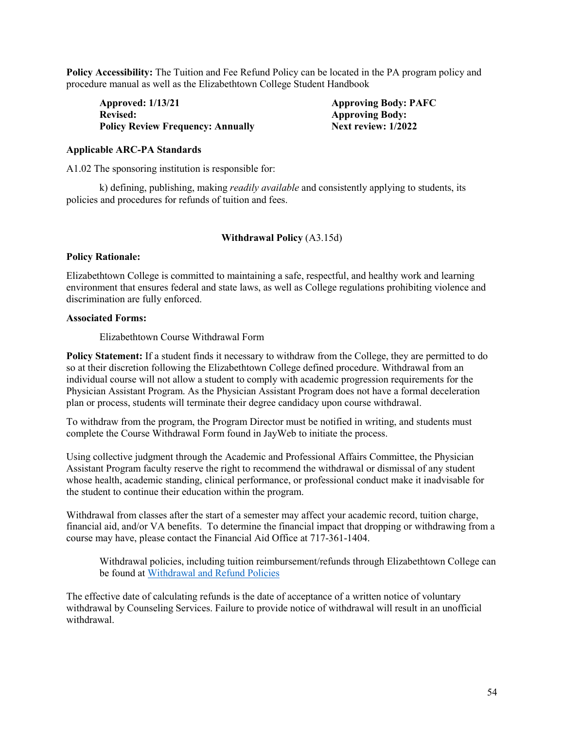**Policy Accessibility:** The Tuition and Fee Refund Policy can be located in the PA program policy and procedure manual as well as the Elizabethtown College Student Handbook

| | |
|---|---|
| **Approved: 1/13/21** | **Approving Body: PAFC** |
| **Revised:** | **Approving Body:** |
| **Policy Review Frequency: Annually** | **Next review: 1/2022** |

**Applicable ARC-PA Standards**

A1.02 The sponsoring institution is responsible for:

k) defining, publishing, making *readily available* and consistently applying to students, its policies and procedures for refunds of tuition and fees.

## **Withdrawal Policy** (A3.15d)

**Policy Rationale:**

Elizabethtown College is committed to maintaining a safe, respectful, and healthy work and learning environment that ensures federal and state laws, as well as College regulations prohibiting violence and discrimination are fully enforced.

**Associated Forms:**

Elizabethtown Course Withdrawal Form

**Policy Statement:** If a student finds it necessary to withdraw from the College, they are permitted to do so at their discretion following the Elizabethtown College defined procedure. Withdrawal from an individual course will not allow a student to comply with academic progression requirements for the Physician Assistant Program. As the Physician Assistant Program does not have a formal deceleration plan or process, students will terminate their degree candidacy upon course withdrawal.

To withdraw from the program, the Program Director must be notified in writing, and students must complete the Course Withdrawal Form found in JayWeb to initiate the process.

Using collective judgment through the Academic and Professional Affairs Committee, the Physician Assistant Program faculty reserve the right to recommend the withdrawal or dismissal of any student whose health, academic standing, clinical performance, or professional conduct make it inadvisable for the student to continue their education within the program.

Withdrawal from classes after the start of a semester may affect your academic record, tuition charge, financial aid, and/or VA benefits. To determine the financial impact that dropping or withdrawing from a course may have, please contact the Financial Aid Office at 717-361-1404.

Withdrawal policies, including tuition reimbursement/refunds through Elizabethtown College can be found at Withdrawal and Refund Policies

The effective date of calculating refunds is the date of acceptance of a written notice of voluntary withdrawal by Counseling Services. Failure to provide notice of withdrawal will result in an unofficial withdrawal.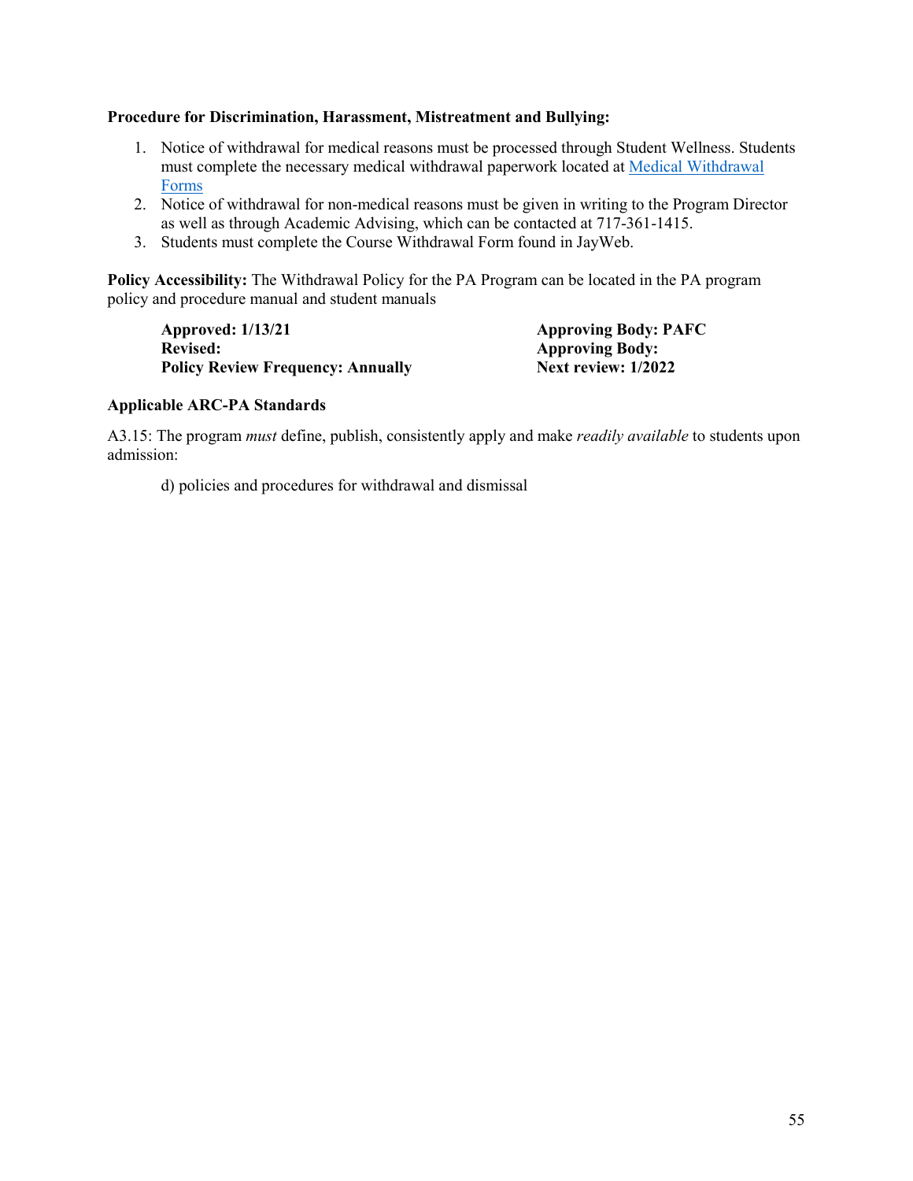**Procedure for Discrimination, Harassment, Mistreatment and Bullying:**

1. Notice of withdrawal for medical reasons must be processed through Student Wellness. Students must complete the necessary medical withdrawal paperwork located at [Medical Withdrawal Forms]
2. Notice of withdrawal for non-medical reasons must be given in writing to the Program Director as well as through Academic Advising, which can be contacted at 717-361-1415.
3. Students must complete the Course Withdrawal Form found in JayWeb.

**Policy Accessibility:** The Withdrawal Policy for the PA Program can be located in the PA program policy and procedure manual and student manuals

| | |
|---|---|
| **Approved: 1/13/21** | **Approving Body: PAFC** |
| **Revised:** | **Approving Body:** |
| **Policy Review Frequency: Annually** | **Next review: 1/2022** |

**Applicable ARC-PA Standards**

A3.15: The program *must* define, publish, consistently apply and make *readily available* to students upon admission:

d) policies and procedures for withdrawal and dismissal